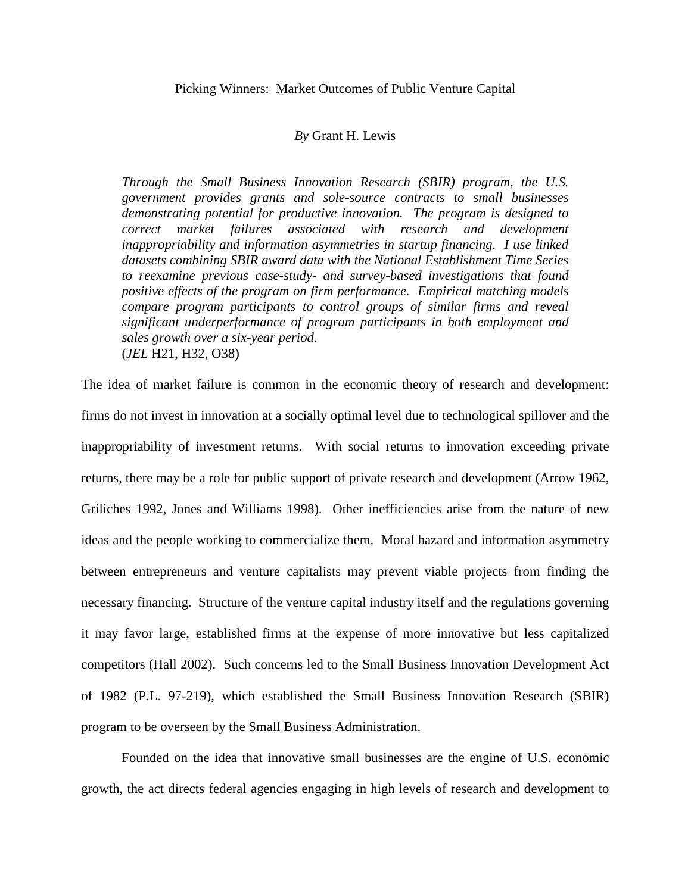# Picking Winners: Market Outcomes of Public Venture Capital

*By* Grant H. Lewis

*Through the Small Business Innovation Research (SBIR) program, the U.S. government provides grants and sole-source contracts to small businesses demonstrating potential for productive innovation. The program is designed to correct market failures associated with research and development inappropriability and information asymmetries in startup financing. I use linked datasets combining SBIR award data with the National Establishment Time Series to reexamine previous case-study- and survey-based investigations that found positive effects of the program on firm performance. Empirical matching models compare program participants to control groups of similar firms and reveal significant underperformance of program participants in both employment and sales growth over a six-year period.*
(*JEL* H21, H32, O38)

The idea of market failure is common in the economic theory of research and development: firms do not invest in innovation at a socially optimal level due to technological spillover and the inappropriability of investment returns. With social returns to innovation exceeding private returns, there may be a role for public support of private research and development (Arrow 1962, Griliches 1992, Jones and Williams 1998). Other inefficiencies arise from the nature of new ideas and the people working to commercialize them. Moral hazard and information asymmetry between entrepreneurs and venture capitalists may prevent viable projects from finding the necessary financing. Structure of the venture capital industry itself and the regulations governing it may favor large, established firms at the expense of more innovative but less capitalized competitors (Hall 2002). Such concerns led to the Small Business Innovation Development Act of 1982 (P.L. 97-219), which established the Small Business Innovation Research (SBIR) program to be overseen by the Small Business Administration.

Founded on the idea that innovative small businesses are the engine of U.S. economic growth, the act directs federal agencies engaging in high levels of research and development to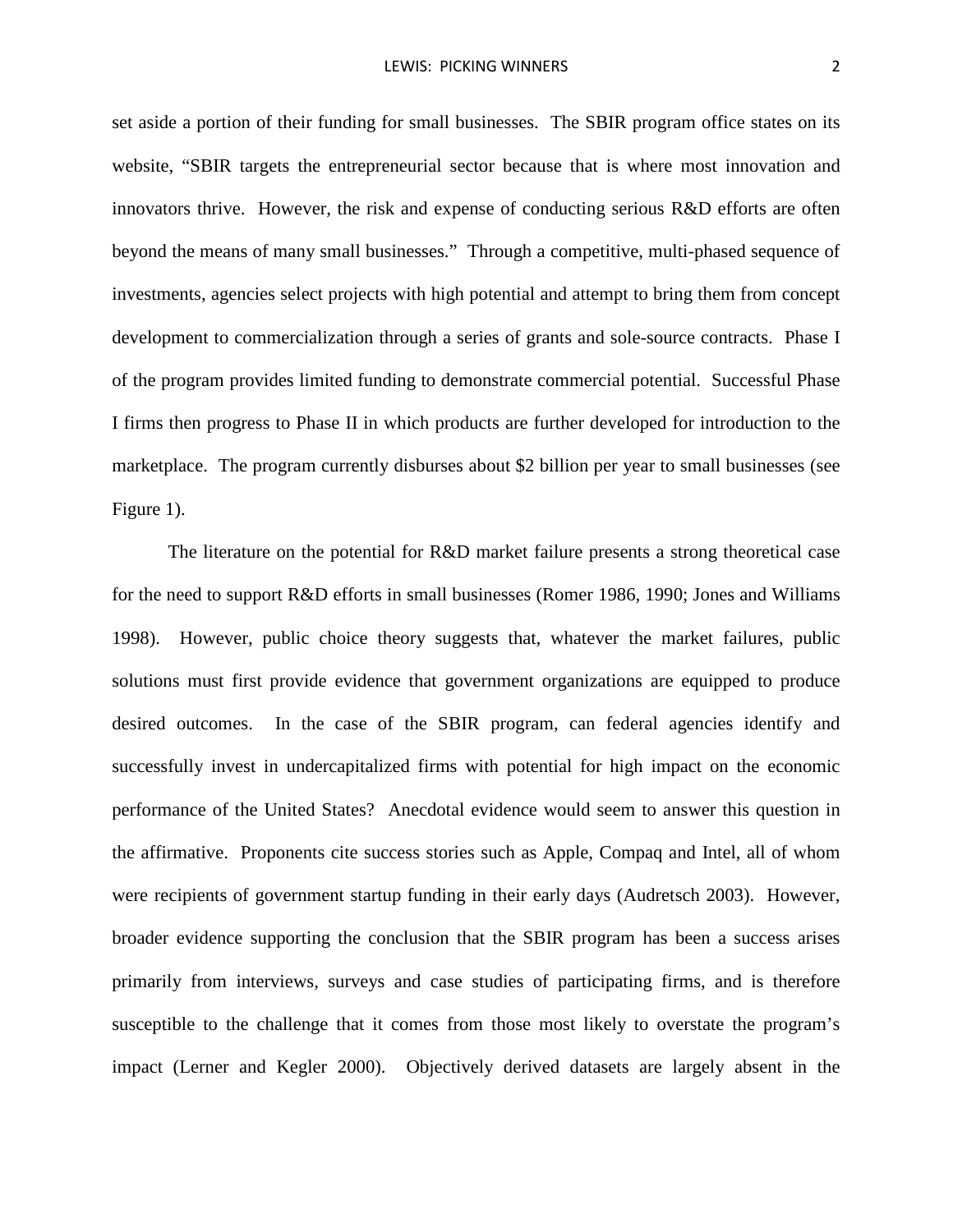set aside a portion of their funding for small businesses. The SBIR program office states on its website, "SBIR targets the entrepreneurial sector because that is where most innovation and innovators thrive. However, the risk and expense of conducting serious R&D efforts are often beyond the means of many small businesses." Through a competitive, multi-phased sequence of investments, agencies select projects with high potential and attempt to bring them from concept development to commercialization through a series of grants and sole-source contracts. Phase I of the program provides limited funding to demonstrate commercial potential. Successful Phase I firms then progress to Phase II in which products are further developed for introduction to the marketplace. The program currently disburses about $2 billion per year to small businesses (see Figure 1).

The literature on the potential for R&D market failure presents a strong theoretical case for the need to support R&D efforts in small businesses (Romer 1986, 1990; Jones and Williams 1998). However, public choice theory suggests that, whatever the market failures, public solutions must first provide evidence that government organizations are equipped to produce desired outcomes. In the case of the SBIR program, can federal agencies identify and successfully invest in undercapitalized firms with potential for high impact on the economic performance of the United States? Anecdotal evidence would seem to answer this question in the affirmative. Proponents cite success stories such as Apple, Compaq and Intel, all of whom were recipients of government startup funding in their early days (Audretsch 2003). However, broader evidence supporting the conclusion that the SBIR program has been a success arises primarily from interviews, surveys and case studies of participating firms, and is therefore susceptible to the challenge that it comes from those most likely to overstate the program's impact (Lerner and Kegler 2000). Objectively derived datasets are largely absent in the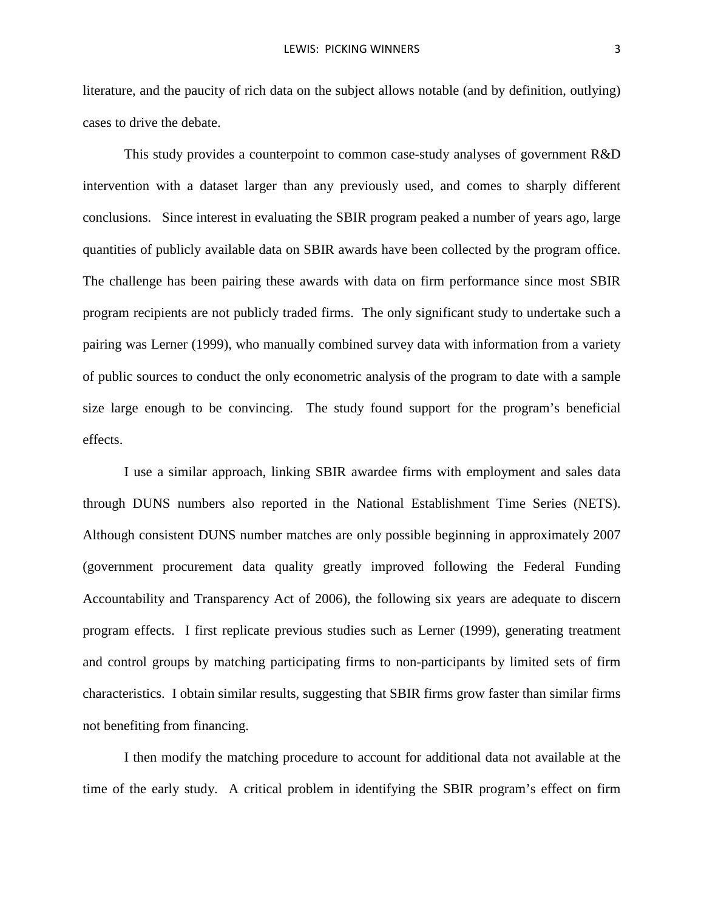literature, and the paucity of rich data on the subject allows notable (and by definition, outlying) cases to drive the debate.

This study provides a counterpoint to common case-study analyses of government R&D intervention with a dataset larger than any previously used, and comes to sharply different conclusions. Since interest in evaluating the SBIR program peaked a number of years ago, large quantities of publicly available data on SBIR awards have been collected by the program office. The challenge has been pairing these awards with data on firm performance since most SBIR program recipients are not publicly traded firms. The only significant study to undertake such a pairing was Lerner (1999), who manually combined survey data with information from a variety of public sources to conduct the only econometric analysis of the program to date with a sample size large enough to be convincing. The study found support for the program's beneficial effects.

I use a similar approach, linking SBIR awardee firms with employment and sales data through DUNS numbers also reported in the National Establishment Time Series (NETS). Although consistent DUNS number matches are only possible beginning in approximately 2007 (government procurement data quality greatly improved following the Federal Funding Accountability and Transparency Act of 2006), the following six years are adequate to discern program effects. I first replicate previous studies such as Lerner (1999), generating treatment and control groups by matching participating firms to non-participants by limited sets of firm characteristics. I obtain similar results, suggesting that SBIR firms grow faster than similar firms not benefiting from financing.

I then modify the matching procedure to account for additional data not available at the time of the early study. A critical problem in identifying the SBIR program's effect on firm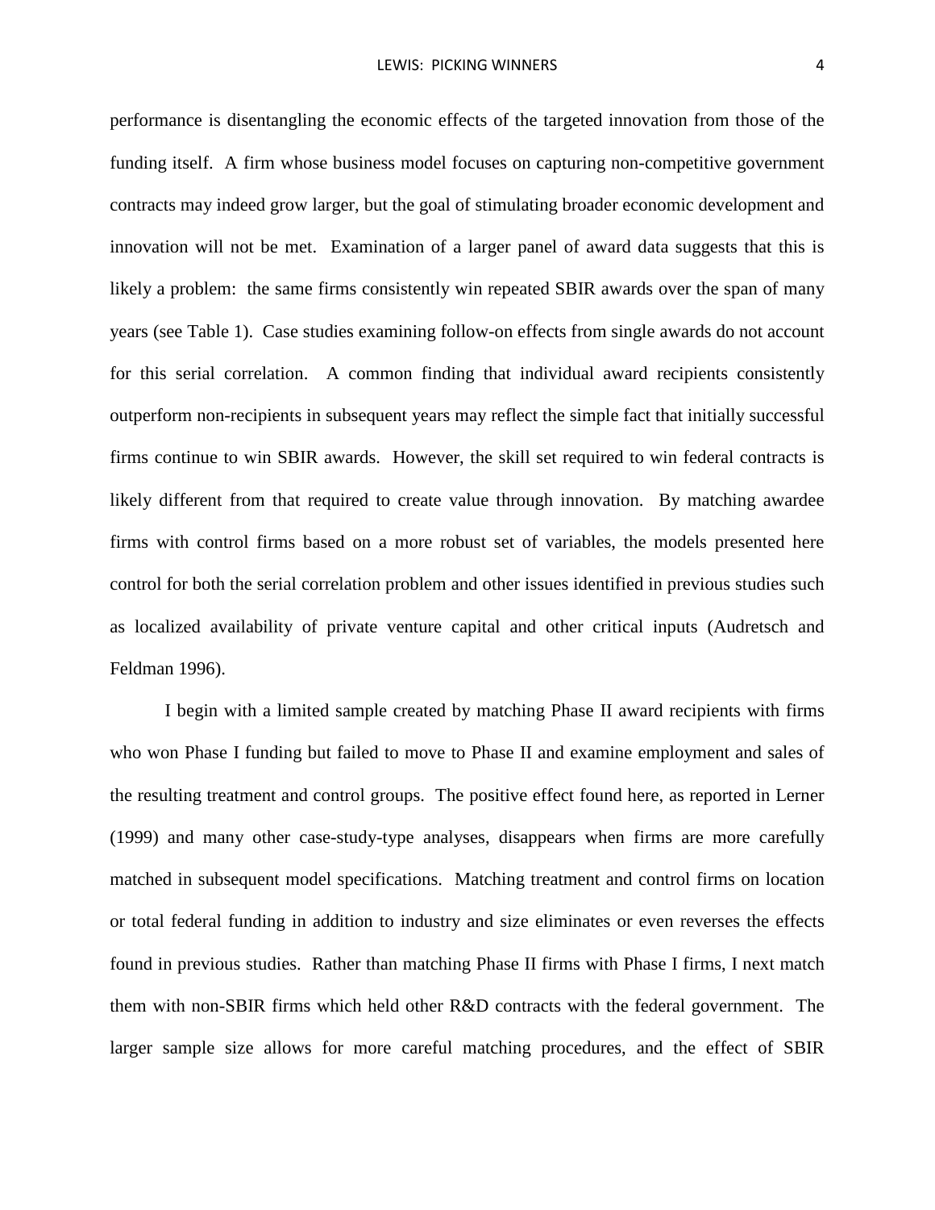performance is disentangling the economic effects of the targeted innovation from those of the funding itself. A firm whose business model focuses on capturing non-competitive government contracts may indeed grow larger, but the goal of stimulating broader economic development and innovation will not be met. Examination of a larger panel of award data suggests that this is likely a problem: the same firms consistently win repeated SBIR awards over the span of many years (see Table 1). Case studies examining follow-on effects from single awards do not account for this serial correlation. A common finding that individual award recipients consistently outperform non-recipients in subsequent years may reflect the simple fact that initially successful firms continue to win SBIR awards. However, the skill set required to win federal contracts is likely different from that required to create value through innovation. By matching awardee firms with control firms based on a more robust set of variables, the models presented here control for both the serial correlation problem and other issues identified in previous studies such as localized availability of private venture capital and other critical inputs (Audretsch and Feldman 1996).

I begin with a limited sample created by matching Phase II award recipients with firms who won Phase I funding but failed to move to Phase II and examine employment and sales of the resulting treatment and control groups. The positive effect found here, as reported in Lerner (1999) and many other case-study-type analyses, disappears when firms are more carefully matched in subsequent model specifications. Matching treatment and control firms on location or total federal funding in addition to industry and size eliminates or even reverses the effects found in previous studies. Rather than matching Phase II firms with Phase I firms, I next match them with non-SBIR firms which held other R&D contracts with the federal government. The larger sample size allows for more careful matching procedures, and the effect of SBIR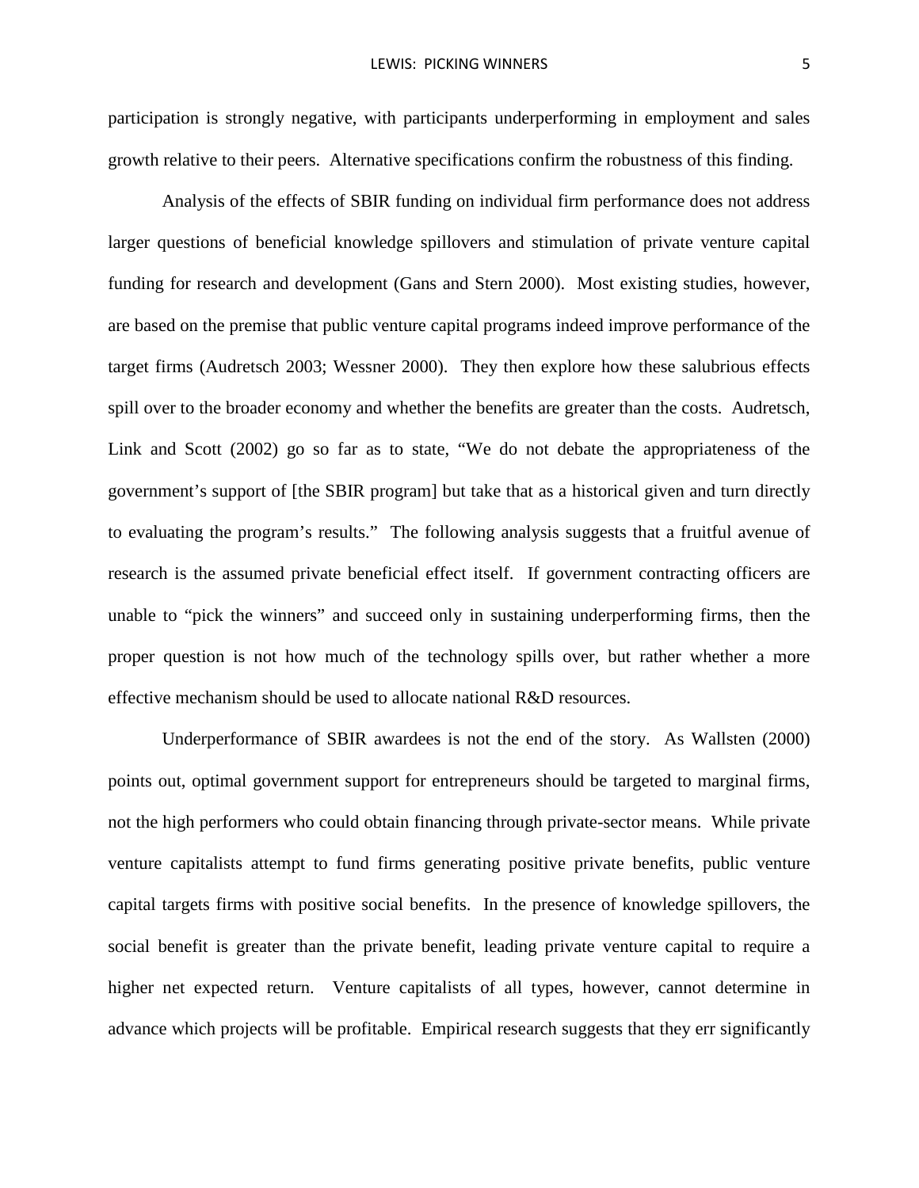participation is strongly negative, with participants underperforming in employment and sales growth relative to their peers. Alternative specifications confirm the robustness of this finding.

Analysis of the effects of SBIR funding on individual firm performance does not address larger questions of beneficial knowledge spillovers and stimulation of private venture capital funding for research and development (Gans and Stern 2000). Most existing studies, however, are based on the premise that public venture capital programs indeed improve performance of the target firms (Audretsch 2003; Wessner 2000). They then explore how these salubrious effects spill over to the broader economy and whether the benefits are greater than the costs. Audretsch, Link and Scott (2002) go so far as to state, "We do not debate the appropriateness of the government's support of [the SBIR program] but take that as a historical given and turn directly to evaluating the program's results." The following analysis suggests that a fruitful avenue of research is the assumed private beneficial effect itself. If government contracting officers are unable to "pick the winners" and succeed only in sustaining underperforming firms, then the proper question is not how much of the technology spills over, but rather whether a more effective mechanism should be used to allocate national R&D resources.

Underperformance of SBIR awardees is not the end of the story. As Wallsten (2000) points out, optimal government support for entrepreneurs should be targeted to marginal firms, not the high performers who could obtain financing through private-sector means. While private venture capitalists attempt to fund firms generating positive private benefits, public venture capital targets firms with positive social benefits. In the presence of knowledge spillovers, the social benefit is greater than the private benefit, leading private venture capital to require a higher net expected return. Venture capitalists of all types, however, cannot determine in advance which projects will be profitable. Empirical research suggests that they err significantly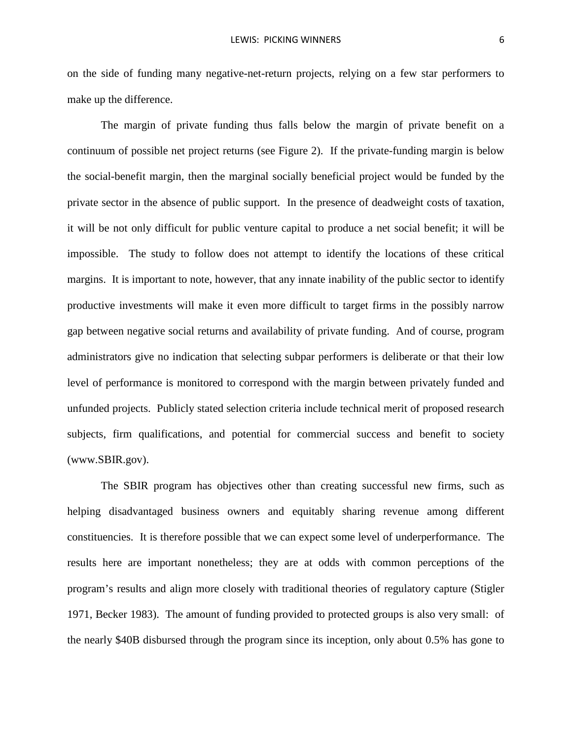on the side of funding many negative-net-return projects, relying on a few star performers to make up the difference.

The margin of private funding thus falls below the margin of private benefit on a continuum of possible net project returns (see Figure 2). If the private-funding margin is below the social-benefit margin, then the marginal socially beneficial project would be funded by the private sector in the absence of public support. In the presence of deadweight costs of taxation, it will be not only difficult for public venture capital to produce a net social benefit; it will be impossible. The study to follow does not attempt to identify the locations of these critical margins. It is important to note, however, that any innate inability of the public sector to identify productive investments will make it even more difficult to target firms in the possibly narrow gap between negative social returns and availability of private funding. And of course, program administrators give no indication that selecting subpar performers is deliberate or that their low level of performance is monitored to correspond with the margin between privately funded and unfunded projects. Publicly stated selection criteria include technical merit of proposed research subjects, firm qualifications, and potential for commercial success and benefit to society (www.SBIR.gov).

The SBIR program has objectives other than creating successful new firms, such as helping disadvantaged business owners and equitably sharing revenue among different constituencies. It is therefore possible that we can expect some level of underperformance. The results here are important nonetheless; they are at odds with common perceptions of the program's results and align more closely with traditional theories of regulatory capture (Stigler 1971, Becker 1983). The amount of funding provided to protected groups is also very small: of the nearly $40B disbursed through the program since its inception, only about 0.5% has gone to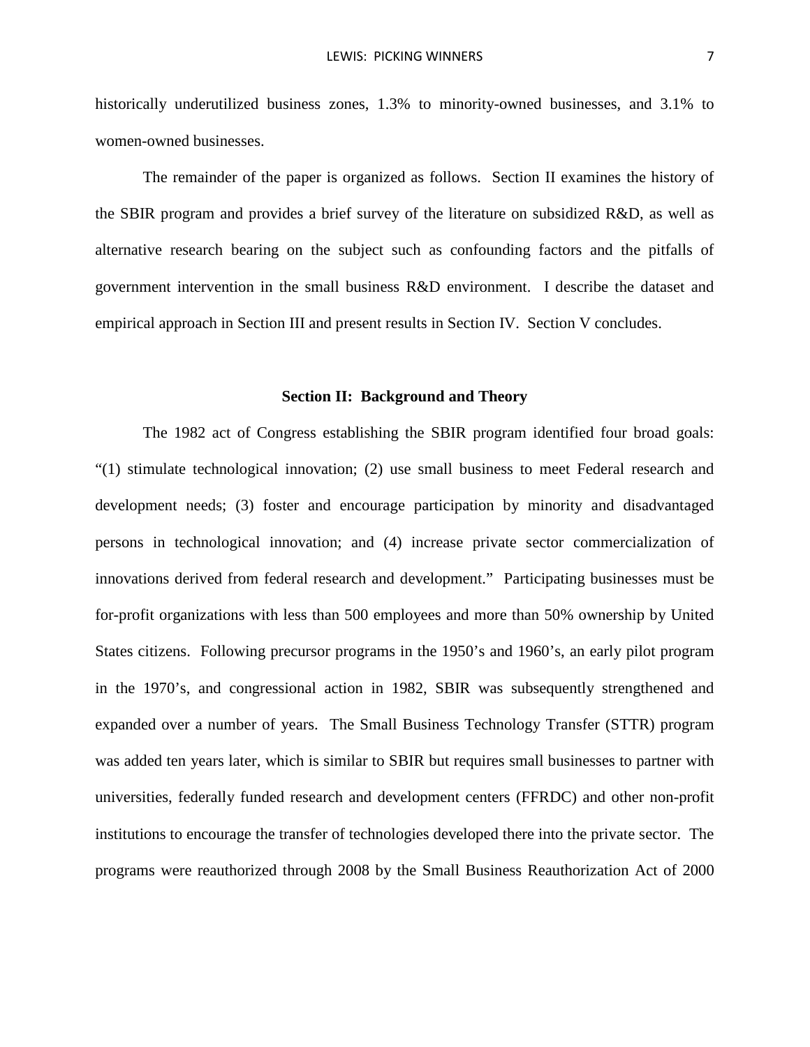historically underutilized business zones, 1.3% to minority-owned businesses, and 3.1% to women-owned businesses.

The remainder of the paper is organized as follows. Section II examines the history of the SBIR program and provides a brief survey of the literature on subsidized R&D, as well as alternative research bearing on the subject such as confounding factors and the pitfalls of government intervention in the small business R&D environment. I describe the dataset and empirical approach in Section III and present results in Section IV. Section V concludes.

## Section II: Background and Theory

The 1982 act of Congress establishing the SBIR program identified four broad goals: "(1) stimulate technological innovation; (2) use small business to meet Federal research and development needs; (3) foster and encourage participation by minority and disadvantaged persons in technological innovation; and (4) increase private sector commercialization of innovations derived from federal research and development." Participating businesses must be for-profit organizations with less than 500 employees and more than 50% ownership by United States citizens. Following precursor programs in the 1950's and 1960's, an early pilot program in the 1970's, and congressional action in 1982, SBIR was subsequently strengthened and expanded over a number of years. The Small Business Technology Transfer (STTR) program was added ten years later, which is similar to SBIR but requires small businesses to partner with universities, federally funded research and development centers (FFRDC) and other non-profit institutions to encourage the transfer of technologies developed there into the private sector. The programs were reauthorized through 2008 by the Small Business Reauthorization Act of 2000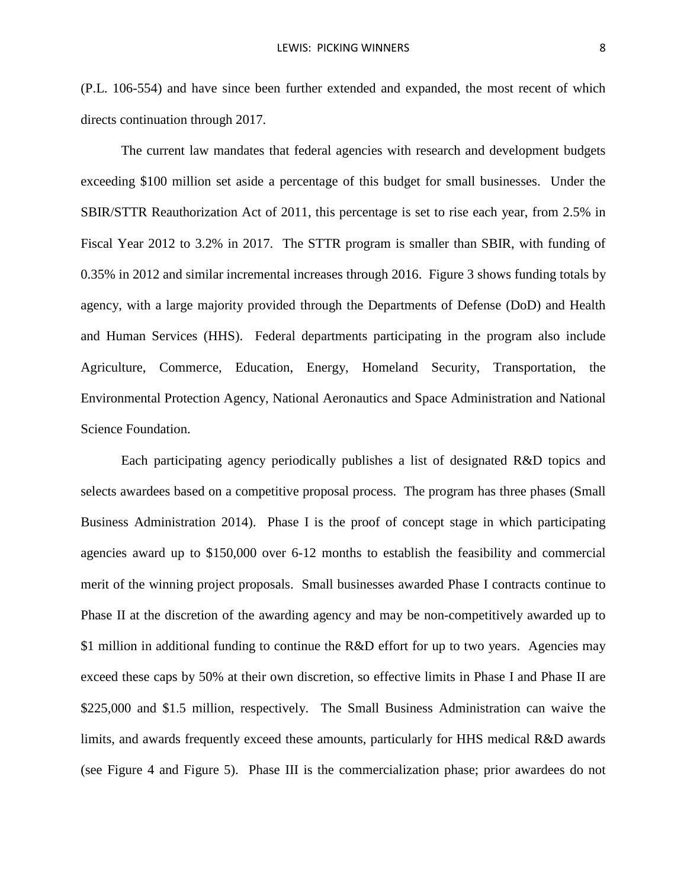(P.L. 106-554) and have since been further extended and expanded, the most recent of which directs continuation through 2017.

The current law mandates that federal agencies with research and development budgets exceeding $100 million set aside a percentage of this budget for small businesses. Under the SBIR/STTR Reauthorization Act of 2011, this percentage is set to rise each year, from 2.5% in Fiscal Year 2012 to 3.2% in 2017. The STTR program is smaller than SBIR, with funding of 0.35% in 2012 and similar incremental increases through 2016. Figure 3 shows funding totals by agency, with a large majority provided through the Departments of Defense (DoD) and Health and Human Services (HHS). Federal departments participating in the program also include Agriculture, Commerce, Education, Energy, Homeland Security, Transportation, the Environmental Protection Agency, National Aeronautics and Space Administration and National Science Foundation.

Each participating agency periodically publishes a list of designated R&D topics and selects awardees based on a competitive proposal process. The program has three phases (Small Business Administration 2014). Phase I is the proof of concept stage in which participating agencies award up to $150,000 over 6-12 months to establish the feasibility and commercial merit of the winning project proposals. Small businesses awarded Phase I contracts continue to Phase II at the discretion of the awarding agency and may be non-competitively awarded up to $1 million in additional funding to continue the R&D effort for up to two years. Agencies may exceed these caps by 50% at their own discretion, so effective limits in Phase I and Phase II are $225,000 and $1.5 million, respectively. The Small Business Administration can waive the limits, and awards frequently exceed these amounts, particularly for HHS medical R&D awards (see Figure 4 and Figure 5). Phase III is the commercialization phase; prior awardees do not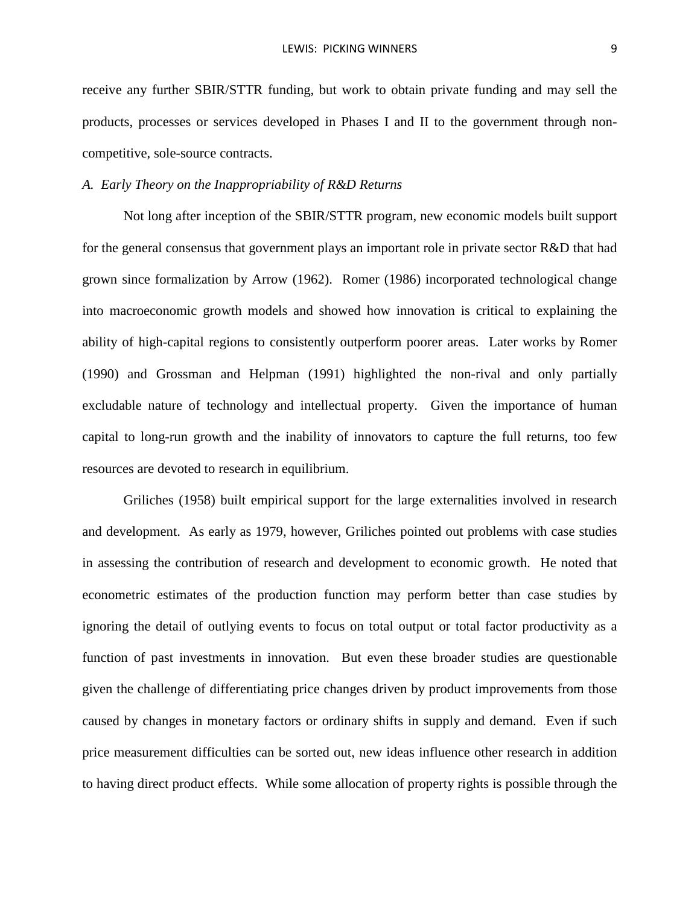receive any further SBIR/STTR funding, but work to obtain private funding and may sell the products, processes or services developed in Phases I and II to the government through non-competitive, sole-source contracts.

### *A. Early Theory on the Inappropriability of R&D Returns*

Not long after inception of the SBIR/STTR program, new economic models built support for the general consensus that government plays an important role in private sector R&D that had grown since formalization by Arrow (1962). Romer (1986) incorporated technological change into macroeconomic growth models and showed how innovation is critical to explaining the ability of high-capital regions to consistently outperform poorer areas. Later works by Romer (1990) and Grossman and Helpman (1991) highlighted the non-rival and only partially excludable nature of technology and intellectual property. Given the importance of human capital to long-run growth and the inability of innovators to capture the full returns, too few resources are devoted to research in equilibrium.

Griliches (1958) built empirical support for the large externalities involved in research and development. As early as 1979, however, Griliches pointed out problems with case studies in assessing the contribution of research and development to economic growth. He noted that econometric estimates of the production function may perform better than case studies by ignoring the detail of outlying events to focus on total output or total factor productivity as a function of past investments in innovation. But even these broader studies are questionable given the challenge of differentiating price changes driven by product improvements from those caused by changes in monetary factors or ordinary shifts in supply and demand. Even if such price measurement difficulties can be sorted out, new ideas influence other research in addition to having direct product effects. While some allocation of property rights is possible through the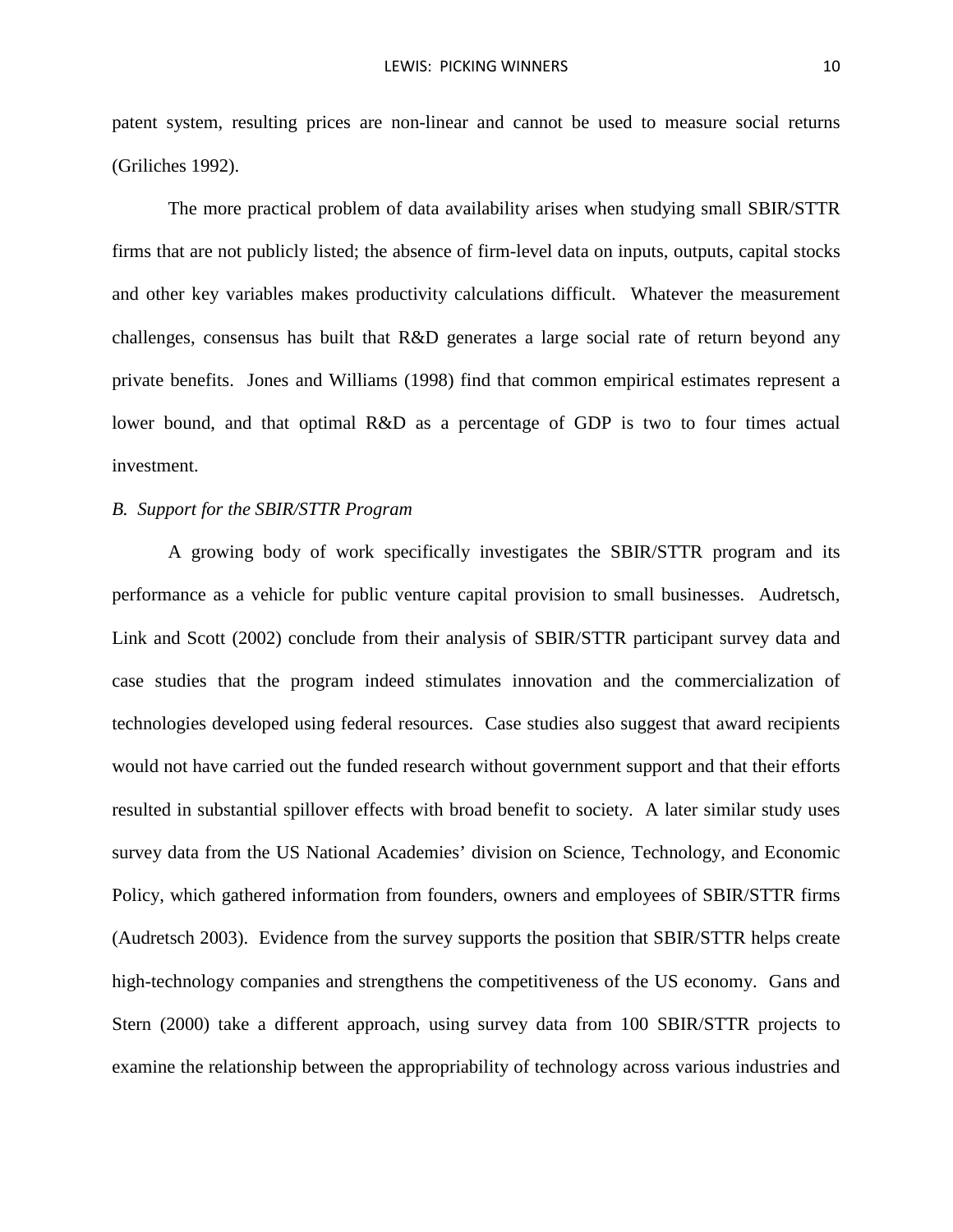patent system, resulting prices are non-linear and cannot be used to measure social returns (Griliches 1992).

The more practical problem of data availability arises when studying small SBIR/STTR firms that are not publicly listed; the absence of firm-level data on inputs, outputs, capital stocks and other key variables makes productivity calculations difficult. Whatever the measurement challenges, consensus has built that R&D generates a large social rate of return beyond any private benefits. Jones and Williams (1998) find that common empirical estimates represent a lower bound, and that optimal R&D as a percentage of GDP is two to four times actual investment.

*B. Support for the SBIR/STTR Program*

A growing body of work specifically investigates the SBIR/STTR program and its performance as a vehicle for public venture capital provision to small businesses. Audretsch, Link and Scott (2002) conclude from their analysis of SBIR/STTR participant survey data and case studies that the program indeed stimulates innovation and the commercialization of technologies developed using federal resources. Case studies also suggest that award recipients would not have carried out the funded research without government support and that their efforts resulted in substantial spillover effects with broad benefit to society. A later similar study uses survey data from the US National Academies' division on Science, Technology, and Economic Policy, which gathered information from founders, owners and employees of SBIR/STTR firms (Audretsch 2003). Evidence from the survey supports the position that SBIR/STTR helps create high-technology companies and strengthens the competitiveness of the US economy. Gans and Stern (2000) take a different approach, using survey data from 100 SBIR/STTR projects to examine the relationship between the appropriability of technology across various industries and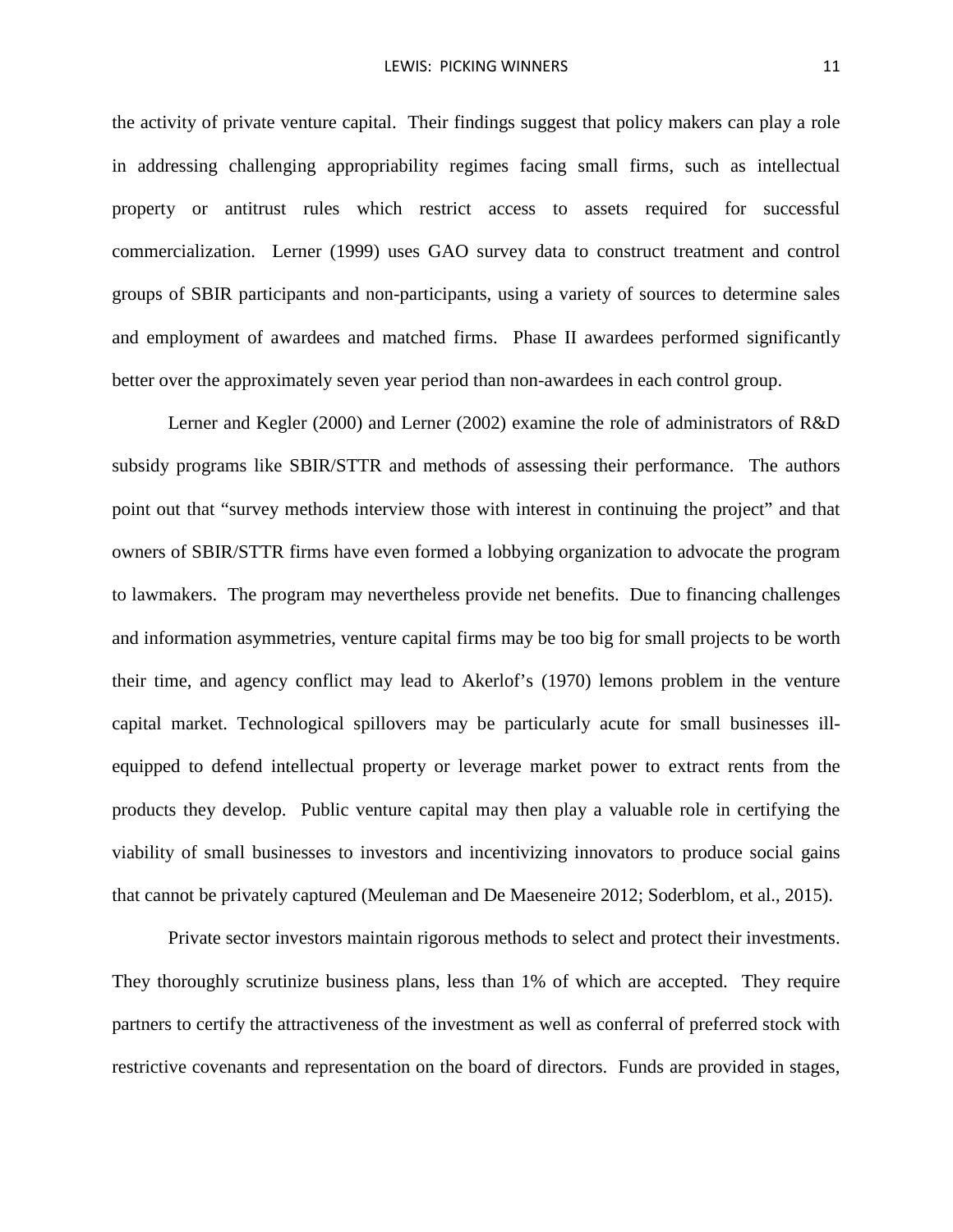the activity of private venture capital. Their findings suggest that policy makers can play a role in addressing challenging appropriability regimes facing small firms, such as intellectual property or antitrust rules which restrict access to assets required for successful commercialization. Lerner (1999) uses GAO survey data to construct treatment and control groups of SBIR participants and non-participants, using a variety of sources to determine sales and employment of awardees and matched firms. Phase II awardees performed significantly better over the approximately seven year period than non-awardees in each control group.

Lerner and Kegler (2000) and Lerner (2002) examine the role of administrators of R&D subsidy programs like SBIR/STTR and methods of assessing their performance. The authors point out that "survey methods interview those with interest in continuing the project" and that owners of SBIR/STTR firms have even formed a lobbying organization to advocate the program to lawmakers. The program may nevertheless provide net benefits. Due to financing challenges and information asymmetries, venture capital firms may be too big for small projects to be worth their time, and agency conflict may lead to Akerlof's (1970) lemons problem in the venture capital market. Technological spillovers may be particularly acute for small businesses ill-equipped to defend intellectual property or leverage market power to extract rents from the products they develop. Public venture capital may then play a valuable role in certifying the viability of small businesses to investors and incentivizing innovators to produce social gains that cannot be privately captured (Meuleman and De Maeseneire 2012; Soderblom, et al., 2015).

Private sector investors maintain rigorous methods to select and protect their investments. They thoroughly scrutinize business plans, less than 1% of which are accepted. They require partners to certify the attractiveness of the investment as well as conferral of preferred stock with restrictive covenants and representation on the board of directors. Funds are provided in stages,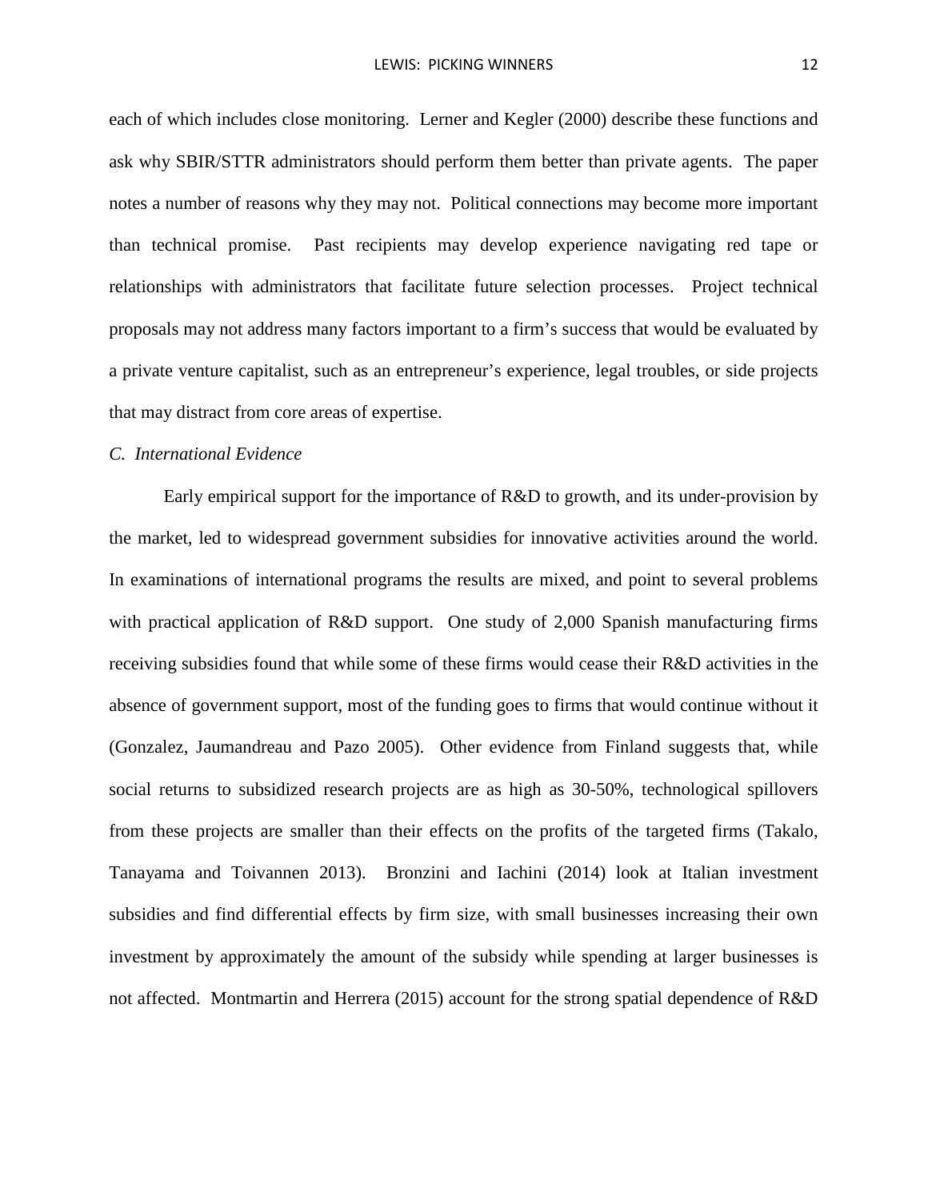each of which includes close monitoring. Lerner and Kegler (2000) describe these functions and ask why SBIR/STTR administrators should perform them better than private agents. The paper notes a number of reasons why they may not. Political connections may become more important than technical promise. Past recipients may develop experience navigating red tape or relationships with administrators that facilitate future selection processes. Project technical proposals may not address many factors important to a firm's success that would be evaluated by a private venture capitalist, such as an entrepreneur's experience, legal troubles, or side projects that may distract from core areas of expertise.

*C. International Evidence*

Early empirical support for the importance of R&D to growth, and its under-provision by the market, led to widespread government subsidies for innovative activities around the world. In examinations of international programs the results are mixed, and point to several problems with practical application of R&D support. One study of 2,000 Spanish manufacturing firms receiving subsidies found that while some of these firms would cease their R&D activities in the absence of government support, most of the funding goes to firms that would continue without it (Gonzalez, Jaumandreau and Pazo 2005). Other evidence from Finland suggests that, while social returns to subsidized research projects are as high as 30-50%, technological spillovers from these projects are smaller than their effects on the profits of the targeted firms (Takalo, Tanayama and Toivannen 2013). Bronzini and Iachini (2014) look at Italian investment subsidies and find differential effects by firm size, with small businesses increasing their own investment by approximately the amount of the subsidy while spending at larger businesses is not affected. Montmartin and Herrera (2015) account for the strong spatial dependence of R&D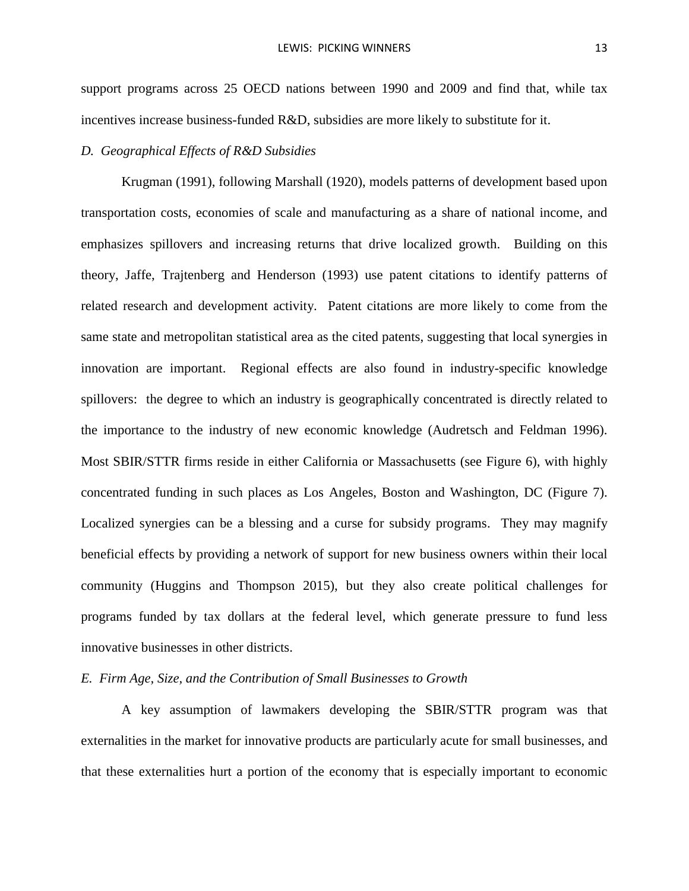support programs across 25 OECD nations between 1990 and 2009 and find that, while tax incentives increase business-funded R&D, subsidies are more likely to substitute for it.

*D. Geographical Effects of R&D Subsidies*

Krugman (1991), following Marshall (1920), models patterns of development based upon transportation costs, economies of scale and manufacturing as a share of national income, and emphasizes spillovers and increasing returns that drive localized growth. Building on this theory, Jaffe, Trajtenberg and Henderson (1993) use patent citations to identify patterns of related research and development activity. Patent citations are more likely to come from the same state and metropolitan statistical area as the cited patents, suggesting that local synergies in innovation are important. Regional effects are also found in industry-specific knowledge spillovers: the degree to which an industry is geographically concentrated is directly related to the importance to the industry of new economic knowledge (Audretsch and Feldman 1996). Most SBIR/STTR firms reside in either California or Massachusetts (see Figure 6), with highly concentrated funding in such places as Los Angeles, Boston and Washington, DC (Figure 7). Localized synergies can be a blessing and a curse for subsidy programs. They may magnify beneficial effects by providing a network of support for new business owners within their local community (Huggins and Thompson 2015), but they also create political challenges for programs funded by tax dollars at the federal level, which generate pressure to fund less innovative businesses in other districts.

*E. Firm Age, Size, and the Contribution of Small Businesses to Growth*

A key assumption of lawmakers developing the SBIR/STTR program was that externalities in the market for innovative products are particularly acute for small businesses, and that these externalities hurt a portion of the economy that is especially important to economic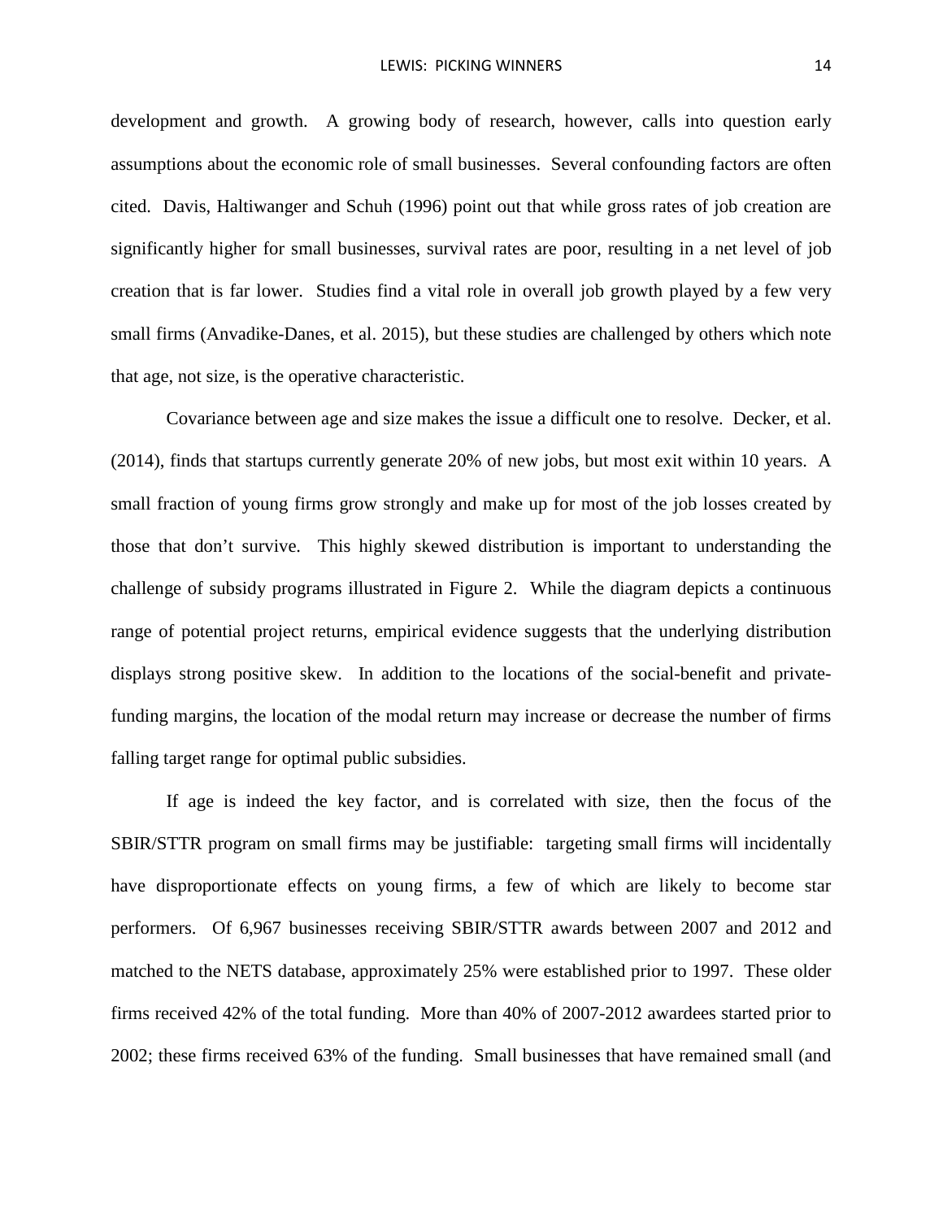development and growth. A growing body of research, however, calls into question early assumptions about the economic role of small businesses. Several confounding factors are often cited. Davis, Haltiwanger and Schuh (1996) point out that while gross rates of job creation are significantly higher for small businesses, survival rates are poor, resulting in a net level of job creation that is far lower. Studies find a vital role in overall job growth played by a few very small firms (Anvadike-Danes, et al. 2015), but these studies are challenged by others which note that age, not size, is the operative characteristic.

Covariance between age and size makes the issue a difficult one to resolve. Decker, et al. (2014), finds that startups currently generate 20% of new jobs, but most exit within 10 years. A small fraction of young firms grow strongly and make up for most of the job losses created by those that don't survive. This highly skewed distribution is important to understanding the challenge of subsidy programs illustrated in Figure 2. While the diagram depicts a continuous range of potential project returns, empirical evidence suggests that the underlying distribution displays strong positive skew. In addition to the locations of the social-benefit and private-funding margins, the location of the modal return may increase or decrease the number of firms falling target range for optimal public subsidies.

If age is indeed the key factor, and is correlated with size, then the focus of the SBIR/STTR program on small firms may be justifiable: targeting small firms will incidentally have disproportionate effects on young firms, a few of which are likely to become star performers. Of 6,967 businesses receiving SBIR/STTR awards between 2007 and 2012 and matched to the NETS database, approximately 25% were established prior to 1997. These older firms received 42% of the total funding. More than 40% of 2007-2012 awardees started prior to 2002; these firms received 63% of the funding. Small businesses that have remained small (and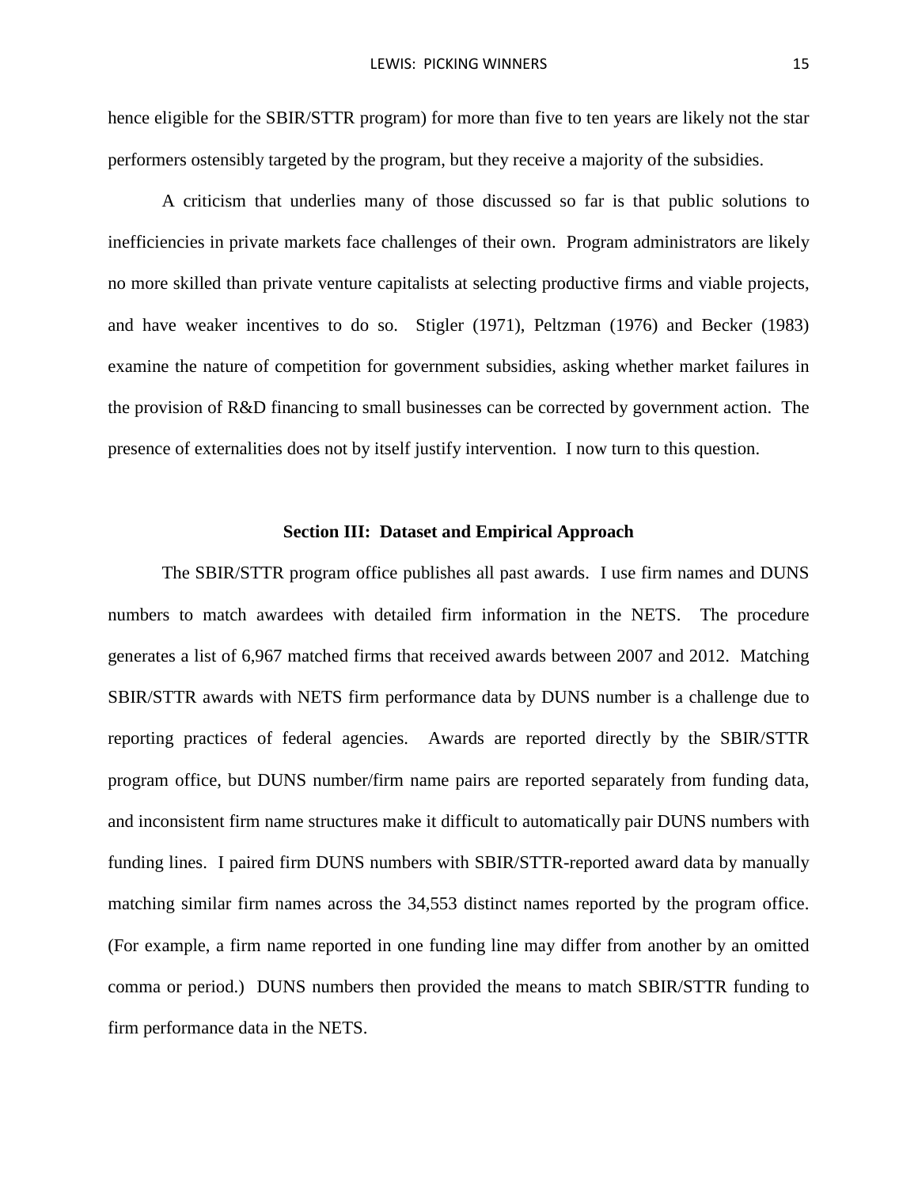hence eligible for the SBIR/STTR program) for more than five to ten years are likely not the star performers ostensibly targeted by the program, but they receive a majority of the subsidies.

A criticism that underlies many of those discussed so far is that public solutions to inefficiencies in private markets face challenges of their own. Program administrators are likely no more skilled than private venture capitalists at selecting productive firms and viable projects, and have weaker incentives to do so. Stigler (1971), Peltzman (1976) and Becker (1983) examine the nature of competition for government subsidies, asking whether market failures in the provision of R&D financing to small businesses can be corrected by government action. The presence of externalities does not by itself justify intervention. I now turn to this question.

## Section III: Dataset and Empirical Approach

The SBIR/STTR program office publishes all past awards. I use firm names and DUNS numbers to match awardees with detailed firm information in the NETS. The procedure generates a list of 6,967 matched firms that received awards between 2007 and 2012. Matching SBIR/STTR awards with NETS firm performance data by DUNS number is a challenge due to reporting practices of federal agencies. Awards are reported directly by the SBIR/STTR program office, but DUNS number/firm name pairs are reported separately from funding data, and inconsistent firm name structures make it difficult to automatically pair DUNS numbers with funding lines. I paired firm DUNS numbers with SBIR/STTR-reported award data by manually matching similar firm names across the 34,553 distinct names reported by the program office. (For example, a firm name reported in one funding line may differ from another by an omitted comma or period.) DUNS numbers then provided the means to match SBIR/STTR funding to firm performance data in the NETS.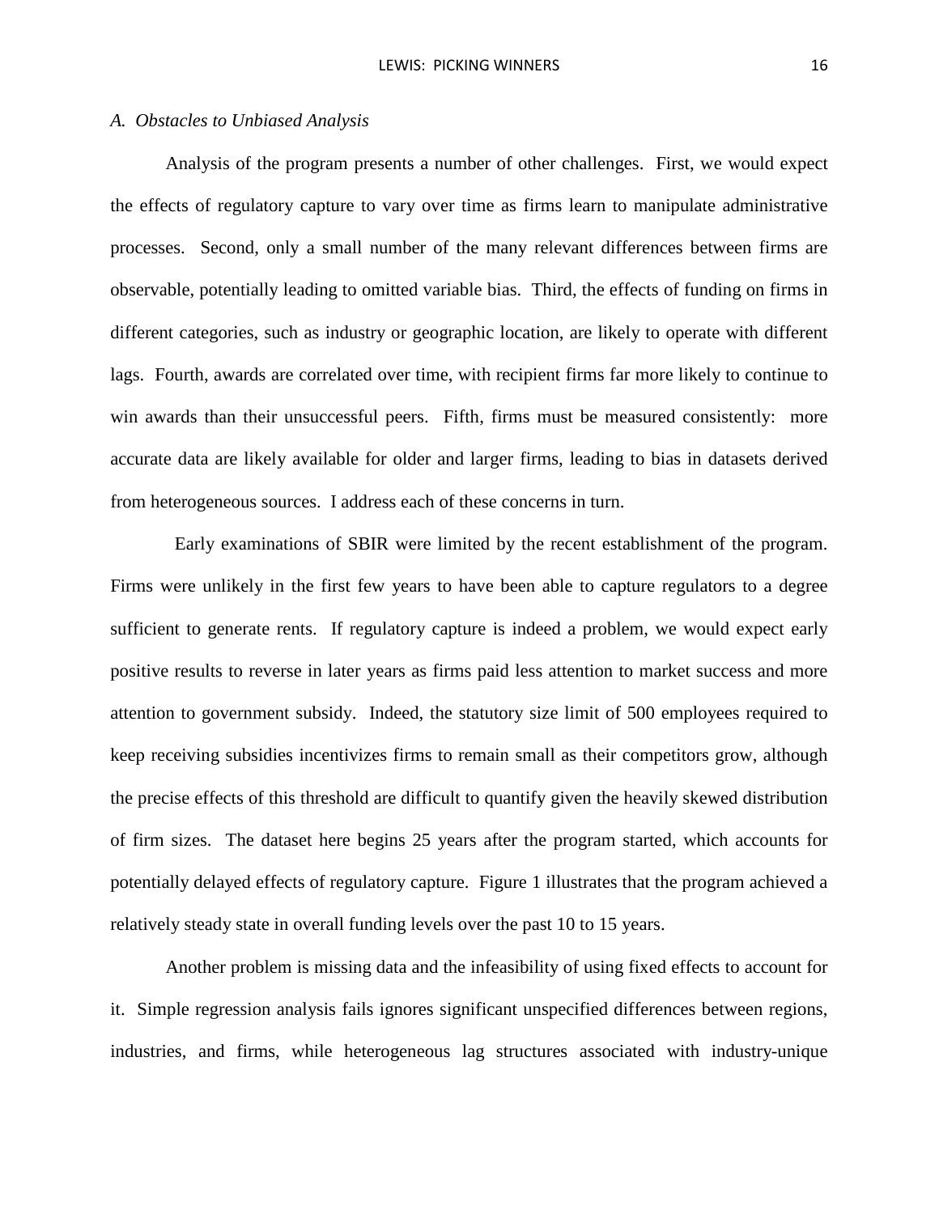### *A. Obstacles to Unbiased Analysis*

Analysis of the program presents a number of other challenges. First, we would expect the effects of regulatory capture to vary over time as firms learn to manipulate administrative processes. Second, only a small number of the many relevant differences between firms are observable, potentially leading to omitted variable bias. Third, the effects of funding on firms in different categories, such as industry or geographic location, are likely to operate with different lags. Fourth, awards are correlated over time, with recipient firms far more likely to continue to win awards than their unsuccessful peers. Fifth, firms must be measured consistently: more accurate data are likely available for older and larger firms, leading to bias in datasets derived from heterogeneous sources. I address each of these concerns in turn.

Early examinations of SBIR were limited by the recent establishment of the program. Firms were unlikely in the first few years to have been able to capture regulators to a degree sufficient to generate rents. If regulatory capture is indeed a problem, we would expect early positive results to reverse in later years as firms paid less attention to market success and more attention to government subsidy. Indeed, the statutory size limit of 500 employees required to keep receiving subsidies incentivizes firms to remain small as their competitors grow, although the precise effects of this threshold are difficult to quantify given the heavily skewed distribution of firm sizes. The dataset here begins 25 years after the program started, which accounts for potentially delayed effects of regulatory capture. Figure 1 illustrates that the program achieved a relatively steady state in overall funding levels over the past 10 to 15 years.

Another problem is missing data and the infeasibility of using fixed effects to account for it. Simple regression analysis fails ignores significant unspecified differences between regions, industries, and firms, while heterogeneous lag structures associated with industry-unique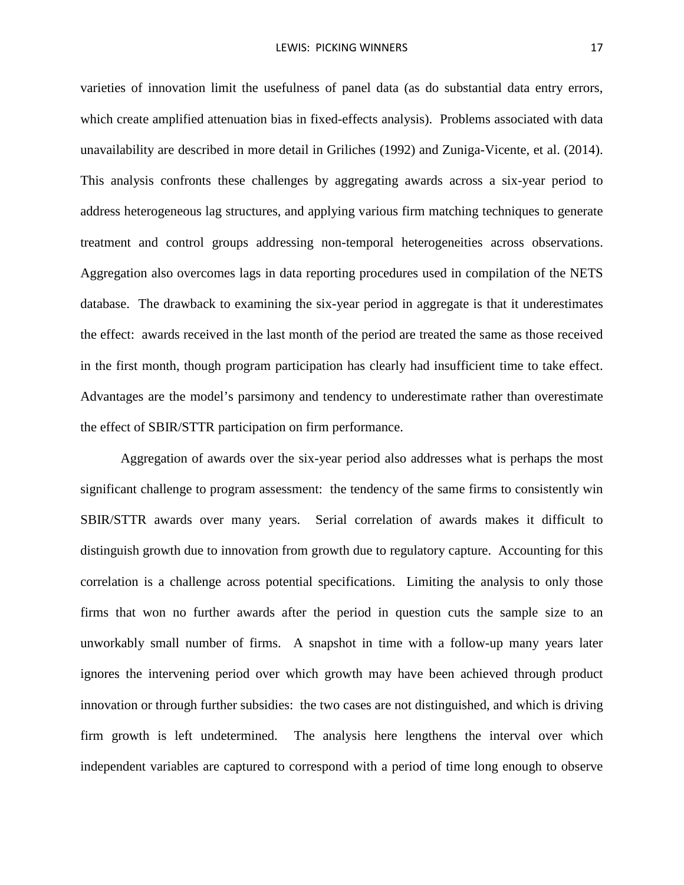varieties of innovation limit the usefulness of panel data (as do substantial data entry errors, which create amplified attenuation bias in fixed-effects analysis). Problems associated with data unavailability are described in more detail in Griliches (1992) and Zuniga-Vicente, et al. (2014). This analysis confronts these challenges by aggregating awards across a six-year period to address heterogeneous lag structures, and applying various firm matching techniques to generate treatment and control groups addressing non-temporal heterogeneities across observations. Aggregation also overcomes lags in data reporting procedures used in compilation of the NETS database. The drawback to examining the six-year period in aggregate is that it underestimates the effect: awards received in the last month of the period are treated the same as those received in the first month, though program participation has clearly had insufficient time to take effect. Advantages are the model's parsimony and tendency to underestimate rather than overestimate the effect of SBIR/STTR participation on firm performance.

Aggregation of awards over the six-year period also addresses what is perhaps the most significant challenge to program assessment: the tendency of the same firms to consistently win SBIR/STTR awards over many years. Serial correlation of awards makes it difficult to distinguish growth due to innovation from growth due to regulatory capture. Accounting for this correlation is a challenge across potential specifications. Limiting the analysis to only those firms that won no further awards after the period in question cuts the sample size to an unworkably small number of firms. A snapshot in time with a follow-up many years later ignores the intervening period over which growth may have been achieved through product innovation or through further subsidies: the two cases are not distinguished, and which is driving firm growth is left undetermined. The analysis here lengthens the interval over which independent variables are captured to correspond with a period of time long enough to observe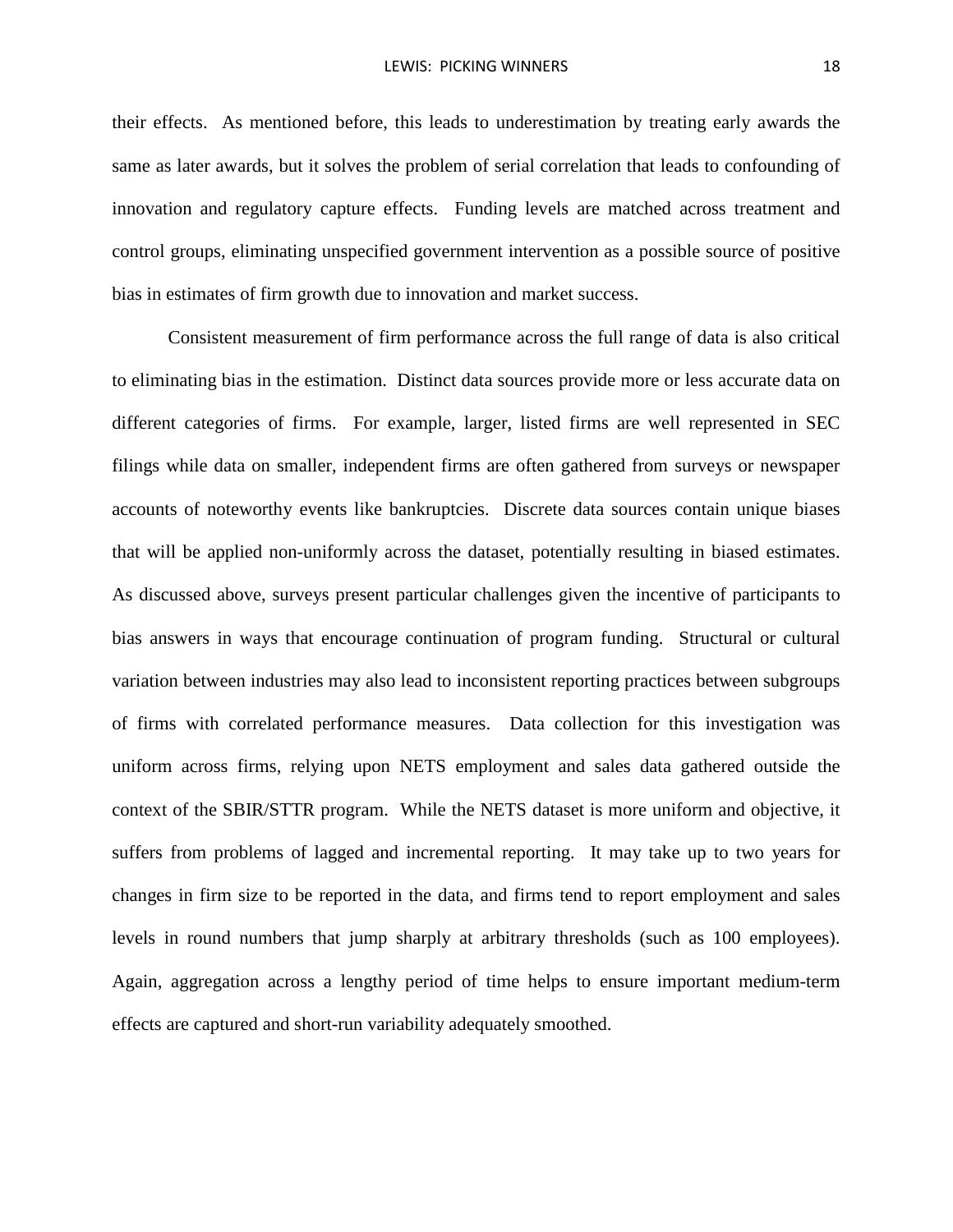their effects. As mentioned before, this leads to underestimation by treating early awards the same as later awards, but it solves the problem of serial correlation that leads to confounding of innovation and regulatory capture effects. Funding levels are matched across treatment and control groups, eliminating unspecified government intervention as a possible source of positive bias in estimates of firm growth due to innovation and market success.

Consistent measurement of firm performance across the full range of data is also critical to eliminating bias in the estimation. Distinct data sources provide more or less accurate data on different categories of firms. For example, larger, listed firms are well represented in SEC filings while data on smaller, independent firms are often gathered from surveys or newspaper accounts of noteworthy events like bankruptcies. Discrete data sources contain unique biases that will be applied non-uniformly across the dataset, potentially resulting in biased estimates. As discussed above, surveys present particular challenges given the incentive of participants to bias answers in ways that encourage continuation of program funding. Structural or cultural variation between industries may also lead to inconsistent reporting practices between subgroups of firms with correlated performance measures. Data collection for this investigation was uniform across firms, relying upon NETS employment and sales data gathered outside the context of the SBIR/STTR program. While the NETS dataset is more uniform and objective, it suffers from problems of lagged and incremental reporting. It may take up to two years for changes in firm size to be reported in the data, and firms tend to report employment and sales levels in round numbers that jump sharply at arbitrary thresholds (such as 100 employees). Again, aggregation across a lengthy period of time helps to ensure important medium-term effects are captured and short-run variability adequately smoothed.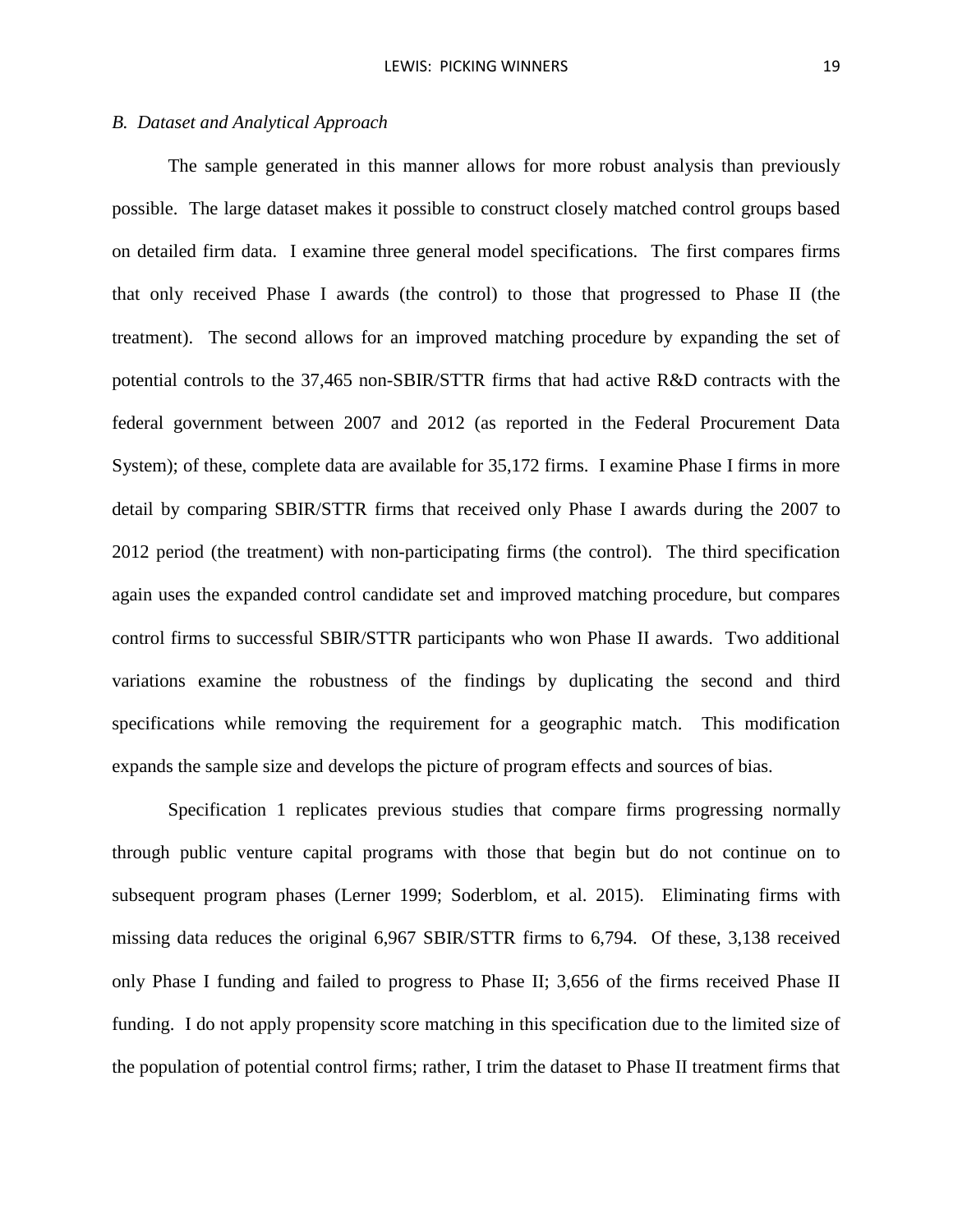*B. Dataset and Analytical Approach*

The sample generated in this manner allows for more robust analysis than previously possible. The large dataset makes it possible to construct closely matched control groups based on detailed firm data. I examine three general model specifications. The first compares firms that only received Phase I awards (the control) to those that progressed to Phase II (the treatment). The second allows for an improved matching procedure by expanding the set of potential controls to the 37,465 non-SBIR/STTR firms that had active R&D contracts with the federal government between 2007 and 2012 (as reported in the Federal Procurement Data System); of these, complete data are available for 35,172 firms. I examine Phase I firms in more detail by comparing SBIR/STTR firms that received only Phase I awards during the 2007 to 2012 period (the treatment) with non-participating firms (the control). The third specification again uses the expanded control candidate set and improved matching procedure, but compares control firms to successful SBIR/STTR participants who won Phase II awards. Two additional variations examine the robustness of the findings by duplicating the second and third specifications while removing the requirement for a geographic match. This modification expands the sample size and develops the picture of program effects and sources of bias.

Specification 1 replicates previous studies that compare firms progressing normally through public venture capital programs with those that begin but do not continue on to subsequent program phases (Lerner 1999; Soderblom, et al. 2015). Eliminating firms with missing data reduces the original 6,967 SBIR/STTR firms to 6,794. Of these, 3,138 received only Phase I funding and failed to progress to Phase II; 3,656 of the firms received Phase II funding. I do not apply propensity score matching in this specification due to the limited size of the population of potential control firms; rather, I trim the dataset to Phase II treatment firms that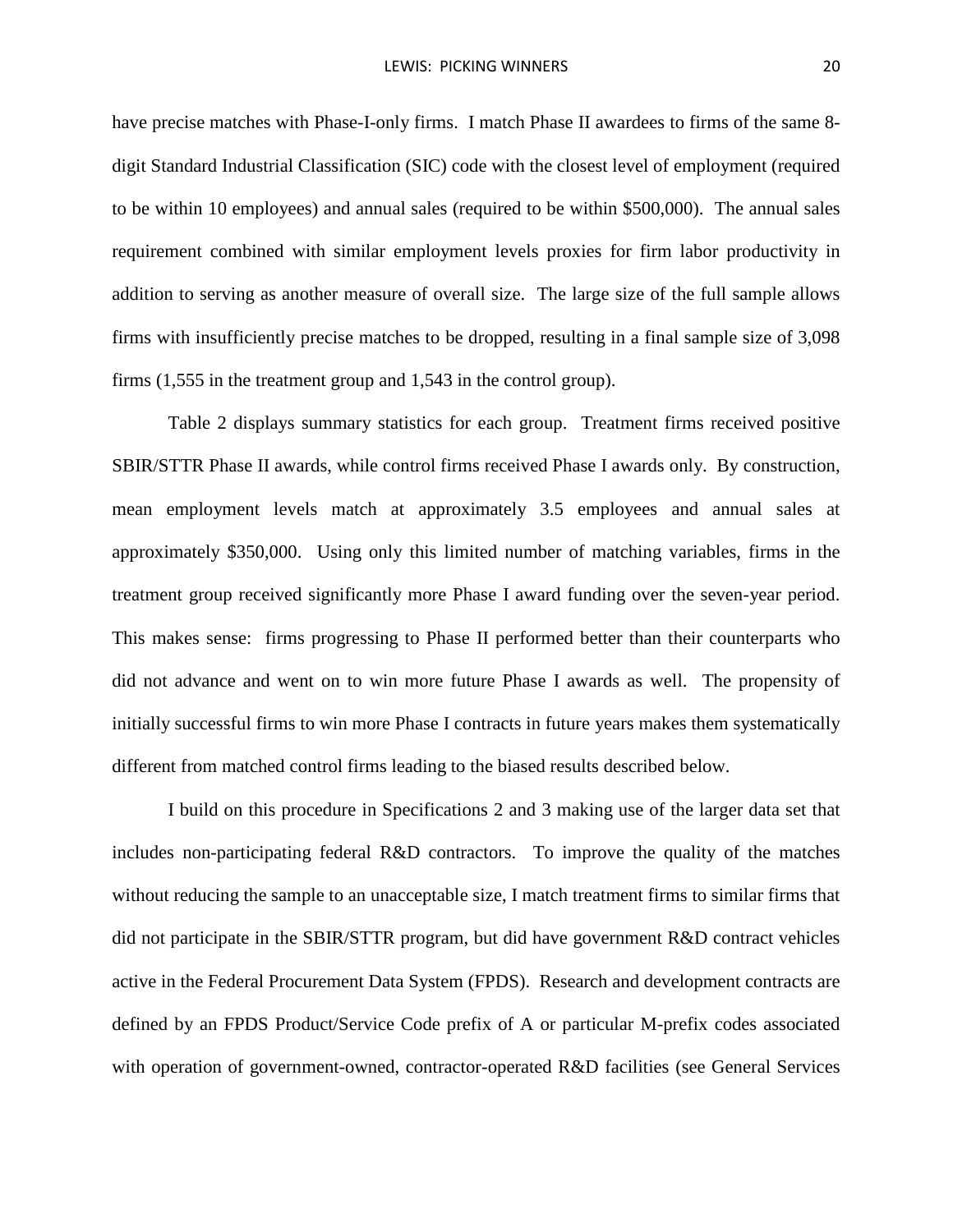have precise matches with Phase-I-only firms. I match Phase II awardees to firms of the same 8-digit Standard Industrial Classification (SIC) code with the closest level of employment (required to be within 10 employees) and annual sales (required to be within $500,000). The annual sales requirement combined with similar employment levels proxies for firm labor productivity in addition to serving as another measure of overall size. The large size of the full sample allows firms with insufficiently precise matches to be dropped, resulting in a final sample size of 3,098 firms (1,555 in the treatment group and 1,543 in the control group).

Table 2 displays summary statistics for each group. Treatment firms received positive SBIR/STTR Phase II awards, while control firms received Phase I awards only. By construction, mean employment levels match at approximately 3.5 employees and annual sales at approximately $350,000. Using only this limited number of matching variables, firms in the treatment group received significantly more Phase I award funding over the seven-year period. This makes sense: firms progressing to Phase II performed better than their counterparts who did not advance and went on to win more future Phase I awards as well. The propensity of initially successful firms to win more Phase I contracts in future years makes them systematically different from matched control firms leading to the biased results described below.

I build on this procedure in Specifications 2 and 3 making use of the larger data set that includes non-participating federal R&D contractors. To improve the quality of the matches without reducing the sample to an unacceptable size, I match treatment firms to similar firms that did not participate in the SBIR/STTR program, but did have government R&D contract vehicles active in the Federal Procurement Data System (FPDS). Research and development contracts are defined by an FPDS Product/Service Code prefix of A or particular M-prefix codes associated with operation of government-owned, contractor-operated R&D facilities (see General Services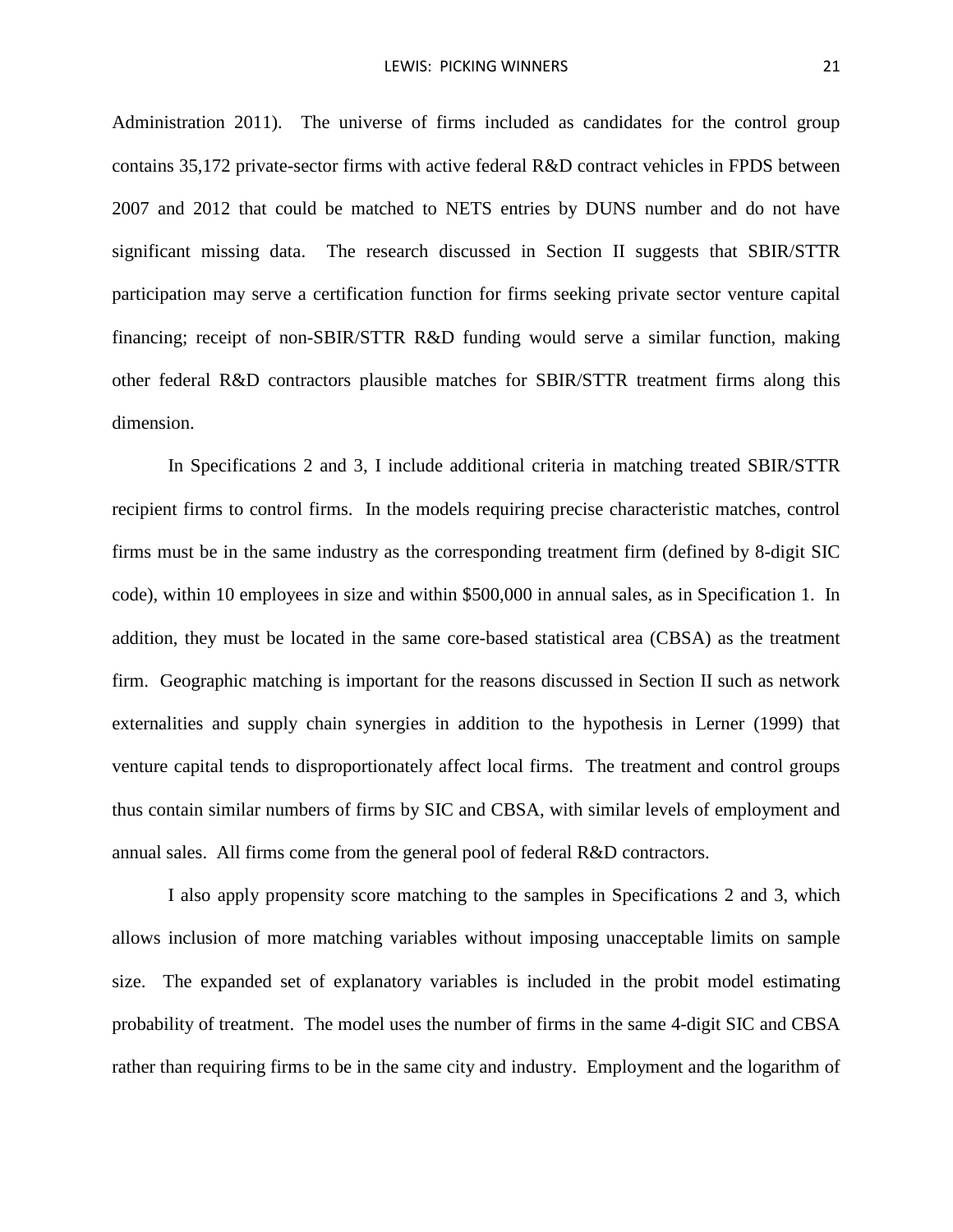Administration 2011). The universe of firms included as candidates for the control group contains 35,172 private-sector firms with active federal R&D contract vehicles in FPDS between 2007 and 2012 that could be matched to NETS entries by DUNS number and do not have significant missing data. The research discussed in Section II suggests that SBIR/STTR participation may serve a certification function for firms seeking private sector venture capital financing; receipt of non-SBIR/STTR R&D funding would serve a similar function, making other federal R&D contractors plausible matches for SBIR/STTR treatment firms along this dimension.

In Specifications 2 and 3, I include additional criteria in matching treated SBIR/STTR recipient firms to control firms. In the models requiring precise characteristic matches, control firms must be in the same industry as the corresponding treatment firm (defined by 8-digit SIC code), within 10 employees in size and within $500,000 in annual sales, as in Specification 1. In addition, they must be located in the same core-based statistical area (CBSA) as the treatment firm. Geographic matching is important for the reasons discussed in Section II such as network externalities and supply chain synergies in addition to the hypothesis in Lerner (1999) that venture capital tends to disproportionately affect local firms. The treatment and control groups thus contain similar numbers of firms by SIC and CBSA, with similar levels of employment and annual sales. All firms come from the general pool of federal R&D contractors.

I also apply propensity score matching to the samples in Specifications 2 and 3, which allows inclusion of more matching variables without imposing unacceptable limits on sample size. The expanded set of explanatory variables is included in the probit model estimating probability of treatment. The model uses the number of firms in the same 4-digit SIC and CBSA rather than requiring firms to be in the same city and industry. Employment and the logarithm of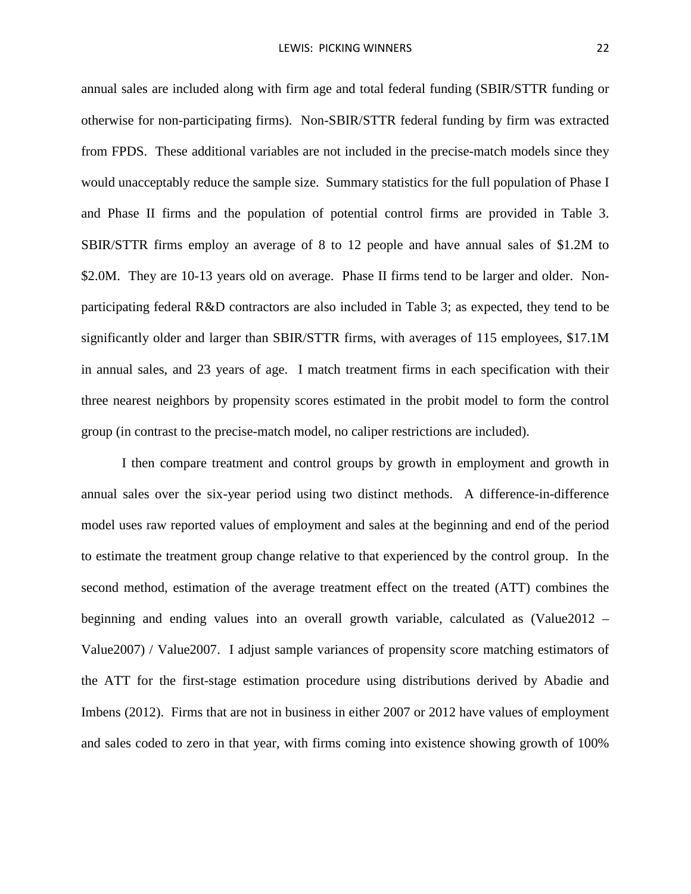annual sales are included along with firm age and total federal funding (SBIR/STTR funding or otherwise for non-participating firms). Non-SBIR/STTR federal funding by firm was extracted from FPDS. These additional variables are not included in the precise-match models since they would unacceptably reduce the sample size. Summary statistics for the full population of Phase I and Phase II firms and the population of potential control firms are provided in Table 3. SBIR/STTR firms employ an average of 8 to 12 people and have annual sales of $1.2M to $2.0M. They are 10-13 years old on average. Phase II firms tend to be larger and older. Non-participating federal R&D contractors are also included in Table 3; as expected, they tend to be significantly older and larger than SBIR/STTR firms, with averages of 115 employees, $17.1M in annual sales, and 23 years of age. I match treatment firms in each specification with their three nearest neighbors by propensity scores estimated in the probit model to form the control group (in contrast to the precise-match model, no caliper restrictions are included).

I then compare treatment and control groups by growth in employment and growth in annual sales over the six-year period using two distinct methods. A difference-in-difference model uses raw reported values of employment and sales at the beginning and end of the period to estimate the treatment group change relative to that experienced by the control group. In the second method, estimation of the average treatment effect on the treated (ATT) combines the beginning and ending values into an overall growth variable, calculated as (Value2012 – Value2007) / Value2007. I adjust sample variances of propensity score matching estimators of the ATT for the first-stage estimation procedure using distributions derived by Abadie and Imbens (2012). Firms that are not in business in either 2007 or 2012 have values of employment and sales coded to zero in that year, with firms coming into existence showing growth of 100%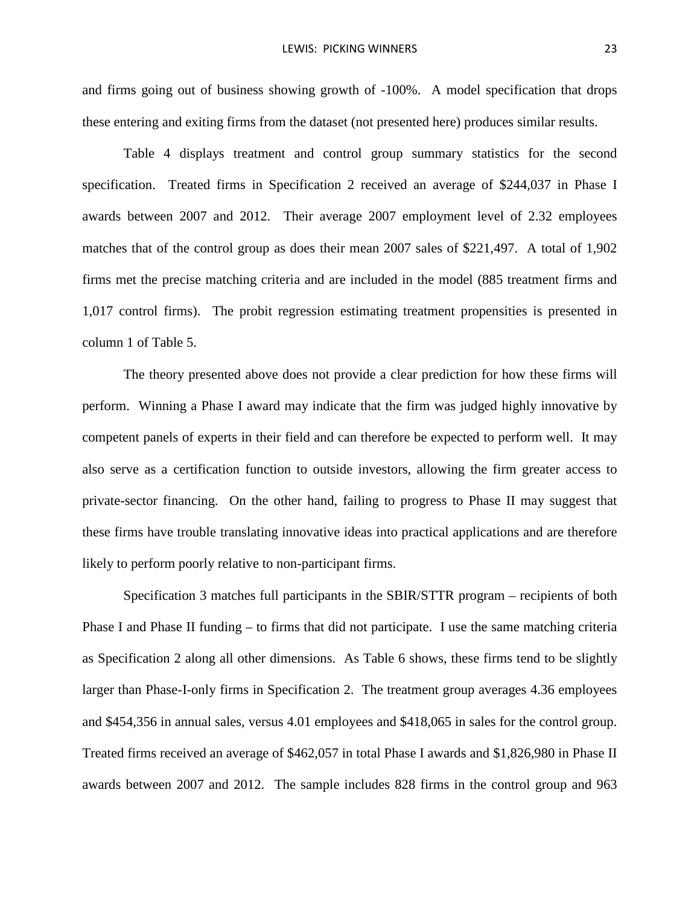and firms going out of business showing growth of -100%. A model specification that drops these entering and exiting firms from the dataset (not presented here) produces similar results.

Table 4 displays treatment and control group summary statistics for the second specification. Treated firms in Specification 2 received an average of $244,037 in Phase I awards between 2007 and 2012. Their average 2007 employment level of 2.32 employees matches that of the control group as does their mean 2007 sales of $221,497. A total of 1,902 firms met the precise matching criteria and are included in the model (885 treatment firms and 1,017 control firms). The probit regression estimating treatment propensities is presented in column 1 of Table 5.

The theory presented above does not provide a clear prediction for how these firms will perform. Winning a Phase I award may indicate that the firm was judged highly innovative by competent panels of experts in their field and can therefore be expected to perform well. It may also serve as a certification function to outside investors, allowing the firm greater access to private-sector financing. On the other hand, failing to progress to Phase II may suggest that these firms have trouble translating innovative ideas into practical applications and are therefore likely to perform poorly relative to non-participant firms.

Specification 3 matches full participants in the SBIR/STTR program – recipients of both Phase I and Phase II funding – to firms that did not participate. I use the same matching criteria as Specification 2 along all other dimensions. As Table 6 shows, these firms tend to be slightly larger than Phase-I-only firms in Specification 2. The treatment group averages 4.36 employees and $454,356 in annual sales, versus 4.01 employees and $418,065 in sales for the control group. Treated firms received an average of $462,057 in total Phase I awards and $1,826,980 in Phase II awards between 2007 and 2012. The sample includes 828 firms in the control group and 963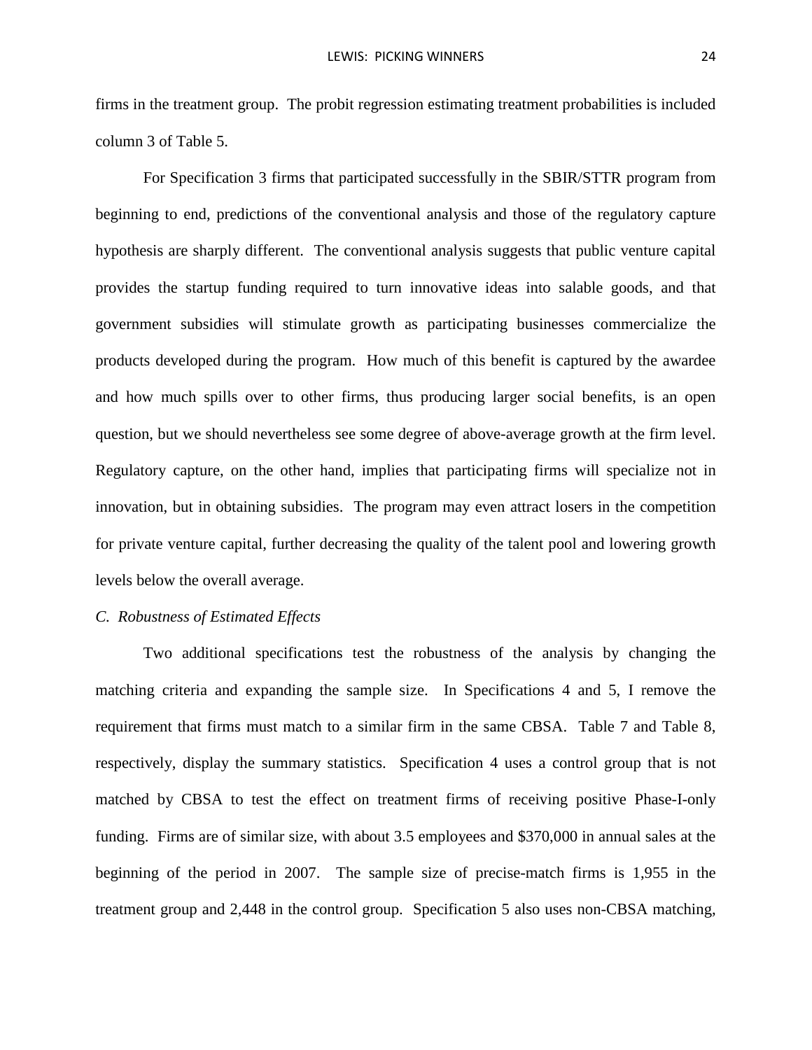firms in the treatment group. The probit regression estimating treatment probabilities is included column 3 of Table 5.

For Specification 3 firms that participated successfully in the SBIR/STTR program from beginning to end, predictions of the conventional analysis and those of the regulatory capture hypothesis are sharply different. The conventional analysis suggests that public venture capital provides the startup funding required to turn innovative ideas into salable goods, and that government subsidies will stimulate growth as participating businesses commercialize the products developed during the program. How much of this benefit is captured by the awardee and how much spills over to other firms, thus producing larger social benefits, is an open question, but we should nevertheless see some degree of above-average growth at the firm level. Regulatory capture, on the other hand, implies that participating firms will specialize not in innovation, but in obtaining subsidies. The program may even attract losers in the competition for private venture capital, further decreasing the quality of the talent pool and lowering growth levels below the overall average.

*C. Robustness of Estimated Effects*

Two additional specifications test the robustness of the analysis by changing the matching criteria and expanding the sample size. In Specifications 4 and 5, I remove the requirement that firms must match to a similar firm in the same CBSA. Table 7 and Table 8, respectively, display the summary statistics. Specification 4 uses a control group that is not matched by CBSA to test the effect on treatment firms of receiving positive Phase-I-only funding. Firms are of similar size, with about 3.5 employees and $370,000 in annual sales at the beginning of the period in 2007. The sample size of precise-match firms is 1,955 in the treatment group and 2,448 in the control group. Specification 5 also uses non-CBSA matching,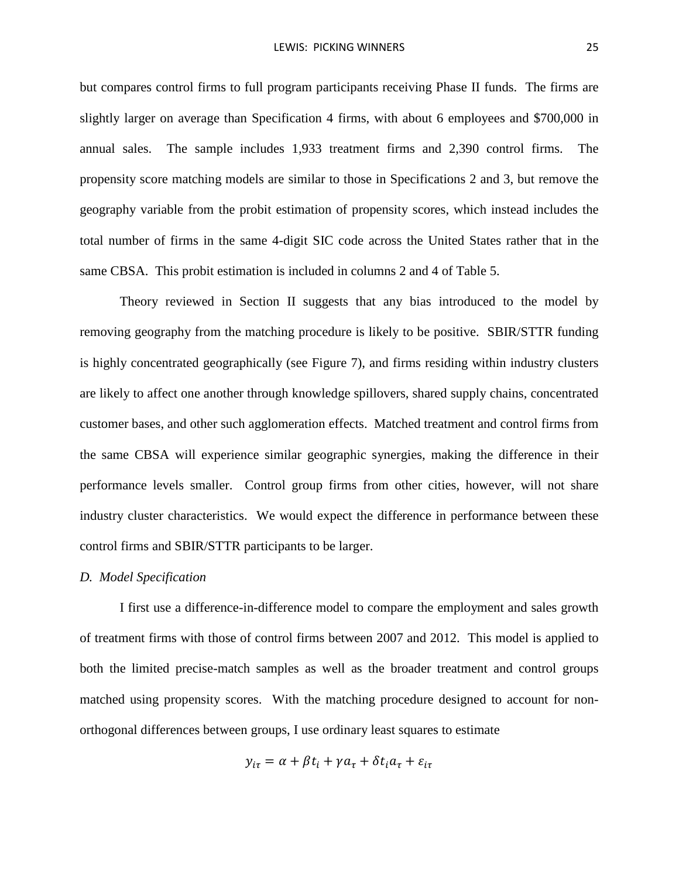but compares control firms to full program participants receiving Phase II funds. The firms are slightly larger on average than Specification 4 firms, with about 6 employees and $700,000 in annual sales. The sample includes 1,933 treatment firms and 2,390 control firms. The propensity score matching models are similar to those in Specifications 2 and 3, but remove the geography variable from the probit estimation of propensity scores, which instead includes the total number of firms in the same 4-digit SIC code across the United States rather that in the same CBSA. This probit estimation is included in columns 2 and 4 of Table 5.

Theory reviewed in Section II suggests that any bias introduced to the model by removing geography from the matching procedure is likely to be positive. SBIR/STTR funding is highly concentrated geographically (see Figure 7), and firms residing within industry clusters are likely to affect one another through knowledge spillovers, shared supply chains, concentrated customer bases, and other such agglomeration effects. Matched treatment and control firms from the same CBSA will experience similar geographic synergies, making the difference in their performance levels smaller. Control group firms from other cities, however, will not share industry cluster characteristics. We would expect the difference in performance between these control firms and SBIR/STTR participants to be larger.

*D. Model Specification*

I first use a difference-in-difference model to compare the employment and sales growth of treatment firms with those of control firms between 2007 and 2012. This model is applied to both the limited precise-match samples as well as the broader treatment and control groups matched using propensity scores. With the matching procedure designed to account for non-orthogonal differences between groups, I use ordinary least squares to estimate

$$y_{i\tau} = \alpha + \beta t_i + \gamma a_\tau + \delta t_i a_\tau + \varepsilon_{i\tau}$$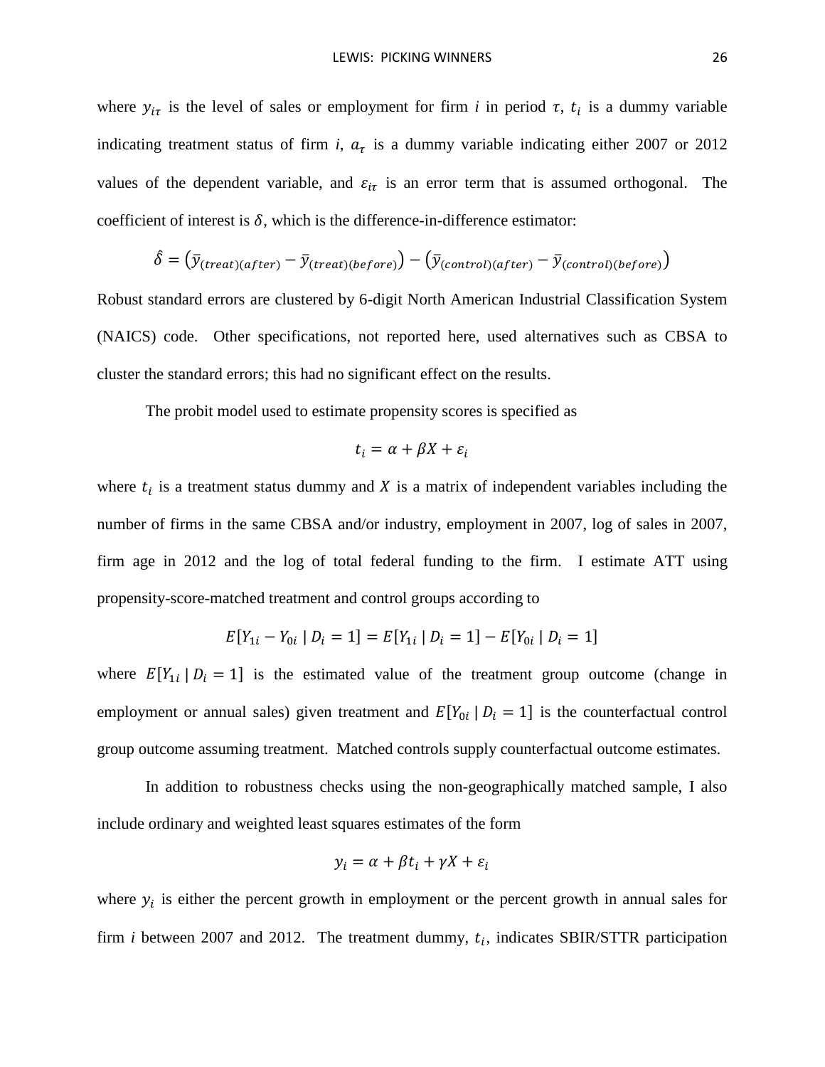where $y_{i\tau}$ is the level of sales or employment for firm *i* in period $\tau$, $t_i$ is a dummy variable indicating treatment status of firm *i*, $a_\tau$ is a dummy variable indicating either 2007 or 2012 values of the dependent variable, and $\varepsilon_{i\tau}$ is an error term that is assumed orthogonal. The coefficient of interest is $\delta$, which is the difference-in-difference estimator:

$$\hat{\delta} = \left(\bar{y}_{(treat)(after)} - \bar{y}_{(treat)(before)}\right) - \left(\bar{y}_{(control)(after)} - \bar{y}_{(control)(before)}\right)$$

Robust standard errors are clustered by 6-digit North American Industrial Classification System (NAICS) code. Other specifications, not reported here, used alternatives such as CBSA to cluster the standard errors; this had no significant effect on the results.

The probit model used to estimate propensity scores is specified as

$$t_i = \alpha + \beta X + \varepsilon_i$$

where $t_i$ is a treatment status dummy and $X$ is a matrix of independent variables including the number of firms in the same CBSA and/or industry, employment in 2007, log of sales in 2007, firm age in 2012 and the log of total federal funding to the firm. I estimate ATT using propensity-score-matched treatment and control groups according to

$$E[Y_{1i} - Y_{0i} \mid D_i = 1] = E[Y_{1i} \mid D_i = 1] - E[Y_{0i} \mid D_i = 1]$$

where $E[Y_{1i} \mid D_i = 1]$ is the estimated value of the treatment group outcome (change in employment or annual sales) given treatment and $E[Y_{0i} \mid D_i = 1]$ is the counterfactual control group outcome assuming treatment. Matched controls supply counterfactual outcome estimates.

In addition to robustness checks using the non-geographically matched sample, I also include ordinary and weighted least squares estimates of the form

$$y_i = \alpha + \beta t_i + \gamma X + \varepsilon_i$$

where $y_i$ is either the percent growth in employment or the percent growth in annual sales for firm *i* between 2007 and 2012. The treatment dummy, $t_i$, indicates SBIR/STTR participation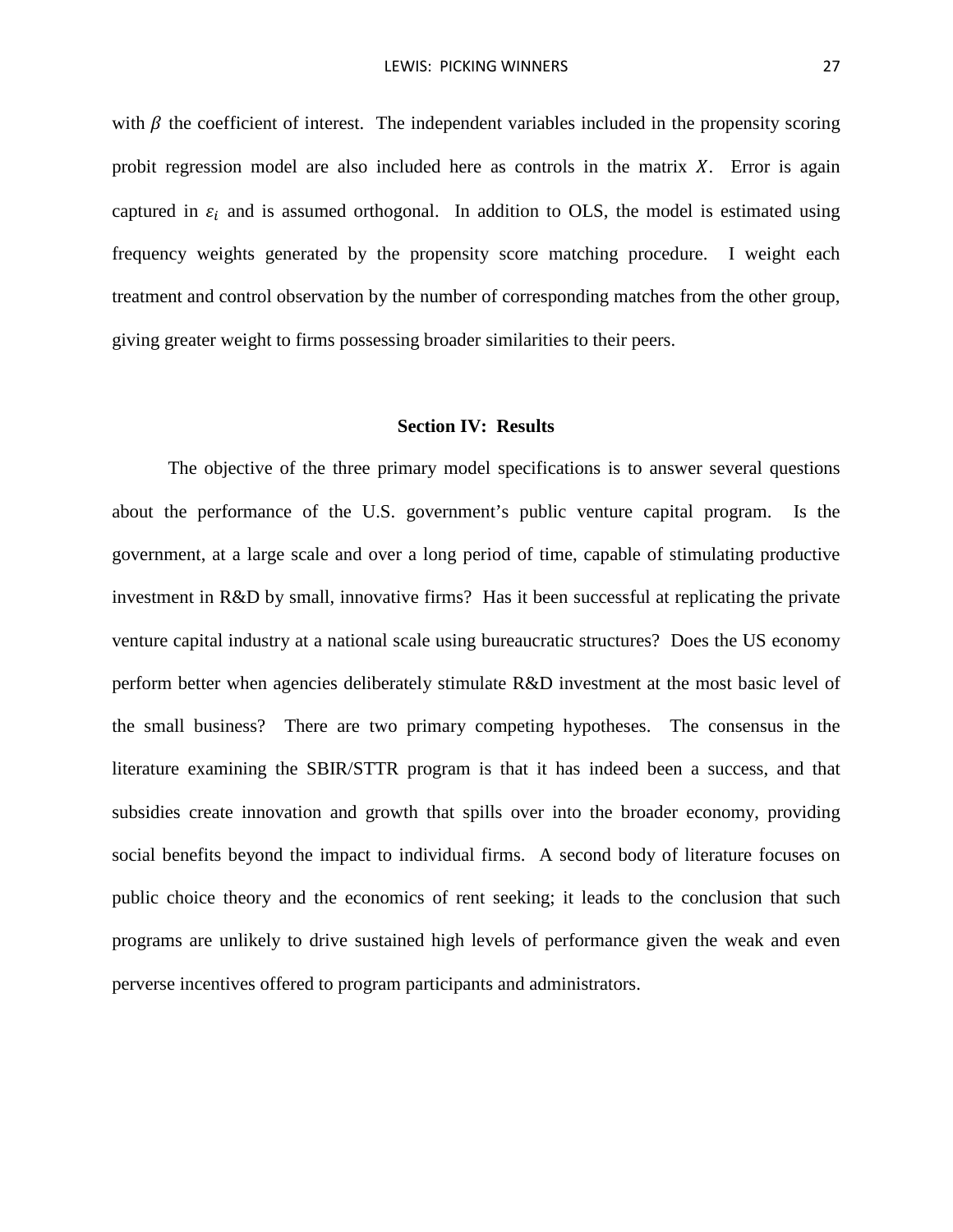with $\beta$ the coefficient of interest. The independent variables included in the propensity scoring probit regression model are also included here as controls in the matrix $X$. Error is again captured in $\varepsilon_i$ and is assumed orthogonal. In addition to OLS, the model is estimated using frequency weights generated by the propensity score matching procedure. I weight each treatment and control observation by the number of corresponding matches from the other group, giving greater weight to firms possessing broader similarities to their peers.

## Section IV: Results

The objective of the three primary model specifications is to answer several questions about the performance of the U.S. government's public venture capital program. Is the government, at a large scale and over a long period of time, capable of stimulating productive investment in R&D by small, innovative firms? Has it been successful at replicating the private venture capital industry at a national scale using bureaucratic structures? Does the US economy perform better when agencies deliberately stimulate R&D investment at the most basic level of the small business? There are two primary competing hypotheses. The consensus in the literature examining the SBIR/STTR program is that it has indeed been a success, and that subsidies create innovation and growth that spills over into the broader economy, providing social benefits beyond the impact to individual firms. A second body of literature focuses on public choice theory and the economics of rent seeking; it leads to the conclusion that such programs are unlikely to drive sustained high levels of performance given the weak and even perverse incentives offered to program participants and administrators.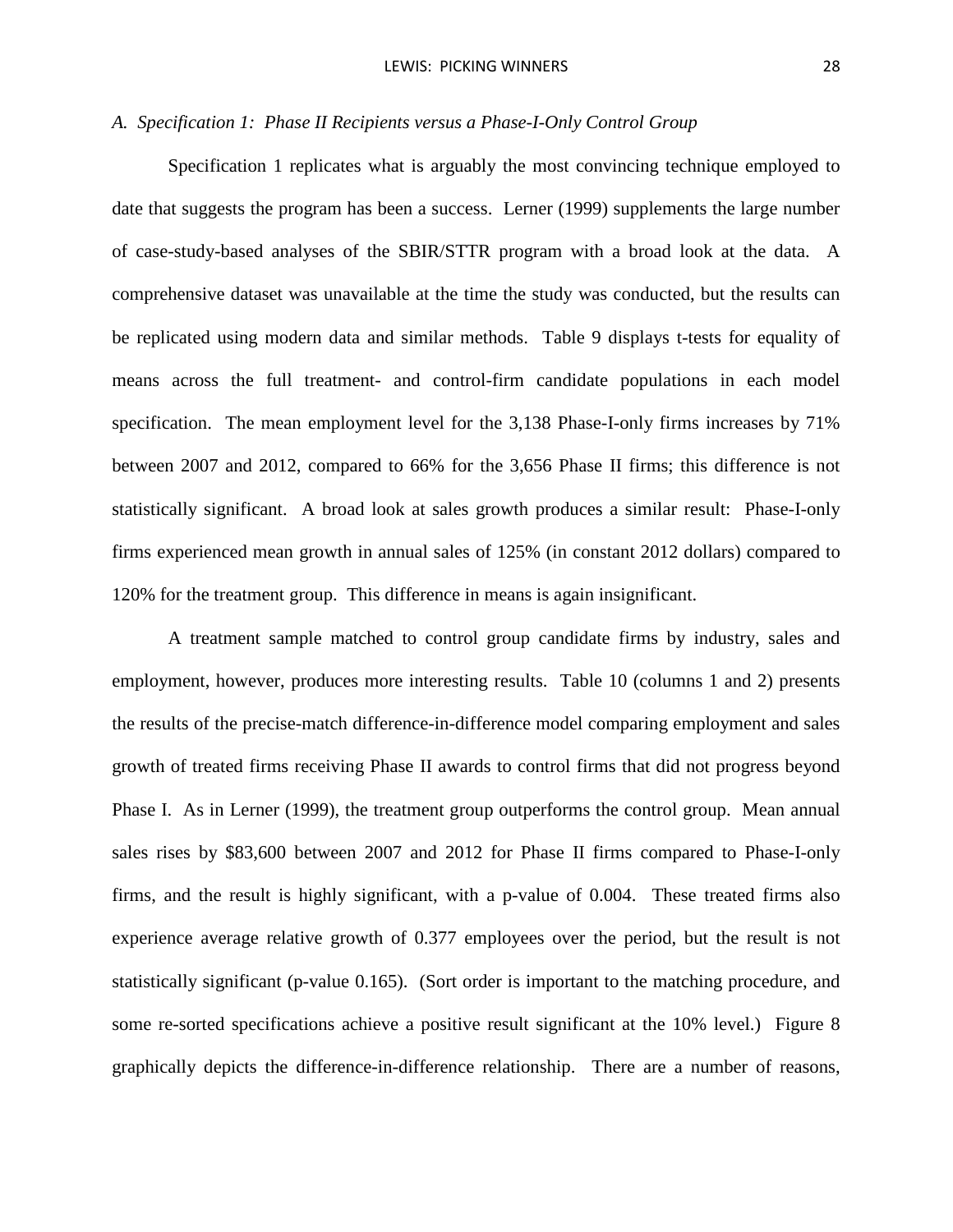### *A. Specification 1: Phase II Recipients versus a Phase-I-Only Control Group*

Specification 1 replicates what is arguably the most convincing technique employed to date that suggests the program has been a success. Lerner (1999) supplements the large number of case-study-based analyses of the SBIR/STTR program with a broad look at the data. A comprehensive dataset was unavailable at the time the study was conducted, but the results can be replicated using modern data and similar methods. Table 9 displays t-tests for equality of means across the full treatment- and control-firm candidate populations in each model specification. The mean employment level for the 3,138 Phase-I-only firms increases by 71% between 2007 and 2012, compared to 66% for the 3,656 Phase II firms; this difference is not statistically significant. A broad look at sales growth produces a similar result: Phase-I-only firms experienced mean growth in annual sales of 125% (in constant 2012 dollars) compared to 120% for the treatment group. This difference in means is again insignificant.

A treatment sample matched to control group candidate firms by industry, sales and employment, however, produces more interesting results. Table 10 (columns 1 and 2) presents the results of the precise-match difference-in-difference model comparing employment and sales growth of treated firms receiving Phase II awards to control firms that did not progress beyond Phase I. As in Lerner (1999), the treatment group outperforms the control group. Mean annual sales rises by $83,600 between 2007 and 2012 for Phase II firms compared to Phase-I-only firms, and the result is highly significant, with a p-value of 0.004. These treated firms also experience average relative growth of 0.377 employees over the period, but the result is not statistically significant (p-value 0.165). (Sort order is important to the matching procedure, and some re-sorted specifications achieve a positive result significant at the 10% level.) Figure 8 graphically depicts the difference-in-difference relationship. There are a number of reasons,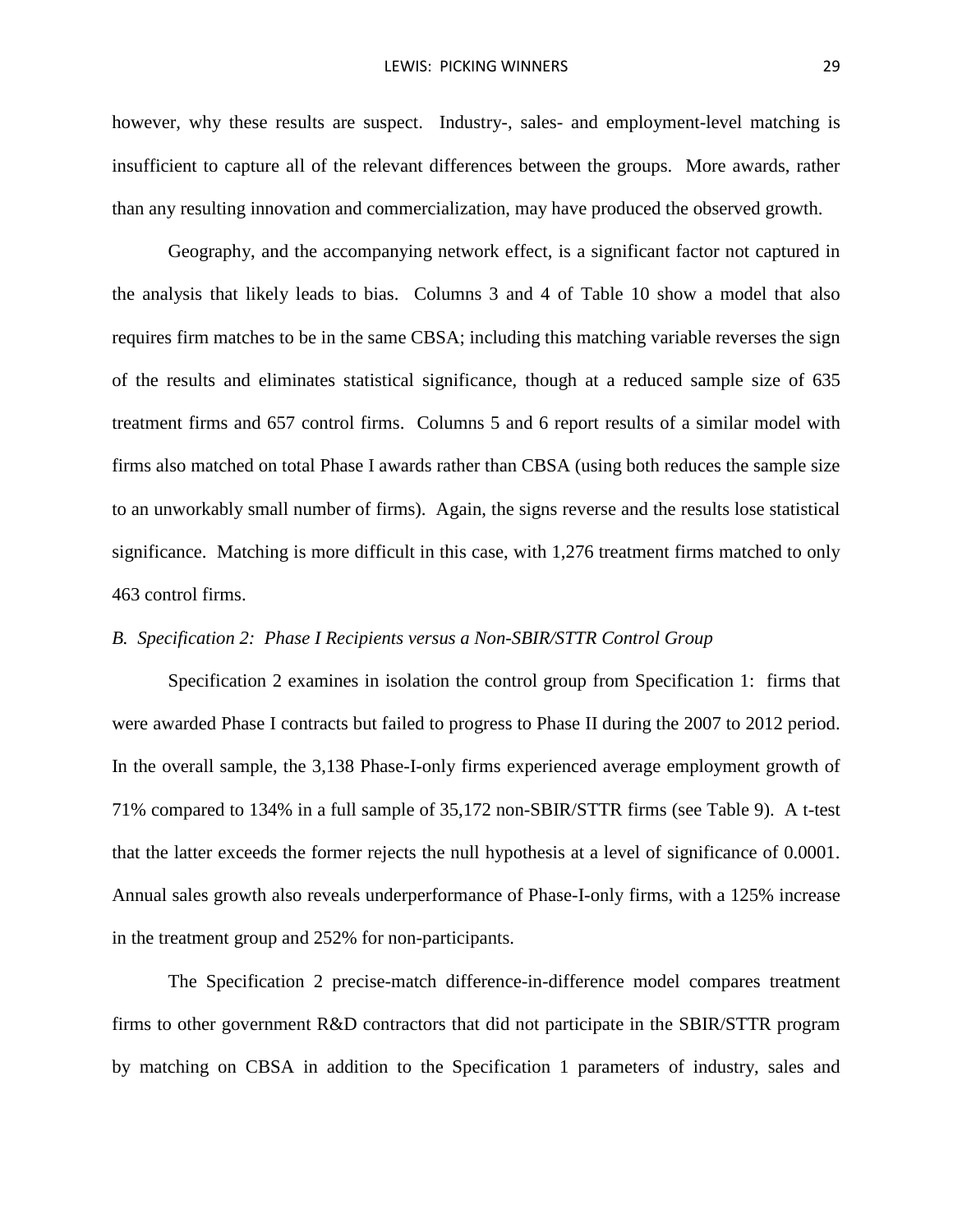however, why these results are suspect. Industry-, sales- and employment-level matching is insufficient to capture all of the relevant differences between the groups. More awards, rather than any resulting innovation and commercialization, may have produced the observed growth.

Geography, and the accompanying network effect, is a significant factor not captured in the analysis that likely leads to bias. Columns 3 and 4 of Table 10 show a model that also requires firm matches to be in the same CBSA; including this matching variable reverses the sign of the results and eliminates statistical significance, though at a reduced sample size of 635 treatment firms and 657 control firms. Columns 5 and 6 report results of a similar model with firms also matched on total Phase I awards rather than CBSA (using both reduces the sample size to an unworkably small number of firms). Again, the signs reverse and the results lose statistical significance. Matching is more difficult in this case, with 1,276 treatment firms matched to only 463 control firms.

*B. Specification 2: Phase I Recipients versus a Non-SBIR/STTR Control Group*

Specification 2 examines in isolation the control group from Specification 1: firms that were awarded Phase I contracts but failed to progress to Phase II during the 2007 to 2012 period. In the overall sample, the 3,138 Phase-I-only firms experienced average employment growth of 71% compared to 134% in a full sample of 35,172 non-SBIR/STTR firms (see Table 9). A t-test that the latter exceeds the former rejects the null hypothesis at a level of significance of 0.0001. Annual sales growth also reveals underperformance of Phase-I-only firms, with a 125% increase in the treatment group and 252% for non-participants.

The Specification 2 precise-match difference-in-difference model compares treatment firms to other government R&D contractors that did not participate in the SBIR/STTR program by matching on CBSA in addition to the Specification 1 parameters of industry, sales and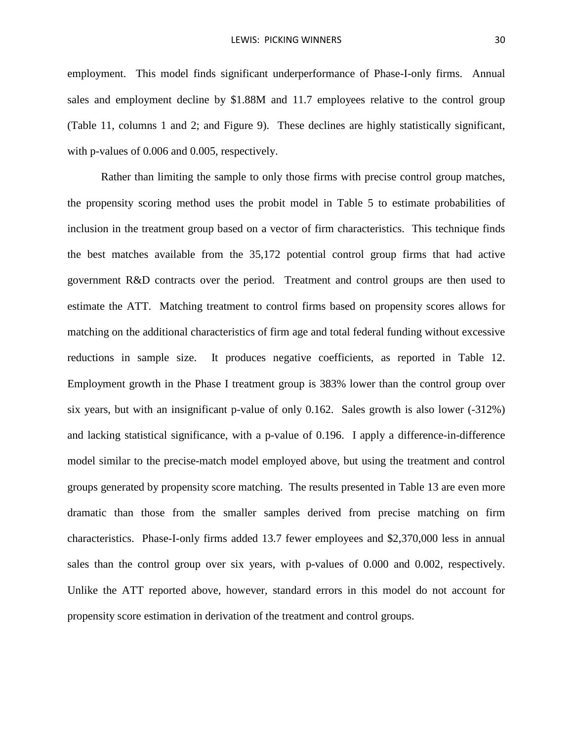employment. This model finds significant underperformance of Phase-I-only firms. Annual sales and employment decline by $1.88M and 11.7 employees relative to the control group (Table 11, columns 1 and 2; and Figure 9). These declines are highly statistically significant, with p-values of 0.006 and 0.005, respectively.

Rather than limiting the sample to only those firms with precise control group matches, the propensity scoring method uses the probit model in Table 5 to estimate probabilities of inclusion in the treatment group based on a vector of firm characteristics. This technique finds the best matches available from the 35,172 potential control group firms that had active government R&D contracts over the period. Treatment and control groups are then used to estimate the ATT. Matching treatment to control firms based on propensity scores allows for matching on the additional characteristics of firm age and total federal funding without excessive reductions in sample size. It produces negative coefficients, as reported in Table 12. Employment growth in the Phase I treatment group is 383% lower than the control group over six years, but with an insignificant p-value of only 0.162. Sales growth is also lower (-312%) and lacking statistical significance, with a p-value of 0.196. I apply a difference-in-difference model similar to the precise-match model employed above, but using the treatment and control groups generated by propensity score matching. The results presented in Table 13 are even more dramatic than those from the smaller samples derived from precise matching on firm characteristics. Phase-I-only firms added 13.7 fewer employees and $2,370,000 less in annual sales than the control group over six years, with p-values of 0.000 and 0.002, respectively. Unlike the ATT reported above, however, standard errors in this model do not account for propensity score estimation in derivation of the treatment and control groups.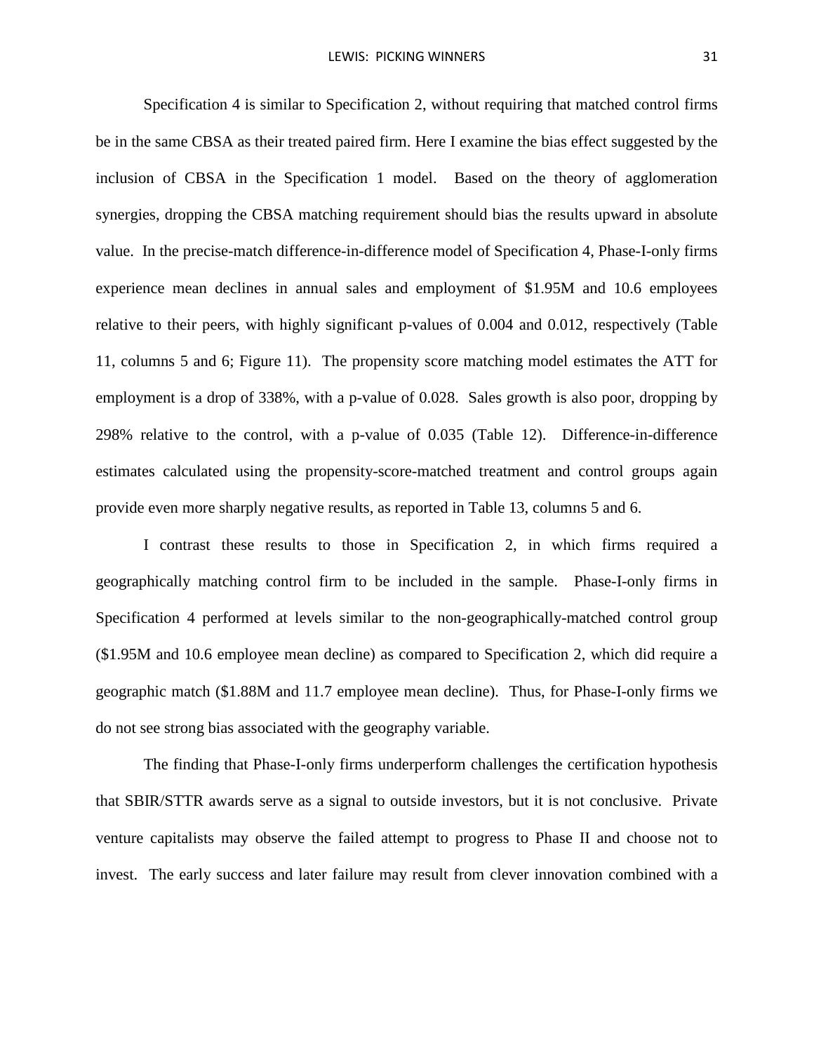Specification 4 is similar to Specification 2, without requiring that matched control firms be in the same CBSA as their treated paired firm. Here I examine the bias effect suggested by the inclusion of CBSA in the Specification 1 model. Based on the theory of agglomeration synergies, dropping the CBSA matching requirement should bias the results upward in absolute value. In the precise-match difference-in-difference model of Specification 4, Phase-I-only firms experience mean declines in annual sales and employment of $1.95M and 10.6 employees relative to their peers, with highly significant p-values of 0.004 and 0.012, respectively (Table 11, columns 5 and 6; Figure 11). The propensity score matching model estimates the ATT for employment is a drop of 338%, with a p-value of 0.028. Sales growth is also poor, dropping by 298% relative to the control, with a p-value of 0.035 (Table 12). Difference-in-difference estimates calculated using the propensity-score-matched treatment and control groups again provide even more sharply negative results, as reported in Table 13, columns 5 and 6.

I contrast these results to those in Specification 2, in which firms required a geographically matching control firm to be included in the sample. Phase-I-only firms in Specification 4 performed at levels similar to the non-geographically-matched control group ($1.95M and 10.6 employee mean decline) as compared to Specification 2, which did require a geographic match ($1.88M and 11.7 employee mean decline). Thus, for Phase-I-only firms we do not see strong bias associated with the geography variable.

The finding that Phase-I-only firms underperform challenges the certification hypothesis that SBIR/STTR awards serve as a signal to outside investors, but it is not conclusive. Private venture capitalists may observe the failed attempt to progress to Phase II and choose not to invest. The early success and later failure may result from clever innovation combined with a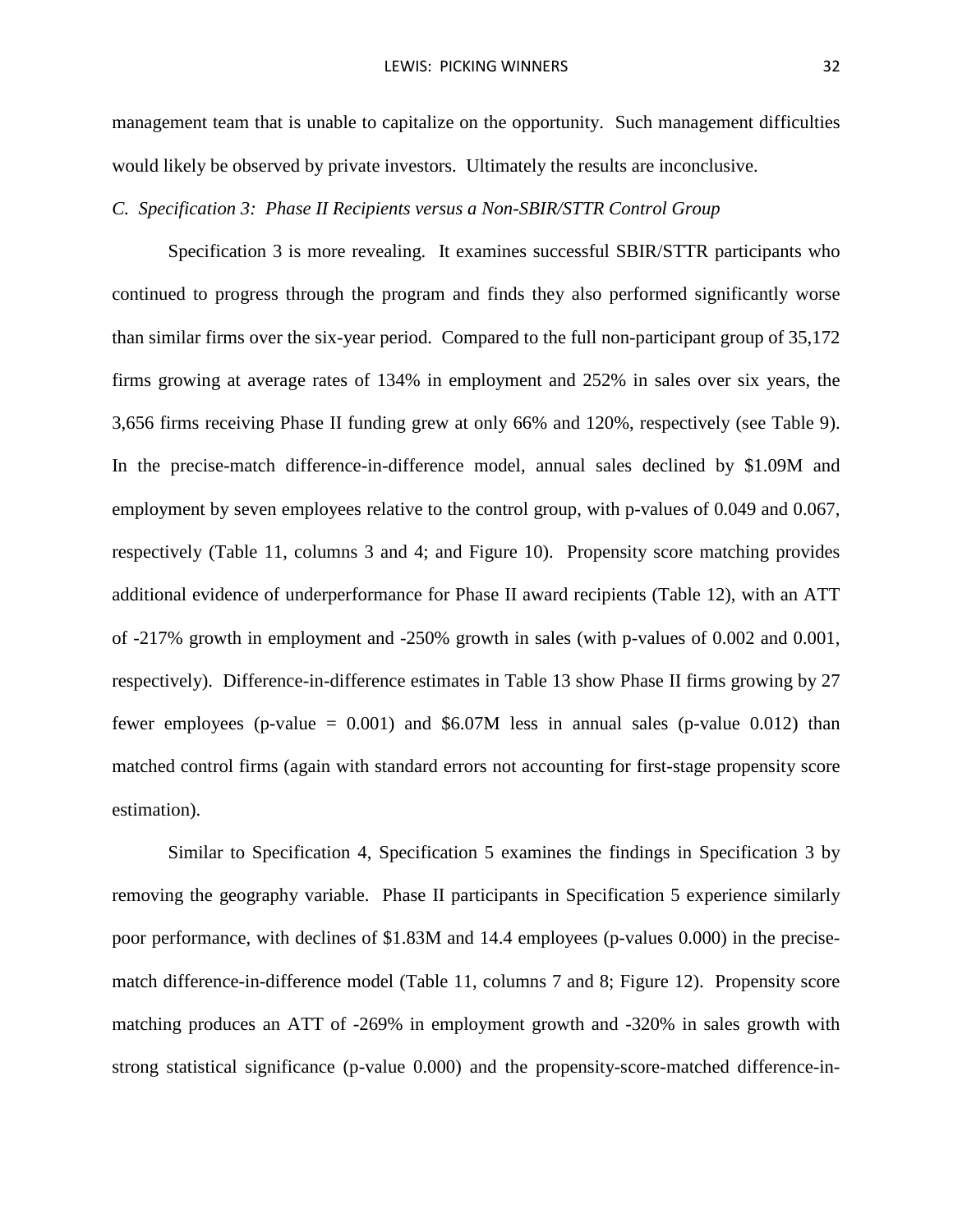management team that is unable to capitalize on the opportunity. Such management difficulties would likely be observed by private investors. Ultimately the results are inconclusive.

### *C. Specification 3: Phase II Recipients versus a Non-SBIR/STTR Control Group*

Specification 3 is more revealing. It examines successful SBIR/STTR participants who continued to progress through the program and finds they also performed significantly worse than similar firms over the six-year period. Compared to the full non-participant group of 35,172 firms growing at average rates of 134% in employment and 252% in sales over six years, the 3,656 firms receiving Phase II funding grew at only 66% and 120%, respectively (see Table 9). In the precise-match difference-in-difference model, annual sales declined by \$1.09M and employment by seven employees relative to the control group, with p-values of 0.049 and 0.067, respectively (Table 11, columns 3 and 4; and Figure 10). Propensity score matching provides additional evidence of underperformance for Phase II award recipients (Table 12), with an ATT of -217% growth in employment and -250% growth in sales (with p-values of 0.002 and 0.001, respectively). Difference-in-difference estimates in Table 13 show Phase II firms growing by 27 fewer employees (p-value = 0.001) and \$6.07M less in annual sales (p-value 0.012) than matched control firms (again with standard errors not accounting for first-stage propensity score estimation).

Similar to Specification 4, Specification 5 examines the findings in Specification 3 by removing the geography variable. Phase II participants in Specification 5 experience similarly poor performance, with declines of \$1.83M and 14.4 employees (p-values 0.000) in the precise-match difference-in-difference model (Table 11, columns 7 and 8; Figure 12). Propensity score matching produces an ATT of -269% in employment growth and -320% in sales growth with strong statistical significance (p-value 0.000) and the propensity-score-matched difference-in-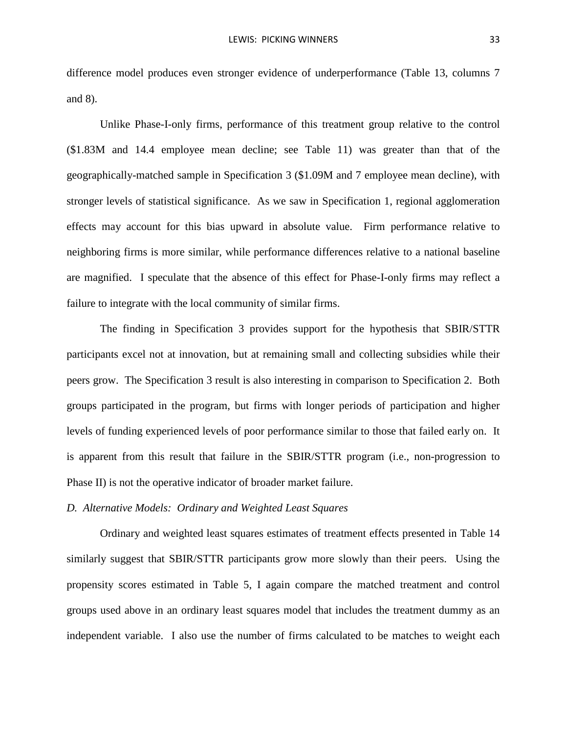difference model produces even stronger evidence of underperformance (Table 13, columns 7 and 8).

Unlike Phase-I-only firms, performance of this treatment group relative to the control ($1.83M and 14.4 employee mean decline; see Table 11) was greater than that of the geographically-matched sample in Specification 3 ($1.09M and 7 employee mean decline), with stronger levels of statistical significance. As we saw in Specification 1, regional agglomeration effects may account for this bias upward in absolute value. Firm performance relative to neighboring firms is more similar, while performance differences relative to a national baseline are magnified. I speculate that the absence of this effect for Phase-I-only firms may reflect a failure to integrate with the local community of similar firms.

The finding in Specification 3 provides support for the hypothesis that SBIR/STTR participants excel not at innovation, but at remaining small and collecting subsidies while their peers grow. The Specification 3 result is also interesting in comparison to Specification 2. Both groups participated in the program, but firms with longer periods of participation and higher levels of funding experienced levels of poor performance similar to those that failed early on. It is apparent from this result that failure in the SBIR/STTR program (i.e., non-progression to Phase II) is not the operative indicator of broader market failure.

*D. Alternative Models: Ordinary and Weighted Least Squares*

Ordinary and weighted least squares estimates of treatment effects presented in Table 14 similarly suggest that SBIR/STTR participants grow more slowly than their peers. Using the propensity scores estimated in Table 5, I again compare the matched treatment and control groups used above in an ordinary least squares model that includes the treatment dummy as an independent variable. I also use the number of firms calculated to be matches to weight each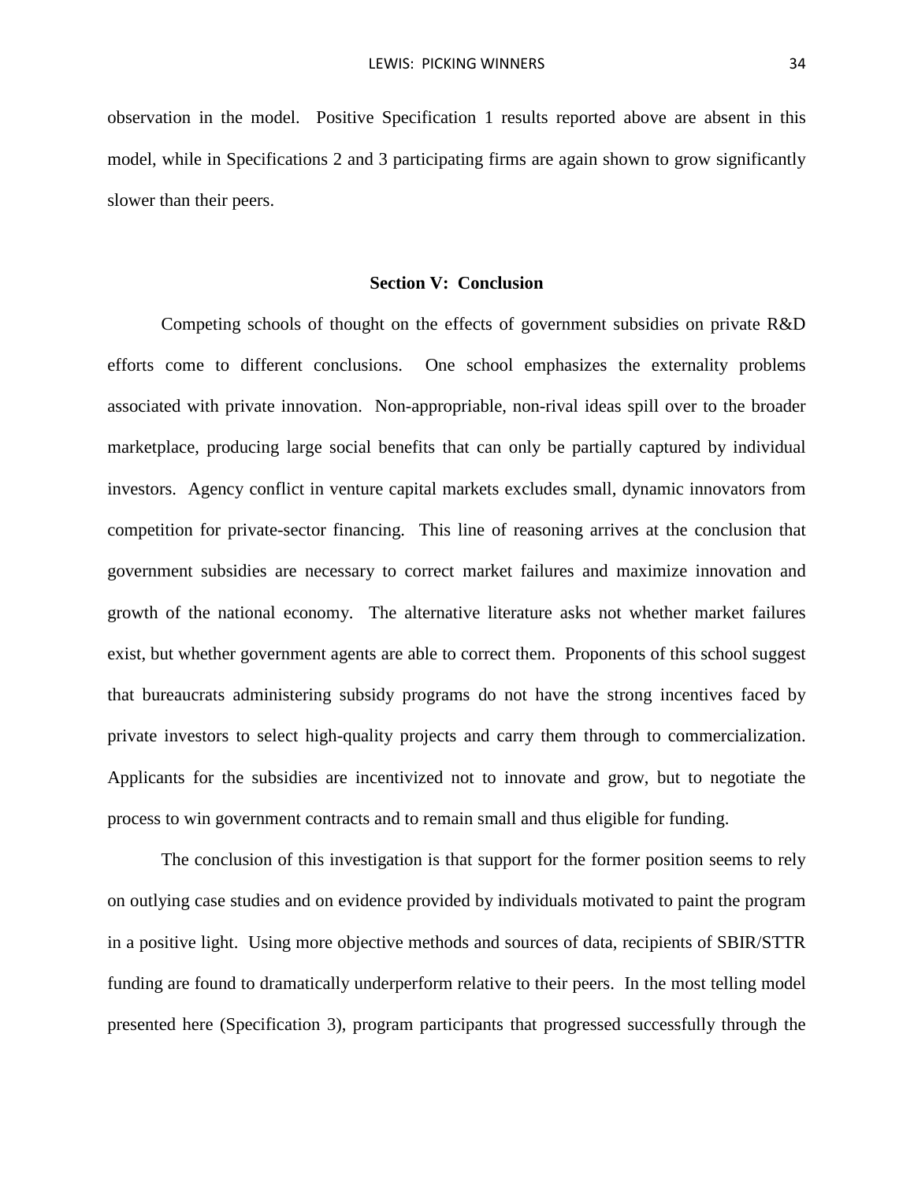observation in the model. Positive Specification 1 results reported above are absent in this model, while in Specifications 2 and 3 participating firms are again shown to grow significantly slower than their peers.

## Section V: Conclusion

Competing schools of thought on the effects of government subsidies on private R&D efforts come to different conclusions. One school emphasizes the externality problems associated with private innovation. Non-appropriable, non-rival ideas spill over to the broader marketplace, producing large social benefits that can only be partially captured by individual investors. Agency conflict in venture capital markets excludes small, dynamic innovators from competition for private-sector financing. This line of reasoning arrives at the conclusion that government subsidies are necessary to correct market failures and maximize innovation and growth of the national economy. The alternative literature asks not whether market failures exist, but whether government agents are able to correct them. Proponents of this school suggest that bureaucrats administering subsidy programs do not have the strong incentives faced by private investors to select high-quality projects and carry them through to commercialization. Applicants for the subsidies are incentivized not to innovate and grow, but to negotiate the process to win government contracts and to remain small and thus eligible for funding.

The conclusion of this investigation is that support for the former position seems to rely on outlying case studies and on evidence provided by individuals motivated to paint the program in a positive light. Using more objective methods and sources of data, recipients of SBIR/STTR funding are found to dramatically underperform relative to their peers. In the most telling model presented here (Specification 3), program participants that progressed successfully through the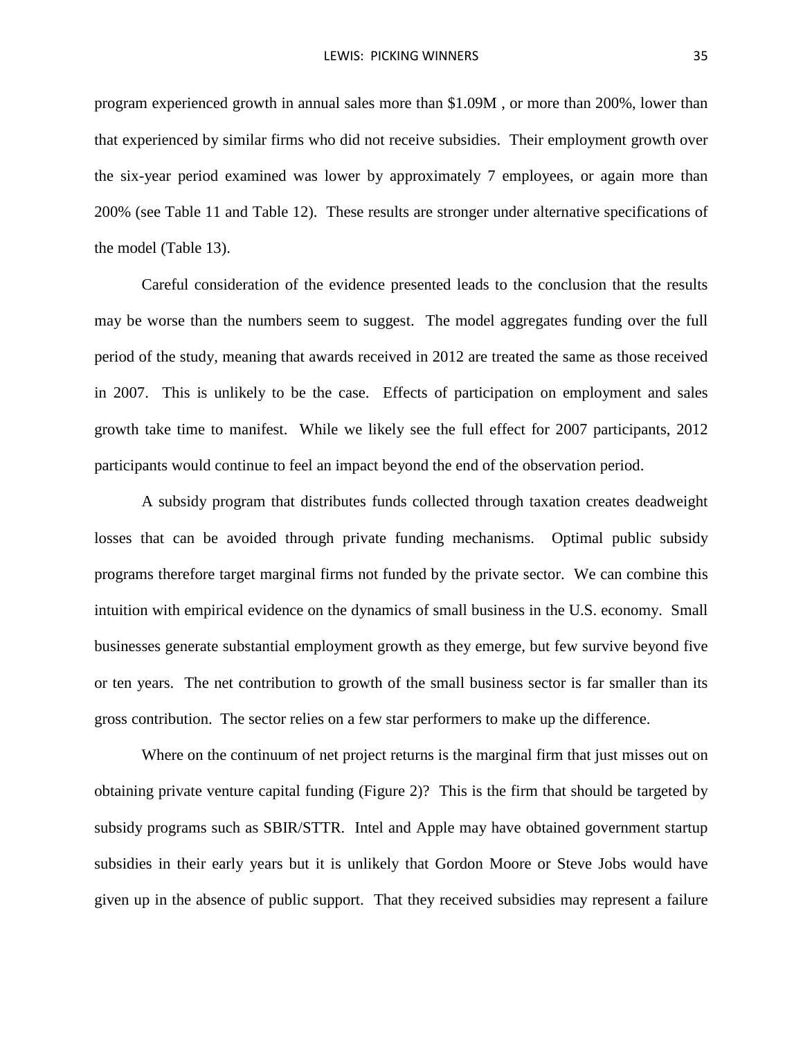program experienced growth in annual sales more than \$1.09M , or more than 200%, lower than that experienced by similar firms who did not receive subsidies. Their employment growth over the six-year period examined was lower by approximately 7 employees, or again more than 200% (see Table 11 and Table 12). These results are stronger under alternative specifications of the model (Table 13).

Careful consideration of the evidence presented leads to the conclusion that the results may be worse than the numbers seem to suggest. The model aggregates funding over the full period of the study, meaning that awards received in 2012 are treated the same as those received in 2007. This is unlikely to be the case. Effects of participation on employment and sales growth take time to manifest. While we likely see the full effect for 2007 participants, 2012 participants would continue to feel an impact beyond the end of the observation period.

A subsidy program that distributes funds collected through taxation creates deadweight losses that can be avoided through private funding mechanisms. Optimal public subsidy programs therefore target marginal firms not funded by the private sector. We can combine this intuition with empirical evidence on the dynamics of small business in the U.S. economy. Small businesses generate substantial employment growth as they emerge, but few survive beyond five or ten years. The net contribution to growth of the small business sector is far smaller than its gross contribution. The sector relies on a few star performers to make up the difference.

Where on the continuum of net project returns is the marginal firm that just misses out on obtaining private venture capital funding (Figure 2)? This is the firm that should be targeted by subsidy programs such as SBIR/STTR. Intel and Apple may have obtained government startup subsidies in their early years but it is unlikely that Gordon Moore or Steve Jobs would have given up in the absence of public support. That they received subsidies may represent a failure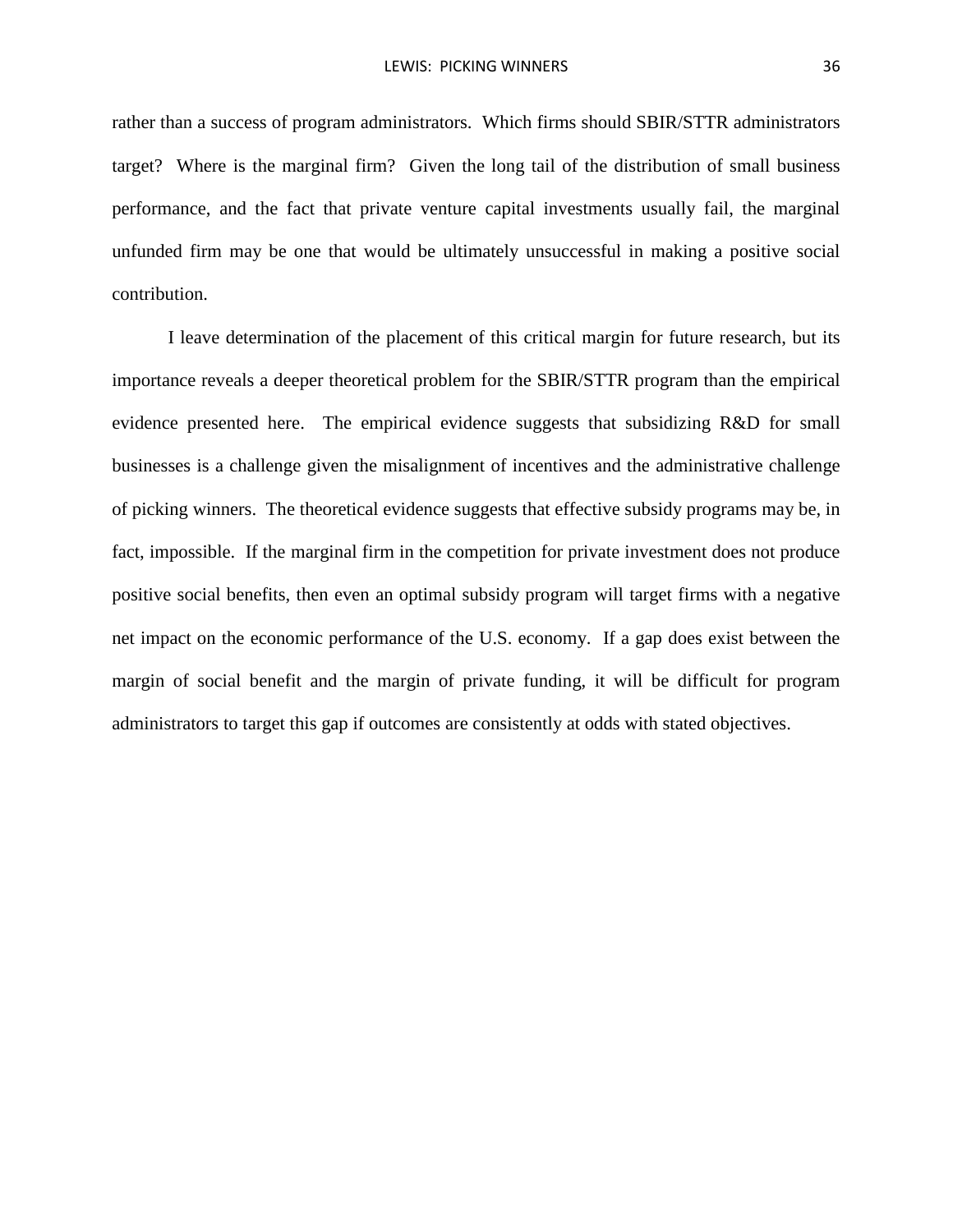rather than a success of program administrators. Which firms should SBIR/STTR administrators target? Where is the marginal firm? Given the long tail of the distribution of small business performance, and the fact that private venture capital investments usually fail, the marginal unfunded firm may be one that would be ultimately unsuccessful in making a positive social contribution.

I leave determination of the placement of this critical margin for future research, but its importance reveals a deeper theoretical problem for the SBIR/STTR program than the empirical evidence presented here. The empirical evidence suggests that subsidizing R&D for small businesses is a challenge given the misalignment of incentives and the administrative challenge of picking winners. The theoretical evidence suggests that effective subsidy programs may be, in fact, impossible. If the marginal firm in the competition for private investment does not produce positive social benefits, then even an optimal subsidy program will target firms with a negative net impact on the economic performance of the U.S. economy. If a gap does exist between the margin of social benefit and the margin of private funding, it will be difficult for program administrators to target this gap if outcomes are consistently at odds with stated objectives.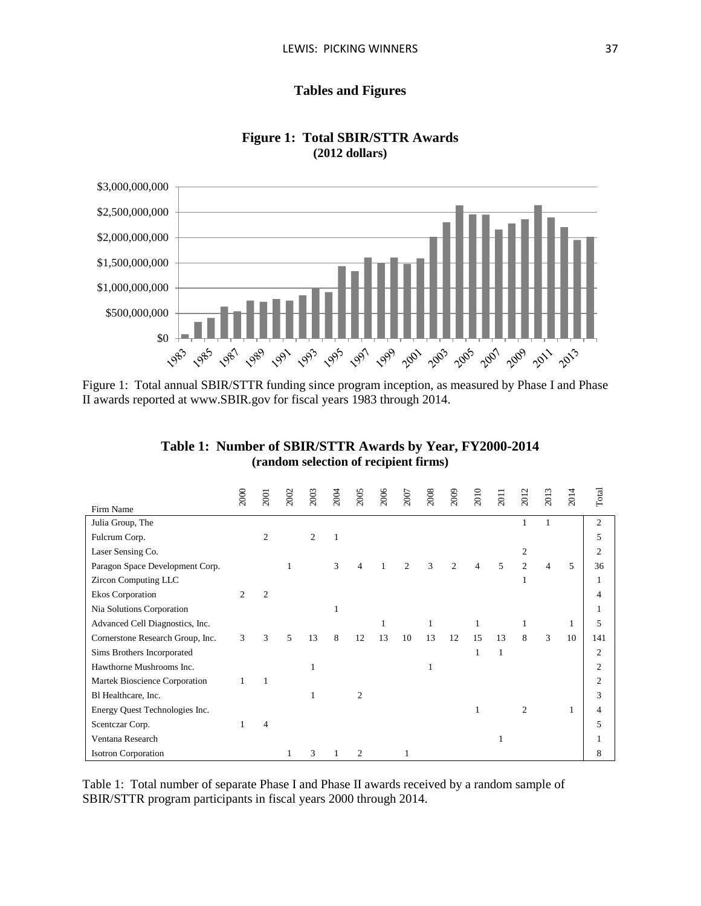# Tables and Figures

**Figure 1: Total SBIR/STTR Awards**
**(2012 dollars)**

Figure 1: Total annual SBIR/STTR funding since program inception, as measured by Phase I and Phase II awards reported at www.SBIR.gov for fiscal years 1983 through 2014.

**Table 1: Number of SBIR/STTR Awards by Year, FY2000-2014**
**(random selection of recipient firms)**

| Firm Name | 2000 | 2001 | 2002 | 2003 | 2004 | 2005 | 2006 | 2007 | 2008 | 2009 | 2010 | 2011 | 2012 | 2013 | 2014 | Total |
|---|---|---|---|---|---|---|---|---|---|---|---|---|---|---|---|---|
| Julia Group, The | | | | | | | | | | | | | 1 | 1 | | 2 |
| Fulcrum Corp. | | 2 | | 2 | 1 | | | | | | | | | | | 5 |
| Laser Sensing Co. | | | | | | | | | | | | | 2 | | | 2 |
| Paragon Space Development Corp. | | | 1 | | 3 | 4 | 1 | 2 | 3 | 2 | 4 | 5 | 2 | 4 | 5 | 36 |
| Zircon Computing LLC | | | | | | | | | | | | | 1 | | | 1 |
| Ekos Corporation | 2 | 2 | | | | | | | | | | | | | | 4 |
| Nia Solutions Corporation | | | | | 1 | | | | | | | | | | | 1 |
| Advanced Cell Diagnostics, Inc. | | | | | | | 1 | | 1 | | 1 | | 1 | | 1 | 5 |
| Cornerstone Research Group, Inc. | 3 | 3 | 5 | 13 | 8 | 12 | 13 | 10 | 13 | 12 | 15 | 13 | 8 | 3 | 10 | 141 |
| Sims Brothers Incorporated | | | | | | | | | | | 1 | 1 | | | | 2 |
| Hawthorne Mushrooms Inc. | | | | 1 | | | | | 1 | | | | | | | 2 |
| Martek Bioscience Corporation | 1 | 1 | | | | | | | | | | | | | | 2 |
| Bl Healthcare, Inc. | | | | 1 | | 2 | | | | | | | | | | 3 |
| Energy Quest Technologies Inc. | | | | | | | | | | | 1 | | 2 | | 1 | 4 |
| Scentczar Corp. | 1 | 4 | | | | | | | | | | | | | | 5 |
| Ventana Research | | | | | | | | | | | | 1 | | | | 1 |
| Isotron Corporation | | | 1 | 3 | 1 | 2 | | 1 | | | | | | | | 8 |

Table 1: Total number of separate Phase I and Phase II awards received by a random sample of SBIR/STTR program participants in fiscal years 2000 through 2014.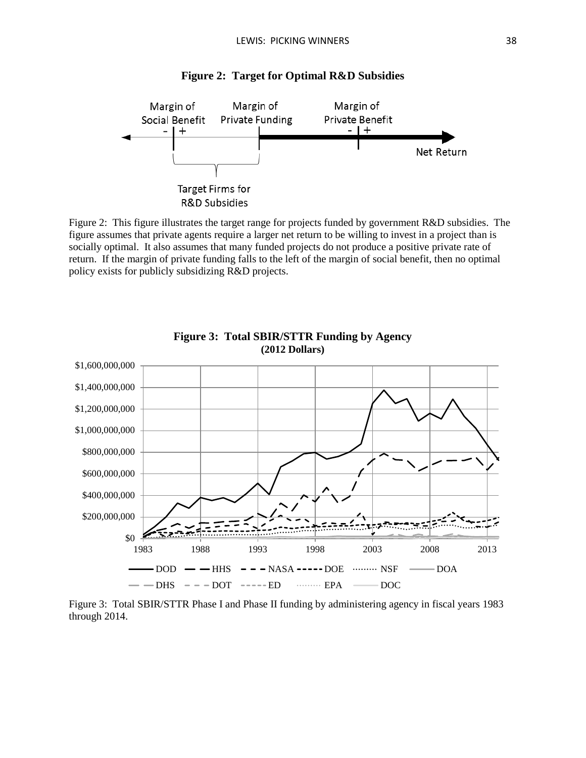**Figure 2: Target for Optimal R&D Subsidies**

Figure 2: This figure illustrates the target range for projects funded by government R&D subsidies. The figure assumes that private agents require a larger net return to be willing to invest in a project than is socially optimal. It also assumes that many funded projects do not produce a positive private rate of return. If the margin of private funding falls to the left of the margin of social benefit, then no optimal policy exists for publicly subsidizing R&D projects.

**Figure 3: Total SBIR/STTR Funding by Agency (2012 Dollars)**

Figure 3: Total SBIR/STTR Phase I and Phase II funding by administering agency in fiscal years 1983 through 2014.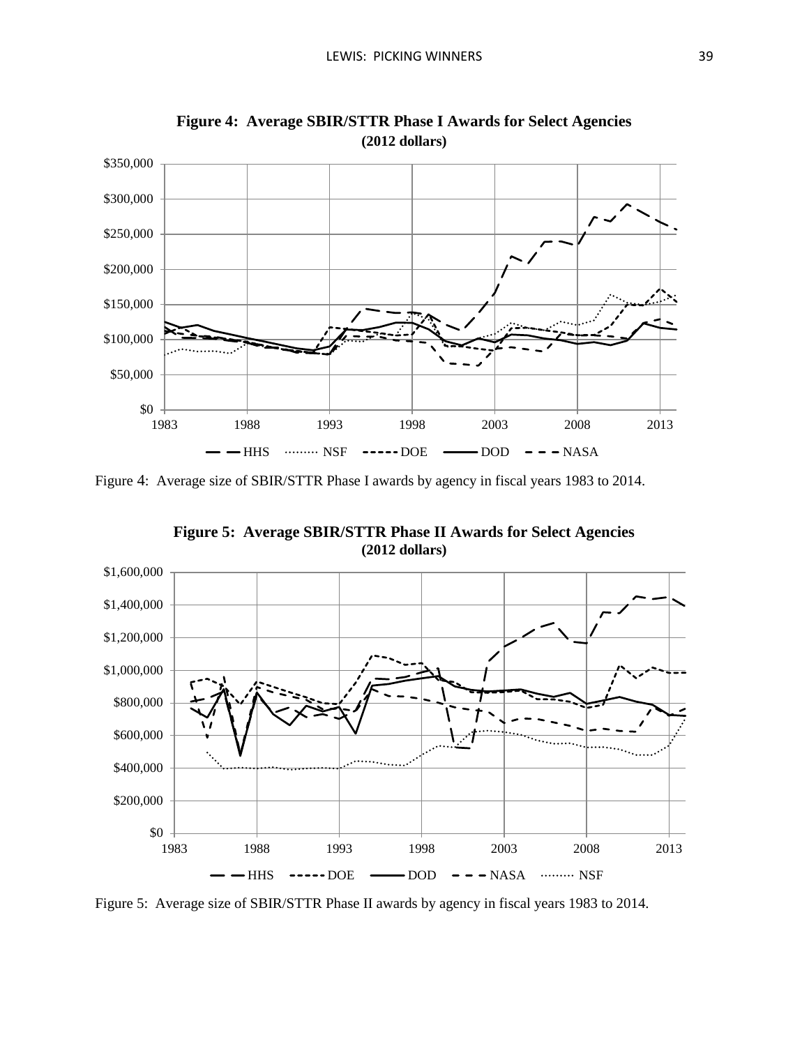**Figure 4: Average SBIR/STTR Phase I Awards for Select Agencies (2012 dollars)**

Figure 4: Average size of SBIR/STTR Phase I awards by agency in fiscal years 1983 to 2014.

**Figure 5: Average SBIR/STTR Phase II Awards for Select Agencies (2012 dollars)**

Figure 5: Average size of SBIR/STTR Phase II awards by agency in fiscal years 1983 to 2014.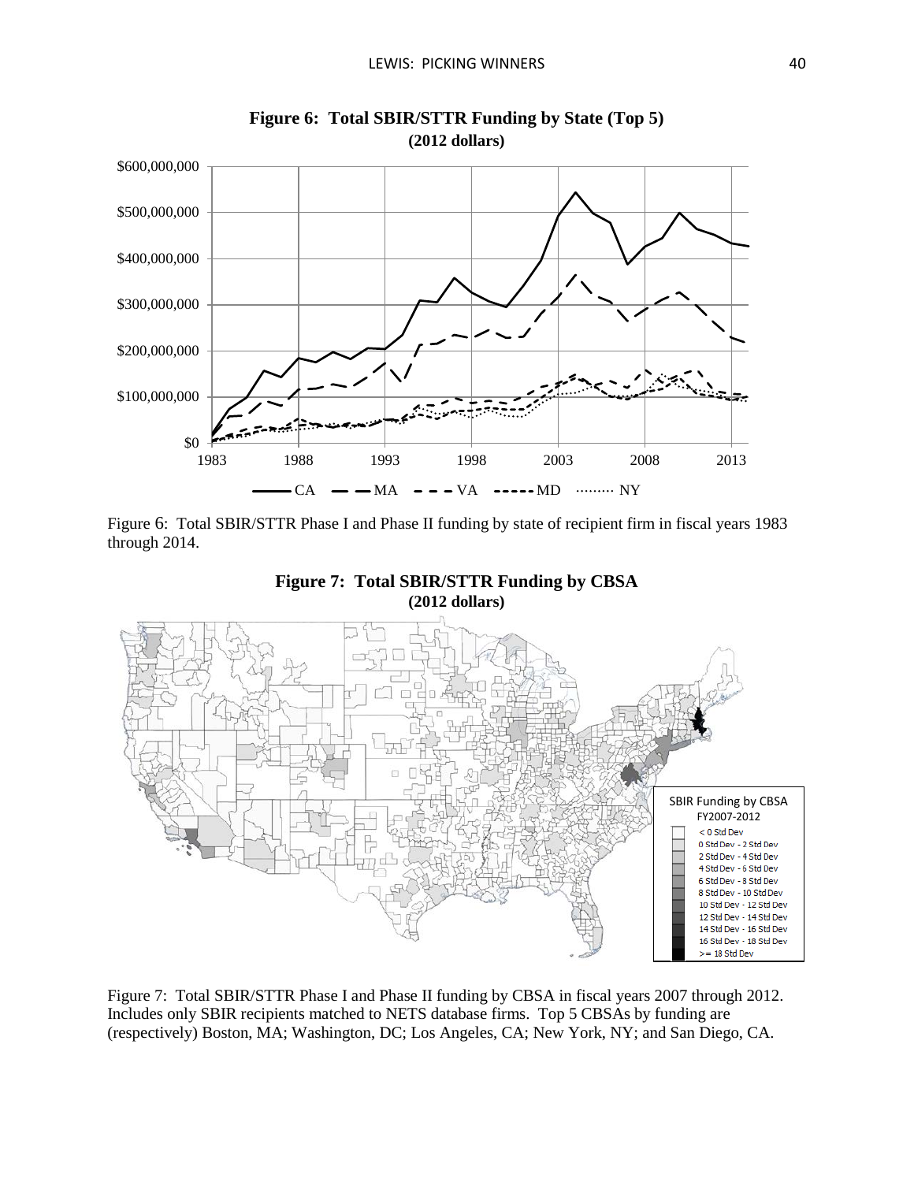**Figure 6: Total SBIR/STTR Funding by State (Top 5)**
**(2012 dollars)**

Figure 6: Total SBIR/STTR Phase I and Phase II funding by state of recipient firm in fiscal years 1983 through 2014.

**Figure 7: Total SBIR/STTR Funding by CBSA**
**(2012 dollars)**

Figure 7: Total SBIR/STTR Phase I and Phase II funding by CBSA in fiscal years 2007 through 2012. Includes only SBIR recipients matched to NETS database firms. Top 5 CBSAs by funding are (respectively) Boston, MA; Washington, DC; Los Angeles, CA; New York, NY; and San Diego, CA.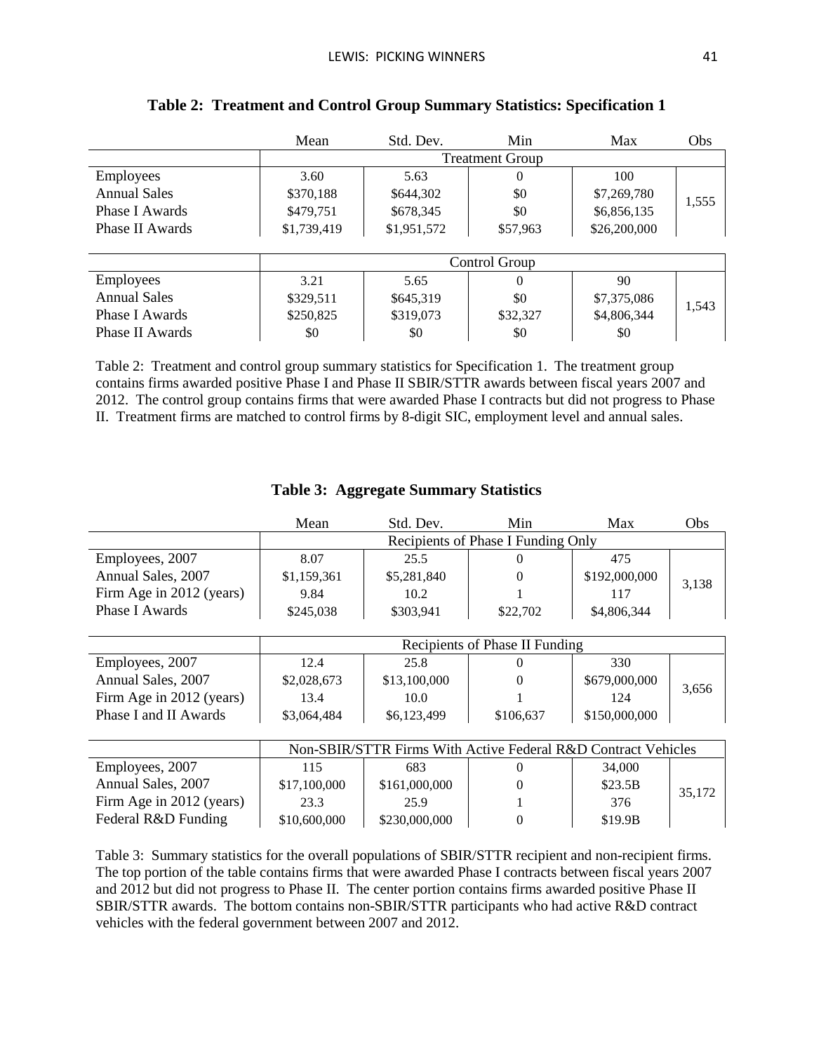**Table 2: Treatment and Control Group Summary Statistics: Specification 1**

| | Mean | Std. Dev. | Min | Max | Obs |
|---|---|---|---|---|---|
| | Treatment Group | | | | |
| Employees | 3.60 | 5.63 | 0 | 100 | 1,555 |
| Annual Sales | $370,188 | $644,302 | $0 | $7,269,780 | |
| Phase I Awards | $479,751 | $678,345 | $0 | $6,856,135 | |
| Phase II Awards | $1,739,419 | $1,951,572 | $57,963 | $26,200,000 | |
| | Control Group | | | | |
| Employees | 3.21 | 5.65 | 0 | 90 | 1,543 |
| Annual Sales | $329,511 | $645,319 | $0 | $7,375,086 | |
| Phase I Awards | $250,825 | $319,073 | $32,327 | $4,806,344 | |
| Phase II Awards | $0 | $0 | $0 | $0 | |

Table 2: Treatment and control group summary statistics for Specification 1. The treatment group contains firms awarded positive Phase I and Phase II SBIR/STTR awards between fiscal years 2007 and 2012. The control group contains firms that were awarded Phase I contracts but did not progress to Phase II. Treatment firms are matched to control firms by 8-digit SIC, employment level and annual sales.

**Table 3: Aggregate Summary Statistics**

| | Mean | Std. Dev. | Min | Max | Obs |
|---|---|---|---|---|---|
| | Recipients of Phase I Funding Only | | | | |
| Employees, 2007 | 8.07 | 25.5 | 0 | 475 | 3,138 |
| Annual Sales, 2007 | $1,159,361 | $5,281,840 | 0 | $192,000,000 | |
| Firm Age in 2012 (years) | 9.84 | 10.2 | 1 | 117 | |
| Phase I Awards | $245,038 | $303,941 | $22,702 | $4,806,344 | |
| | Recipients of Phase II Funding | | | | |
| Employees, 2007 | 12.4 | 25.8 | 0 | 330 | 3,656 |
| Annual Sales, 2007 | $2,028,673 | $13,100,000 | 0 | $679,000,000 | |
| Firm Age in 2012 (years) | 13.4 | 10.0 | 1 | 124 | |
| Phase I and II Awards | $3,064,484 | $6,123,499 | $106,637 | $150,000,000 | |
| | Non-SBIR/STTR Firms With Active Federal R&D Contract Vehicles | | | | |
| Employees, 2007 | 115 | 683 | 0 | 34,000 | 35,172 |
| Annual Sales, 2007 | $17,100,000 | $161,000,000 | 0 | $23.5B | |
| Firm Age in 2012 (years) | 23.3 | 25.9 | 1 | 376 | |
| Federal R&D Funding | $10,600,000 | $230,000,000 | 0 | $19.9B | |

Table 3: Summary statistics for the overall populations of SBIR/STTR recipient and non-recipient firms. The top portion of the table contains firms that were awarded Phase I contracts between fiscal years 2007 and 2012 but did not progress to Phase II. The center portion contains firms awarded positive Phase II SBIR/STTR awards. The bottom contains non-SBIR/STTR participants who had active R&D contract vehicles with the federal government between 2007 and 2012.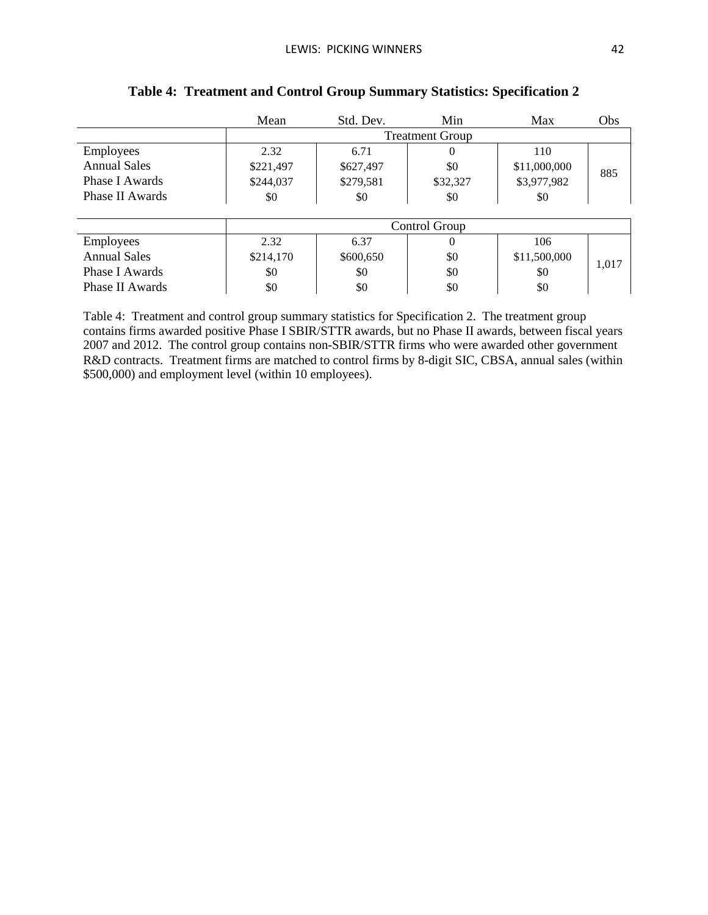**Table 4: Treatment and Control Group Summary Statistics: Specification 2**

| | Mean | Std. Dev. | Min | Max | Obs |
|---|---|---|---|---|---|
| | Treatment Group | | | | |
| Employees | 2.32 | 6.71 | 0 | 110 | 885 |
| Annual Sales | $221,497 | $627,497 | $0 | $11,000,000 | |
| Phase I Awards | $244,037 | $279,581 | $32,327 | $3,977,982 | |
| Phase II Awards | $0 | $0 | $0 | $0 | |
| | Control Group | | | | |
| Employees | 2.32 | 6.37 | 0 | 106 | 1,017 |
| Annual Sales | $214,170 | $600,650 | $0 | $11,500,000 | |
| Phase I Awards | $0 | $0 | $0 | $0 | |
| Phase II Awards | $0 | $0 | $0 | $0 | |

Table 4: Treatment and control group summary statistics for Specification 2. The treatment group contains firms awarded positive Phase I SBIR/STTR awards, but no Phase II awards, between fiscal years 2007 and 2012. The control group contains non-SBIR/STTR firms who were awarded other government R&D contracts. Treatment firms are matched to control firms by 8-digit SIC, CBSA, annual sales (within $500,000) and employment level (within 10 employees).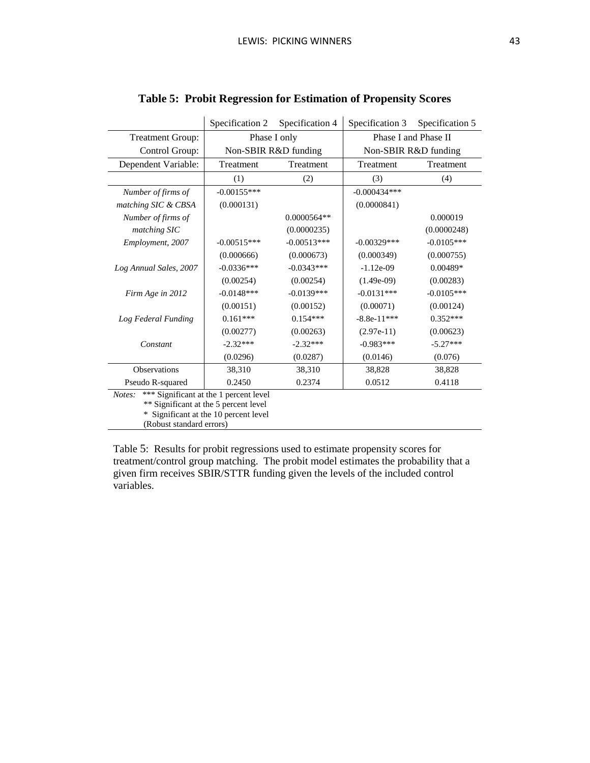**Table 5: Probit Regression for Estimation of Propensity Scores**

| | Specification 2 | Specification 4 | Specification 3 | Specification 5 |
|---|---|---|---|---|
| Treatment Group: | Phase I only | | Phase I and Phase II | |
| Control Group: | Non-SBIR R&D funding | | Non-SBIR R&D funding | |
| Dependent Variable: | Treatment | Treatment | Treatment | Treatment |
| | (1) | (2) | (3) | (4) |
| *Number of firms of matching SIC & CBSA* | -0.00155*** | | -0.000434*** | |
| | (0.000131) | | (0.0000841) | |
| *Number of firms of matching SIC* | | 0.0000564** | | 0.000019 |
| | | (0.0000235) | | (0.0000248) |
| *Employment, 2007* | -0.00515*** | -0.00513*** | -0.00329*** | -0.0105*** |
| | (0.000666) | (0.000673) | (0.000349) | (0.000755) |
| *Log Annual Sales, 2007* | -0.0336*** | -0.0343*** | -1.12e-09 | 0.00489* |
| | (0.00254) | (0.00254) | (1.49e-09) | (0.00283) |
| *Firm Age in 2012* | -0.0148*** | -0.0139*** | -0.0131*** | -0.0105*** |
| | (0.00151) | (0.00152) | (0.00071) | (0.00124) |
| *Log Federal Funding* | 0.161*** | 0.154*** | -8.8e-11*** | 0.352*** |
| | (0.00277) | (0.00263) | (2.97e-11) | (0.00623) |
| *Constant* | -2.32*** | -2.32*** | -0.983*** | -5.27*** |
| | (0.0296) | (0.0287) | (0.0146) | (0.076) |
| Observations | 38,310 | 38,310 | 38,828 | 38,828 |
| Pseudo R-squared | 0.2450 | 0.2374 | 0.0512 | 0.4118 |

*Notes:* *** Significant at the 1 percent level
** Significant at the 5 percent level
\* Significant at the 10 percent level
(Robust standard errors)

Table 5: Results for probit regressions used to estimate propensity scores for treatment/control group matching. The probit model estimates the probability that a given firm receives SBIR/STTR funding given the levels of the included control variables.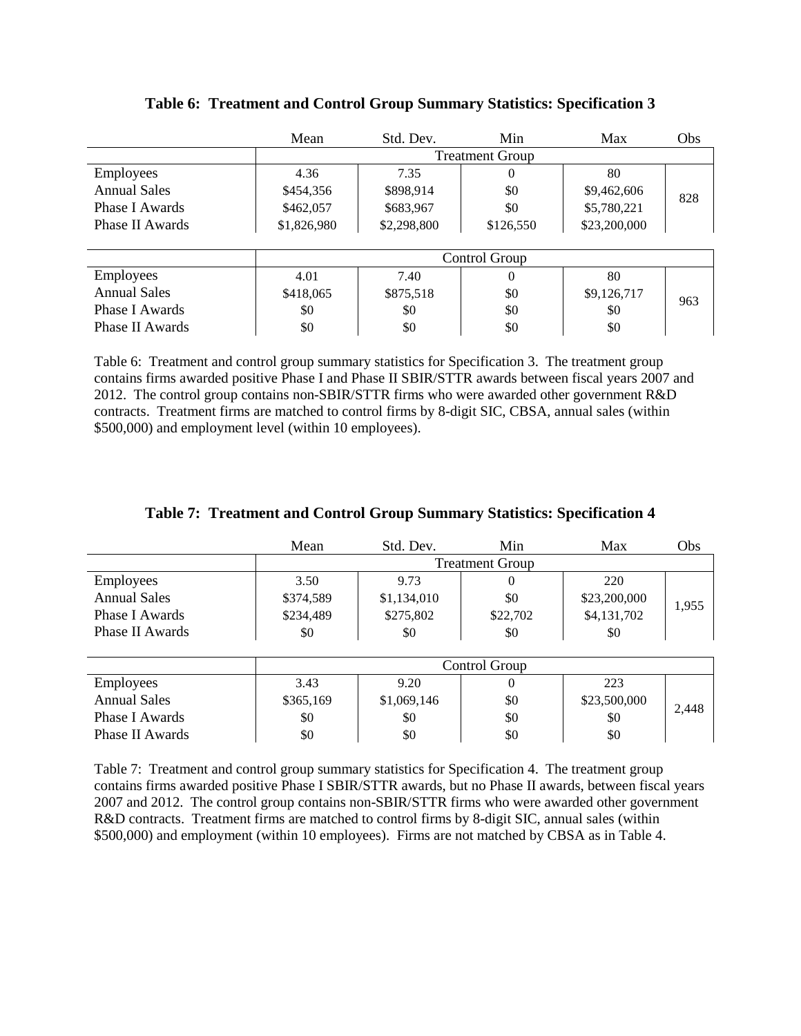**Table 6: Treatment and Control Group Summary Statistics: Specification 3**

| | Mean | Std. Dev. | Min | Max | Obs |
|---|---|---|---|---|---|
| | Treatment Group | | | | |
| Employees | 4.36 | 7.35 | 0 | 80 | 828 |
| Annual Sales | $454,356 | $898,914 | $0 | $9,462,606 | |
| Phase I Awards | $462,057 | $683,967 | $0 | $5,780,221 | |
| Phase II Awards | $1,826,980 | $2,298,800 | $126,550 | $23,200,000 | |
| | Control Group | | | | |
| Employees | 4.01 | 7.40 | 0 | 80 | 963 |
| Annual Sales | $418,065 | $875,518 | $0 | $9,126,717 | |
| Phase I Awards | $0 | $0 | $0 | $0 | |
| Phase II Awards | $0 | $0 | $0 | $0 | |

Table 6: Treatment and control group summary statistics for Specification 3. The treatment group contains firms awarded positive Phase I and Phase II SBIR/STTR awards between fiscal years 2007 and 2012. The control group contains non-SBIR/STTR firms who were awarded other government R&D contracts. Treatment firms are matched to control firms by 8-digit SIC, CBSA, annual sales (within $500,000) and employment level (within 10 employees).

**Table 7: Treatment and Control Group Summary Statistics: Specification 4**

| | Mean | Std. Dev. | Min | Max | Obs |
|---|---|---|---|---|---|
| | Treatment Group | | | | |
| Employees | 3.50 | 9.73 | 0 | 220 | 1,955 |
| Annual Sales | $374,589 | $1,134,010 | $0 | $23,200,000 | |
| Phase I Awards | $234,489 | $275,802 | $22,702 | $4,131,702 | |
| Phase II Awards | $0 | $0 | $0 | $0 | |
| | Control Group | | | | |
| Employees | 3.43 | 9.20 | 0 | 223 | 2,448 |
| Annual Sales | $365,169 | $1,069,146 | $0 | $23,500,000 | |
| Phase I Awards | $0 | $0 | $0 | $0 | |
| Phase II Awards | $0 | $0 | $0 | $0 | |

Table 7: Treatment and control group summary statistics for Specification 4. The treatment group contains firms awarded positive Phase I SBIR/STTR awards, but no Phase II awards, between fiscal years 2007 and 2012. The control group contains non-SBIR/STTR firms who were awarded other government R&D contracts. Treatment firms are matched to control firms by 8-digit SIC, annual sales (within $500,000) and employment (within 10 employees). Firms are not matched by CBSA as in Table 4.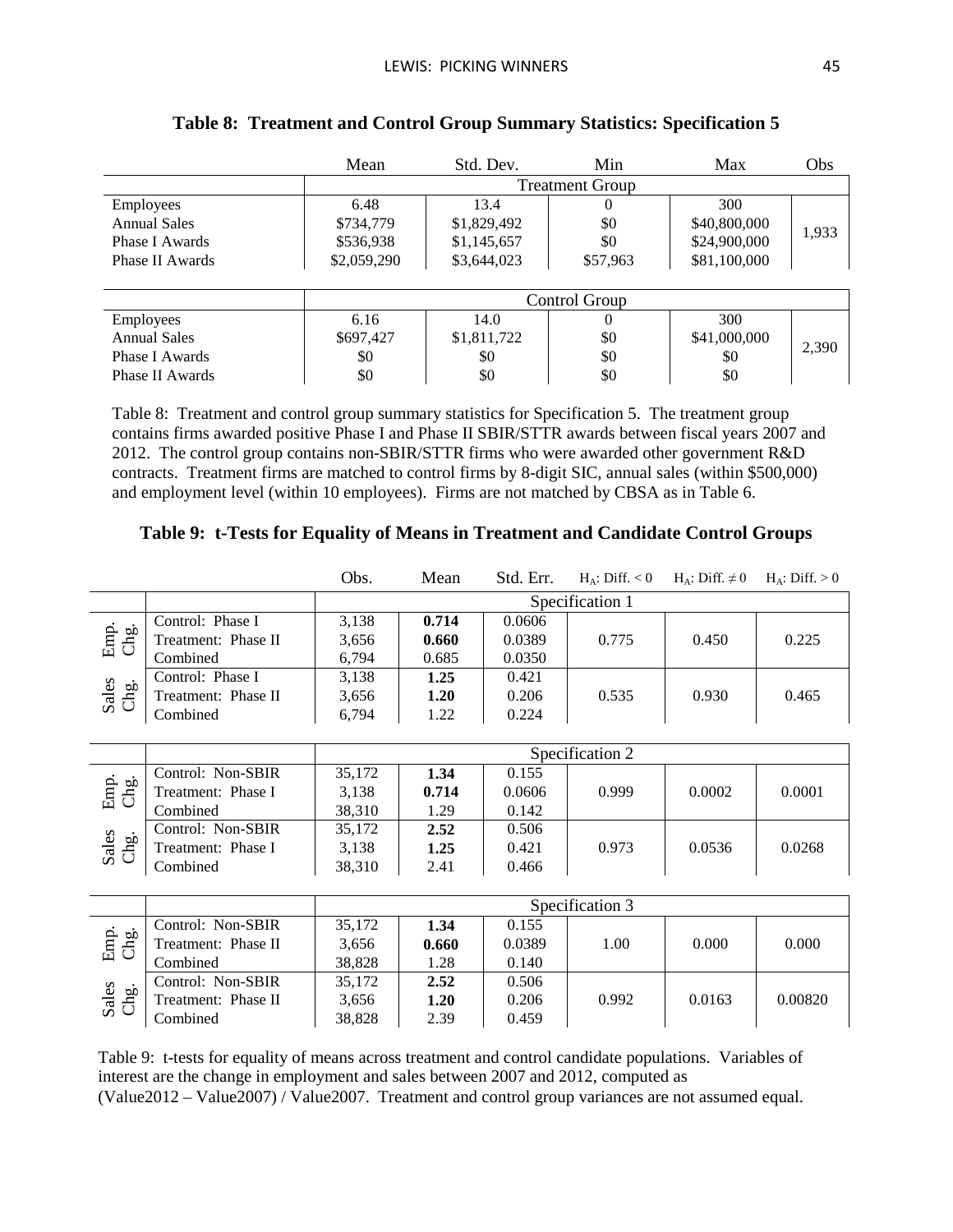**Table 8: Treatment and Control Group Summary Statistics: Specification 5**

| | Mean | Std. Dev. | Min | Max | Obs |
|---|---|---|---|---|---|
| | Treatment Group | | | | |
| Employees | 6.48 | 13.4 | 0 | 300 | 1,933 |
| Annual Sales | $734,779 | $1,829,492 | $0 | $40,800,000 | |
| Phase I Awards | $536,938 | $1,145,657 | $0 | $24,900,000 | |
| Phase II Awards | $2,059,290 | $3,644,023 | $57,963 | $81,100,000 | |
| | Control Group | | | | |
| Employees | 6.16 | 14.0 | 0 | 300 | 2,390 |
| Annual Sales | $697,427 | $1,811,722 | $0 | $41,000,000 | |
| Phase I Awards | $0 | $0 | $0 | $0 | |
| Phase II Awards | $0 | $0 | $0 | $0 | |

Table 8: Treatment and control group summary statistics for Specification 5. The treatment group contains firms awarded positive Phase I and Phase II SBIR/STTR awards between fiscal years 2007 and 2012. The control group contains non-SBIR/STTR firms who were awarded other government R&D contracts. Treatment firms are matched to control firms by 8-digit SIC, annual sales (within $500,000) and employment level (within 10 employees). Firms are not matched by CBSA as in Table 6.

**Table 9: t-Tests for Equality of Means in Treatment and Candidate Control Groups**

| | | Obs. | Mean | Std. Err. | $H_A$: Diff. < 0 | $H_A$: Diff. $\neq$ 0 | $H_A$: Diff. > 0 |
|---|---|---|---|---|---|---|---|
| | | Specification 1 | | | | | |
| Emp. Chg. | Control: Phase I | 3,138 | **0.714** | 0.0606 | 0.775 | 0.450 | 0.225 |
| | Treatment: Phase II | 3,656 | **0.660** | 0.0389 | | | |
| | Combined | 6,794 | 0.685 | 0.0350 | | | |
| Sales Chg. | Control: Phase I | 3,138 | **1.25** | 0.421 | 0.535 | 0.930 | 0.465 |
| | Treatment: Phase II | 3,656 | **1.20** | 0.206 | | | |
| | Combined | 6,794 | 1.22 | 0.224 | | | |
| | | Specification 2 | | | | | |
| Emp. Chg. | Control: Non-SBIR | 35,172 | **1.34** | 0.155 | 0.999 | 0.0002 | 0.0001 |
| | Treatment: Phase I | 3,138 | **0.714** | 0.0606 | | | |
| | Combined | 38,310 | 1.29 | 0.142 | | | |
| Sales Chg. | Control: Non-SBIR | 35,172 | **2.52** | 0.506 | 0.973 | 0.0536 | 0.0268 |
| | Treatment: Phase I | 3,138 | **1.25** | 0.421 | | | |
| | Combined | 38,310 | 2.41 | 0.466 | | | |
| | | Specification 3 | | | | | |
| Emp. Chg. | Control: Non-SBIR | 35,172 | **1.34** | 0.155 | 1.00 | 0.000 | 0.000 |
| | Treatment: Phase II | 3,656 | **0.660** | 0.0389 | | | |
| | Combined | 38,828 | 1.28 | 0.140 | | | |
| Sales Chg. | Control: Non-SBIR | 35,172 | **2.52** | 0.506 | 0.992 | 0.0163 | 0.00820 |
| | Treatment: Phase II | 3,656 | **1.20** | 0.206 | | | |
| | Combined | 38,828 | 2.39 | 0.459 | | | |

Table 9: t-tests for equality of means across treatment and control candidate populations. Variables of interest are the change in employment and sales between 2007 and 2012, computed as (Value2012 – Value2007) / Value2007. Treatment and control group variances are not assumed equal.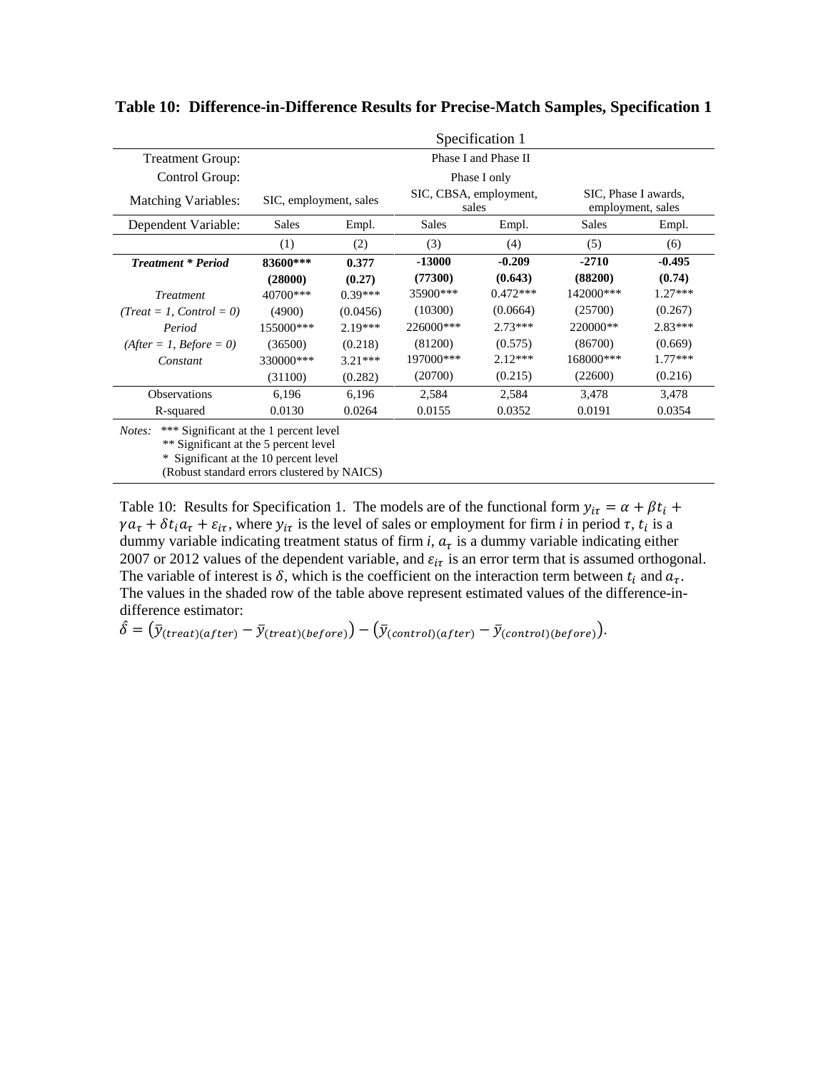**Table 10: Difference-in-Difference Results for Precise-Match Samples, Specification 1**

| | Specification 1 | | | | | |
|---|---|---|---|---|---|---|
| Treatment Group: | Phase I and Phase II | | | | | |
| Control Group: | Phase I only | | | | | |
| Matching Variables: | SIC, employment, sales | | SIC, CBSA, employment, sales | | SIC, Phase I awards, employment, sales | |
| Dependent Variable: | Sales | Empl. | Sales | Empl. | Sales | Empl. |
| | (1) | (2) | (3) | (4) | (5) | (6) |
| ***Treatment \* Period*** | **83600\*\*\*** | **0.377** | **-13000** | **-0.209** | **-2710** | **-0.495** |
| | **(28000)** | **(0.27)** | **(77300)** | **(0.643)** | **(88200)** | **(0.74)** |
| *Treatment* | 40700\*\*\* | 0.39\*\*\* | 35900\*\*\* | 0.472\*\*\* | 142000\*\*\* | 1.27\*\*\* |
| *(Treat = 1, Control = 0)* | (4900) | (0.0456) | (10300) | (0.0664) | (25700) | (0.267) |
| *Period* | 155000\*\*\* | 2.19\*\*\* | 226000\*\*\* | 2.73\*\*\* | 220000\*\* | 2.83\*\*\* |
| *(After = 1, Before = 0)* | (36500) | (0.218) | (81200) | (0.575) | (86700) | (0.669) |
| *Constant* | 330000\*\*\* | 3.21\*\*\* | 197000\*\*\* | 2.12\*\*\* | 168000\*\*\* | 1.77\*\*\* |
| | (31100) | (0.282) | (20700) | (0.215) | (22600) | (0.216) |
| Observations | 6,196 | 6,196 | 2,584 | 2,584 | 3,478 | 3,478 |
| R-squared | 0.0130 | 0.0264 | 0.0155 | 0.0352 | 0.0191 | 0.0354 |

*Notes:* \*\*\* Significant at the 1 percent level
\*\* Significant at the 5 percent level
\* Significant at the 10 percent level
(Robust standard errors clustered by NAICS)

Table 10: Results for Specification 1. The models are of the functional form $y_{i\tau} = \alpha + \beta t_i + \gamma a_\tau + \delta t_i a_\tau + \varepsilon_{i\tau}$, where $y_{i\tau}$ is the level of sales or employment for firm *i* in period $\tau$, $t_i$ is a dummy variable indicating treatment status of firm *i*, $a_\tau$ is a dummy variable indicating either 2007 or 2012 values of the dependent variable, and $\varepsilon_{i\tau}$ is an error term that is assumed orthogonal. The variable of interest is $\delta$, which is the coefficient on the interaction term between $t_i$ and $a_\tau$. The values in the shaded row of the table above represent estimated values of the difference-in-difference estimator:

$$\hat{\delta} = \left(\bar{y}_{(treat)(after)} - \bar{y}_{(treat)(before)}\right) - \left(\bar{y}_{(control)(after)} - \bar{y}_{(control)(before)}\right).$$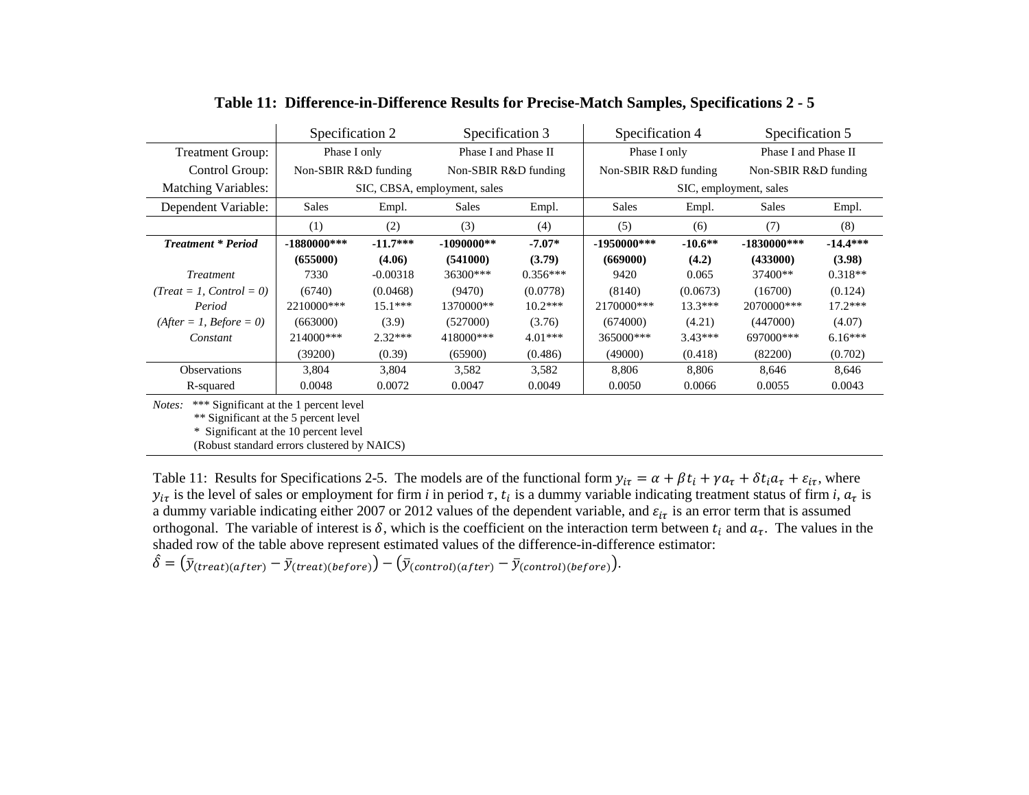**Table 11: Difference-in-Difference Results for Precise-Match Samples, Specifications 2 - 5**

| | Specification 2 | | Specification 3 | | Specification 4 | | Specification 5 | |
|---|---|---|---|---|---|---|---|---|
| Treatment Group: | Phase I only | | Phase I and Phase II | | Phase I only | | Phase I and Phase II | |
| Control Group: | Non-SBIR R&D funding | | Non-SBIR R&D funding | | Non-SBIR R&D funding | | Non-SBIR R&D funding | |
| Matching Variables: | SIC, CBSA, employment, sales | | | | SIC, employment, sales | | | |
| Dependent Variable: | Sales | Empl. | Sales | Empl. | Sales | Empl. | Sales | Empl. |
| | (1) | (2) | (3) | (4) | (5) | (6) | (7) | (8) |
| ***Treatment * Period*** | **-1880000*****| **-11.7***** | **-1090000**** | **-7.07*** | **-1950000***** | **-10.6**** | **-1830000***** | **-14.4***** |
| | **(655000)** | **(4.06)** | **(541000)** | **(3.79)** | **(669000)** | **(4.2)** | **(433000)** | **(3.98)** |
| *Treatment* | 7330 | -0.00318 | 36300*** | 0.356*** | 9420 | 0.065 | 37400** | 0.318** |
| *(Treat = 1, Control = 0)* | (6740) | (0.0468) | (9470) | (0.0778) | (8140) | (0.0673) | (16700) | (0.124) |
| *Period* | 2210000*** | 15.1*** | 1370000** | 10.2*** | 2170000*** | 13.3*** | 2070000*** | 17.2*** |
| *(After = 1, Before = 0)* | (663000) | (3.9) | (527000) | (3.76) | (674000) | (4.21) | (447000) | (4.07) |
| *Constant* | 214000*** | 2.32*** | 418000*** | 4.01*** | 365000*** | 3.43*** | 697000*** | 6.16*** |
| | (39200) | (0.39) | (65900) | (0.486) | (49000) | (0.418) | (82200) | (0.702) |
| Observations | 3,804 | 3,804 | 3,582 | 3,582 | 8,806 | 8,806 | 8,646 | 8,646 |
| R-squared | 0.0048 | 0.0072 | 0.0047 | 0.0049 | 0.0050 | 0.0066 | 0.0055 | 0.0043 |

*Notes:* *** Significant at the 1 percent level
** Significant at the 5 percent level
* Significant at the 10 percent level
(Robust standard errors clustered by NAICS)

Table 11: Results for Specifications 2-5. The models are of the functional form $y_{i\tau} = \alpha + \beta t_i + \gamma a_\tau + \delta t_i a_\tau + \varepsilon_{i\tau}$, where $y_{i\tau}$ is the level of sales or employment for firm *i* in period $\tau$, $t_i$ is a dummy variable indicating treatment status of firm *i*, $a_\tau$ is a dummy variable indicating either 2007 or 2012 values of the dependent variable, and $\varepsilon_{i\tau}$ is an error term that is assumed orthogonal. The variable of interest is $\delta$, which is the coefficient on the interaction term between $t_i$ and $a_\tau$. The values in the shaded row of the table above represent estimated values of the difference-in-difference estimator:
$\hat{\delta} = \left(\bar{y}_{(treat)(after)} - \bar{y}_{(treat)(before)}\right) - \left(\bar{y}_{(control)(after)} - \bar{y}_{(control)(before)}\right)$.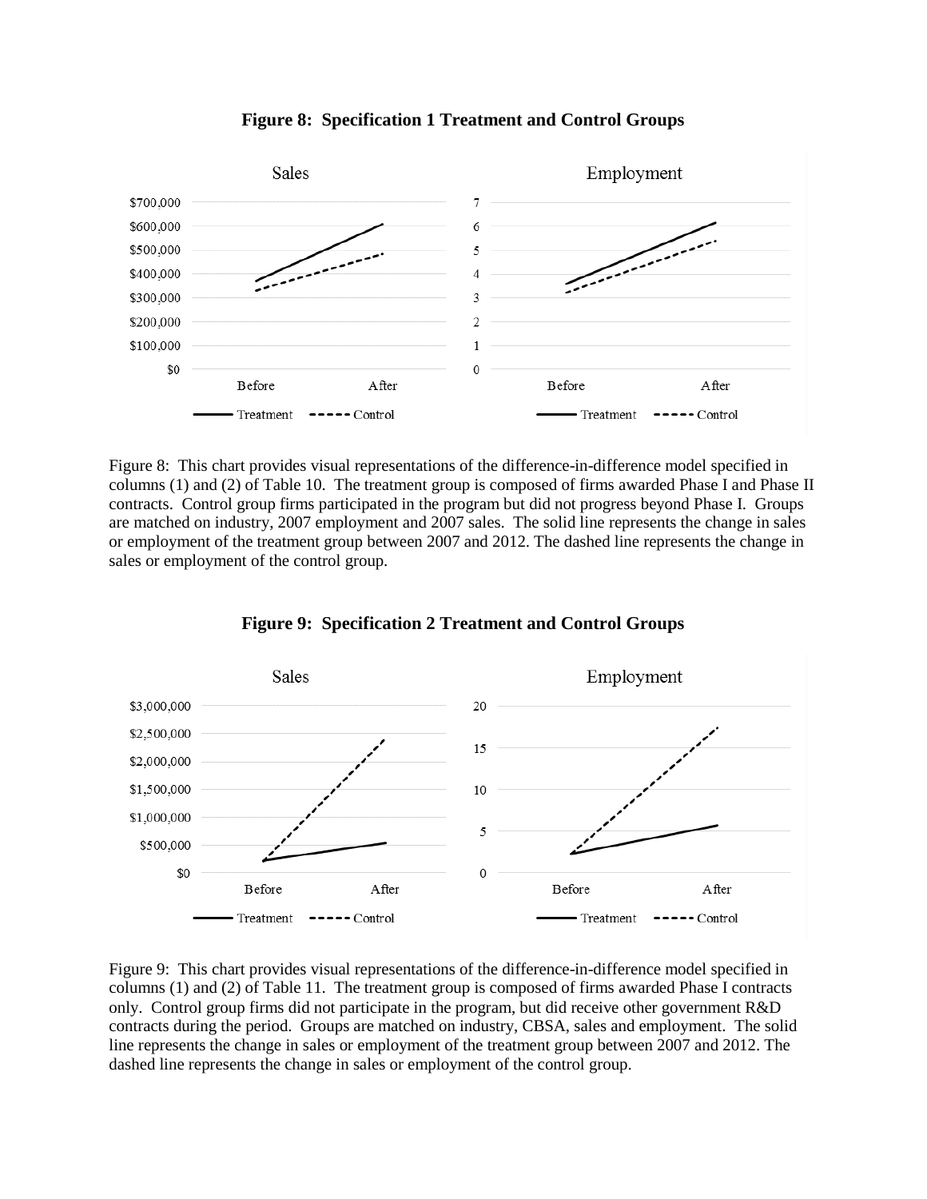**Figure 8: Specification 1 Treatment and Control Groups**

Figure 8: This chart provides visual representations of the difference-in-difference model specified in columns (1) and (2) of Table 10. The treatment group is composed of firms awarded Phase I and Phase II contracts. Control group firms participated in the program but did not progress beyond Phase I. Groups are matched on industry, 2007 employment and 2007 sales. The solid line represents the change in sales or employment of the treatment group between 2007 and 2012. The dashed line represents the change in sales or employment of the control group.

**Figure 9: Specification 2 Treatment and Control Groups**

Figure 9: This chart provides visual representations of the difference-in-difference model specified in columns (1) and (2) of Table 11. The treatment group is composed of firms awarded Phase I contracts only. Control group firms did not participate in the program, but did receive other government R&D contracts during the period. Groups are matched on industry, CBSA, sales and employment. The solid line represents the change in sales or employment of the treatment group between 2007 and 2012. The dashed line represents the change in sales or employment of the control group.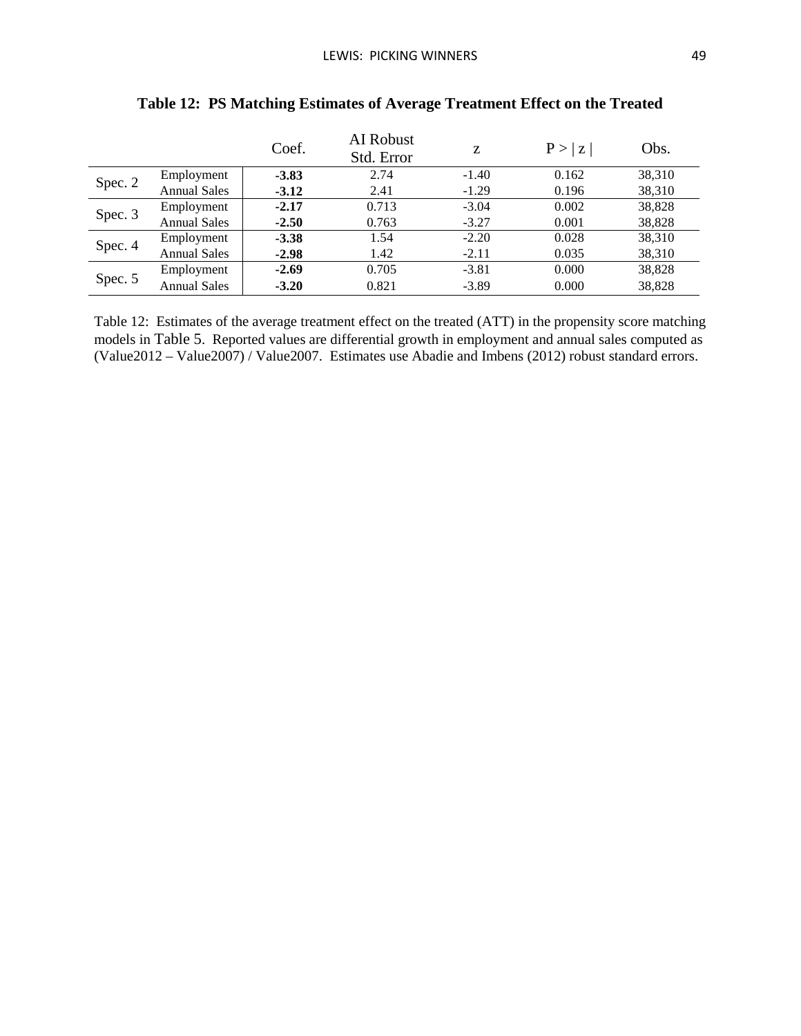**Table 12: PS Matching Estimates of Average Treatment Effect on the Treated**

| | | Coef. | AI Robust Std. Error | z | P > \| z \| | Obs. |
|---|---|---|---|---|---|---|
| Spec. 2 | Employment | **-3.83** | 2.74 | -1.40 | 0.162 | 38,310 |
| | Annual Sales | **-3.12** | 2.41 | -1.29 | 0.196 | 38,310 |
| Spec. 3 | Employment | **-2.17** | 0.713 | -3.04 | 0.002 | 38,828 |
| | Annual Sales | **-2.50** | 0.763 | -3.27 | 0.001 | 38,828 |
| Spec. 4 | Employment | **-3.38** | 1.54 | -2.20 | 0.028 | 38,310 |
| | Annual Sales | **-2.98** | 1.42 | -2.11 | 0.035 | 38,310 |
| Spec. 5 | Employment | **-2.69** | 0.705 | -3.81 | 0.000 | 38,828 |
| | Annual Sales | **-3.20** | 0.821 | -3.89 | 0.000 | 38,828 |

Table 12: Estimates of the average treatment effect on the treated (ATT) in the propensity score matching models in Table 5. Reported values are differential growth in employment and annual sales computed as (Value2012 – Value2007) / Value2007. Estimates use Abadie and Imbens (2012) robust standard errors.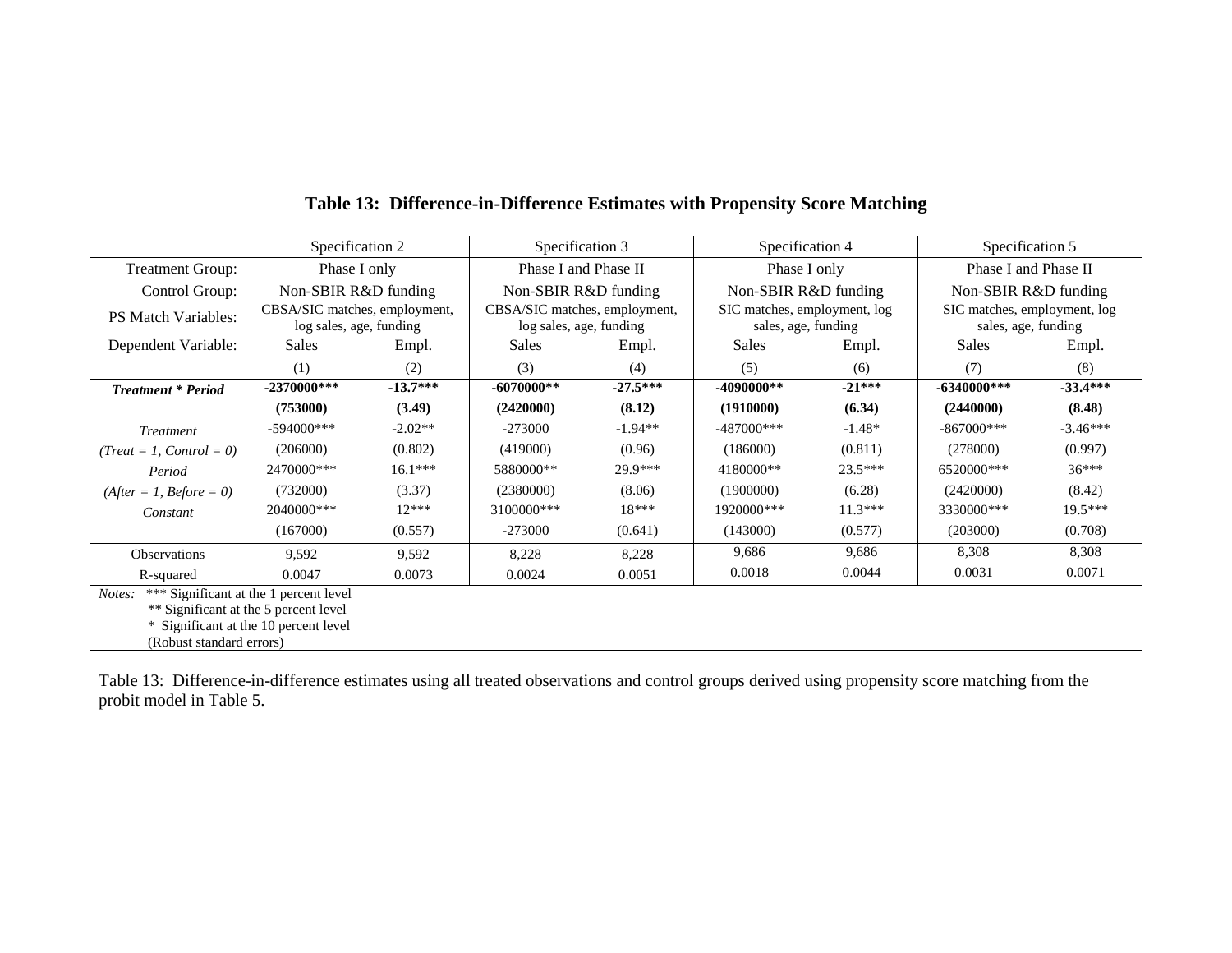# Table 13: Difference-in-Difference Estimates with Propensity Score Matching

| | Specification 2 | | Specification 3 | | Specification 4 | | Specification 5 | |
|---|---|---|---|---|---|---|---|---|
| Treatment Group: | Phase I only | | Phase I and Phase II | | Phase I only | | Phase I and Phase II | |
| Control Group: | Non-SBIR R&D funding | | Non-SBIR R&D funding | | Non-SBIR R&D funding | | Non-SBIR R&D funding | |
| PS Match Variables: | CBSA/SIC matches, employment, log sales, age, funding | | CBSA/SIC matches, employment, log sales, age, funding | | SIC matches, employment, log sales, age, funding | | SIC matches, employment, log sales, age, funding | |
| Dependent Variable: | Sales | Empl. | Sales | Empl. | Sales | Empl. | Sales | Empl. |
| | (1) | (2) | (3) | (4) | (5) | (6) | (7) | (8) |
| ***Treatment * Period*** | **-2370000*****| **-13.7*****| **-6070000**** | **-27.5*****| **-4090000**** | **-21*****  | **-6340000*****  | **-33.4*****  |
| | **(753000)** | **(3.49)** | **(2420000)** | **(8.12)** | **(1910000)** | **(6.34)** | **(2440000)** | **(8.48)** |
| *Treatment* | -594000*** | -2.02** | -273000 | -1.94** | -487000*** | -1.48* | -867000*** | -3.46*** |
| *(Treat = 1, Control = 0)* | (206000) | (0.802) | (419000) | (0.96) | (186000) | (0.811) | (278000) | (0.997) |
| *Period* | 2470000*** | 16.1*** | 5880000** | 29.9*** | 4180000** | 23.5*** | 6520000*** | 36*** |
| *(After = 1, Before = 0)* | (732000) | (3.37) | (2380000) | (8.06) | (1900000) | (6.28) | (2420000) | (8.42) |
| *Constant* | 2040000*** | 12*** | 3100000*** | 18*** | 1920000*** | 11.3*** | 3330000*** | 19.5*** |
| | (167000) | (0.557) | -273000 | (0.641) | (143000) | (0.577) | (203000) | (0.708) |
| Observations | 9,592 | 9,592 | 8,228 | 8,228 | 9,686 | 9,686 | 8,308 | 8,308 |
| R-squared | 0.0047 | 0.0073 | 0.0024 | 0.0051 | 0.0018 | 0.0044 | 0.0031 | 0.0071 |

*Notes:* *** Significant at the 1 percent level
** Significant at the 5 percent level
* Significant at the 10 percent level
(Robust standard errors)

Table 13: Difference-in-difference estimates using all treated observations and control groups derived using propensity score matching from the probit model in Table 5.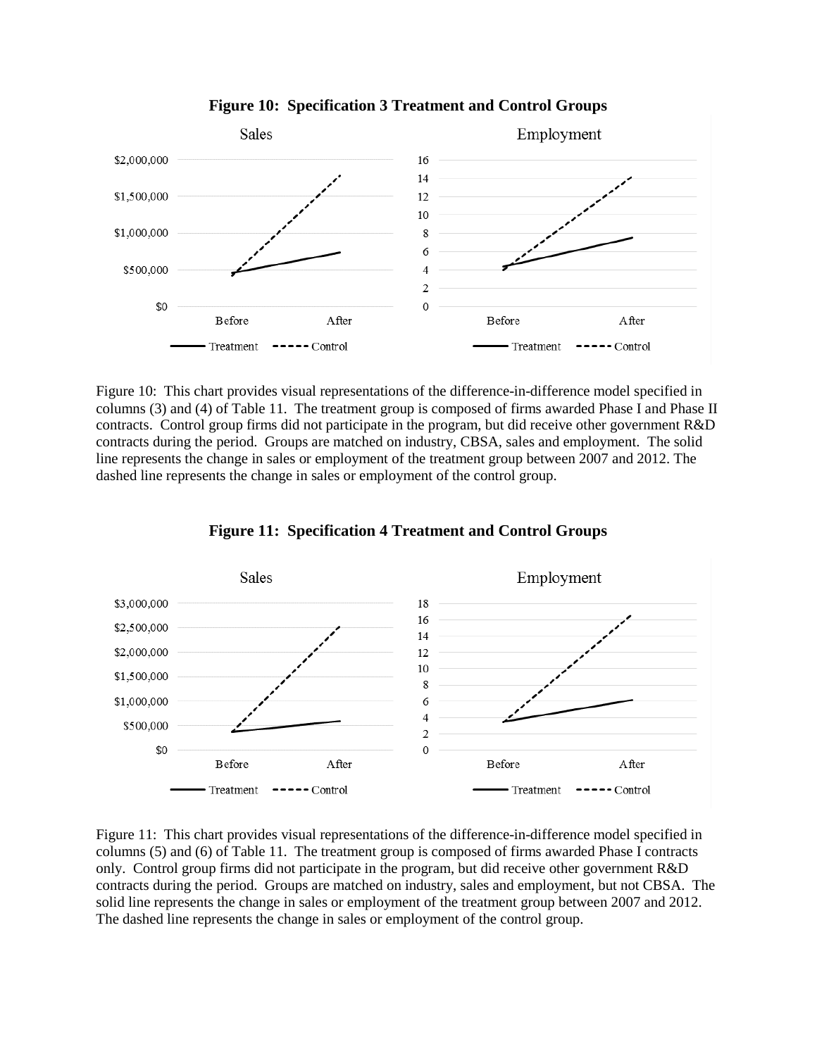**Figure 10: Specification 3 Treatment and Control Groups**

Figure 10: This chart provides visual representations of the difference-in-difference model specified in columns (3) and (4) of Table 11. The treatment group is composed of firms awarded Phase I and Phase II contracts. Control group firms did not participate in the program, but did receive other government R&D contracts during the period. Groups are matched on industry, CBSA, sales and employment. The solid line represents the change in sales or employment of the treatment group between 2007 and 2012. The dashed line represents the change in sales or employment of the control group.

**Figure 11: Specification 4 Treatment and Control Groups**

Figure 11: This chart provides visual representations of the difference-in-difference model specified in columns (5) and (6) of Table 11. The treatment group is composed of firms awarded Phase I contracts only. Control group firms did not participate in the program, but did receive other government R&D contracts during the period. Groups are matched on industry, sales and employment, but not CBSA. The solid line represents the change in sales or employment of the treatment group between 2007 and 2012. The dashed line represents the change in sales or employment of the control group.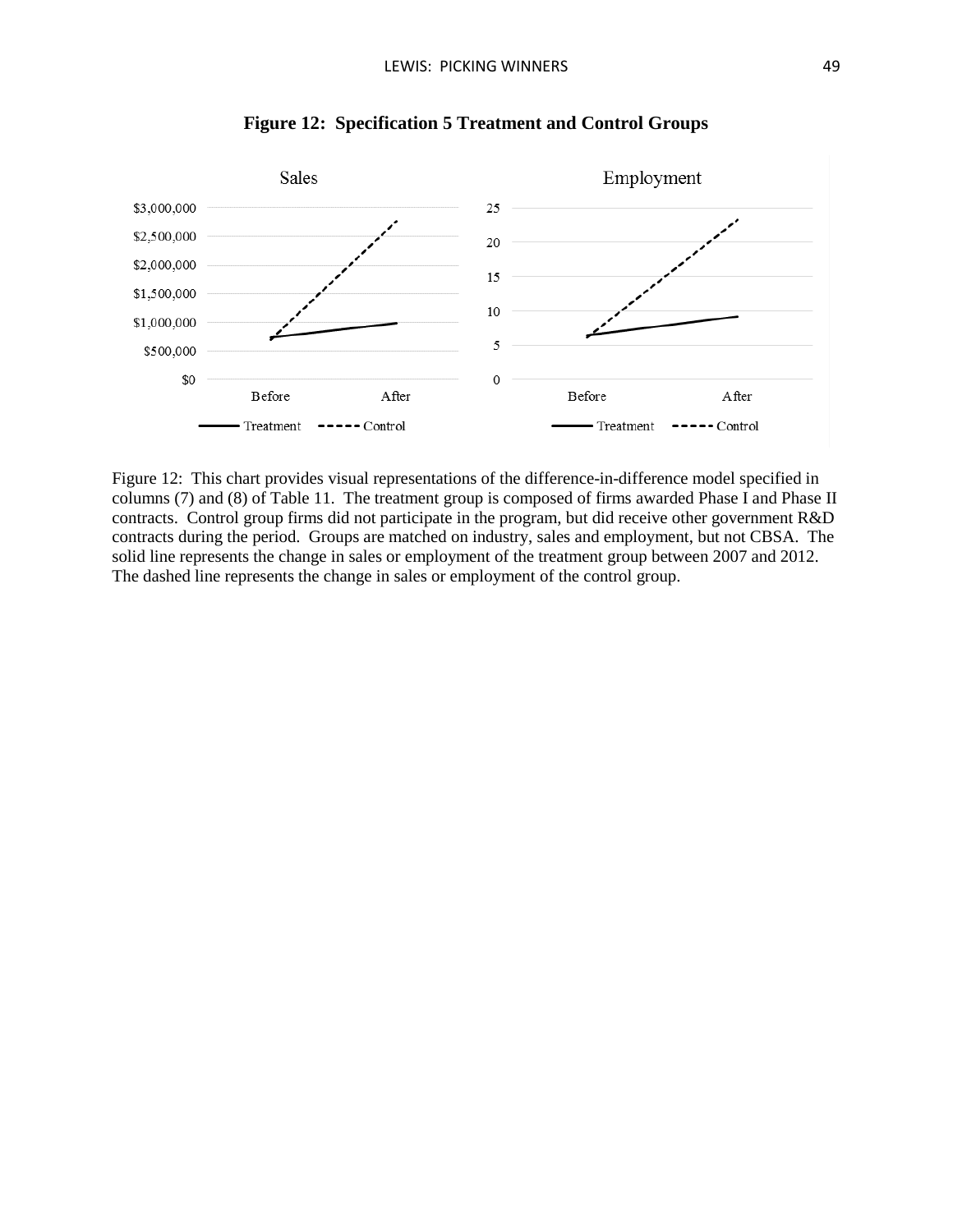**Figure 12: Specification 5 Treatment and Control Groups**

Figure 12: This chart provides visual representations of the difference-in-difference model specified in columns (7) and (8) of Table 11. The treatment group is composed of firms awarded Phase I and Phase II contracts. Control group firms did not participate in the program, but did receive other government R&D contracts during the period. Groups are matched on industry, sales and employment, but not CBSA. The solid line represents the change in sales or employment of the treatment group between 2007 and 2012. The dashed line represents the change in sales or employment of the control group.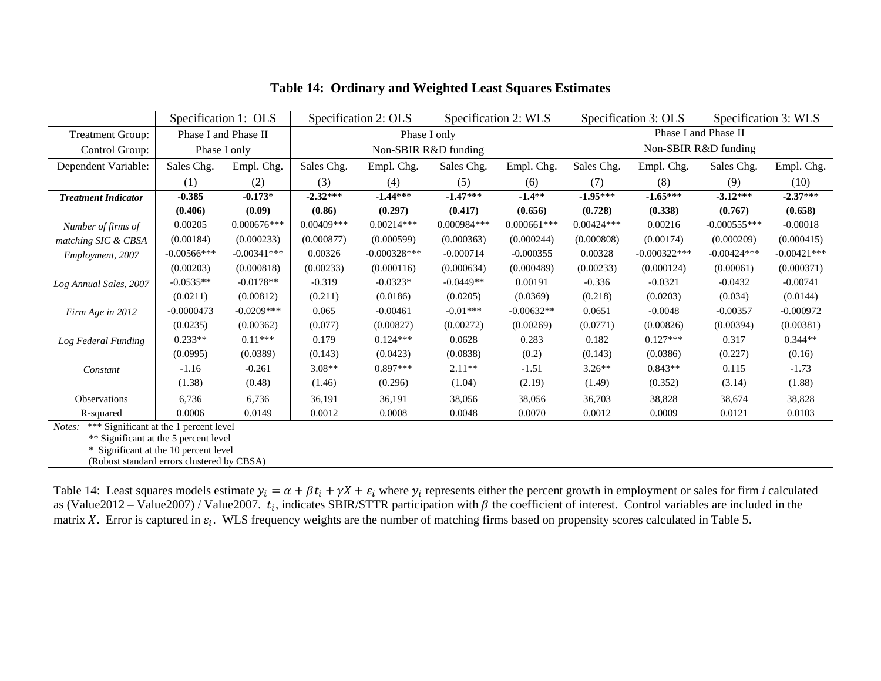## Table 14: Ordinary and Weighted Least Squares Estimates

| | Specification 1: OLS | | Specification 2: OLS | | Specification 2: WLS | | Specification 3: OLS | | Specification 3: WLS | |
|---|---|---|---|---|---|---|---|---|---|---|
| Treatment Group: | Phase I and Phase II | | Phase I only | | | | Phase I and Phase II | | | |
| Control Group: | Phase I only | | Non-SBIR R&D funding | | | | Non-SBIR R&D funding | | | |
| Dependent Variable: | Sales Chg. | Empl. Chg. | Sales Chg. | Empl. Chg. | Sales Chg. | Empl. Chg. | Sales Chg. | Empl. Chg. | Sales Chg. | Empl. Chg. |
| | (1) | (2) | (3) | (4) | (5) | (6) | (7) | (8) | (9) | (10) |
| ***Treatment Indicator*** | **-0.385** | **-0.173*** | **-2.32***** | **-1.44***** | **-1.47***** | **-1.4**** | **-1.95***** | **-1.65***** | **-3.12***** | **-2.37***** |
| | **(0.406)** | **(0.09)** | **(0.86)** | **(0.297)** | **(0.417)** | **(0.656)** | **(0.728)** | **(0.338)** | **(0.767)** | **(0.658)** |
| *Number of firms of matching SIC & CBSA* | 0.00205 | 0.000676*** | 0.00409*** | 0.00214*** | 0.000984*** | 0.000661*** | 0.00424*** | 0.00216 | -0.000555*** | -0.00018 |
| | (0.00184) | (0.000233) | (0.000877) | (0.000599) | (0.000363) | (0.000244) | (0.000808) | (0.00174) | (0.000209) | (0.000415) |
| *Employment, 2007* | -0.00566*** | -0.00341*** | 0.00326 | -0.000328*** | -0.000714 | -0.000355 | 0.00328 | -0.000322*** | -0.00424*** | -0.00421*** |
| | (0.00203) | (0.000818) | (0.00233) | (0.000116) | (0.000634) | (0.000489) | (0.00233) | (0.000124) | (0.00061) | (0.000371) |
| *Log Annual Sales, 2007* | -0.0535** | -0.0178** | -0.319 | -0.0323* | -0.0449** | 0.00191 | -0.336 | -0.0321 | -0.0432 | -0.00741 |
| | (0.0211) | (0.00812) | (0.211) | (0.0186) | (0.0205) | (0.0369) | (0.218) | (0.0203) | (0.034) | (0.0144) |
| *Firm Age in 2012* | -0.0000473 | -0.0209*** | 0.065 | -0.00461 | -0.01*** | -0.00632** | 0.0651 | -0.0048 | -0.00357 | -0.000972 |
| | (0.0235) | (0.00362) | (0.077) | (0.00827) | (0.00272) | (0.00269) | (0.0771) | (0.00826) | (0.00394) | (0.00381) |
| *Log Federal Funding* | 0.233** | 0.11*** | 0.179 | 0.124*** | 0.0628 | 0.283 | 0.182 | 0.127*** | 0.317 | 0.344** |
| | (0.0995) | (0.0389) | (0.143) | (0.0423) | (0.0838) | (0.2) | (0.143) | (0.0386) | (0.227) | (0.16) |
| *Constant* | -1.16 | -0.261 | 3.08** | 0.897*** | 2.11** | -1.51 | 3.26** | 0.843** | 0.115 | -1.73 |
| | (1.38) | (0.48) | (1.46) | (0.296) | (1.04) | (2.19) | (1.49) | (0.352) | (3.14) | (1.88) |
| Observations | 6,736 | 6,736 | 36,191 | 36,191 | 38,056 | 38,056 | 36,703 | 38,828 | 38,674 | 38,828 |
| R-squared | 0.0006 | 0.0149 | 0.0012 | 0.0008 | 0.0048 | 0.0070 | 0.0012 | 0.0009 | 0.0121 | 0.0103 |

*Notes:* *** Significant at the 1 percent level
** Significant at the 5 percent level
* Significant at the 10 percent level
(Robust standard errors clustered by CBSA)

Table 14: Least squares models estimate $y_i = \alpha + \beta t_i + \gamma X + \varepsilon_i$ where $y_i$ represents either the percent growth in employment or sales for firm *i* calculated as (Value2012 – Value2007) / Value2007. $t_i$, indicates SBIR/STTR participation with $\beta$ the coefficient of interest. Control variables are included in the matrix $X$. Error is captured in $\varepsilon_i$. WLS frequency weights are the number of matching firms based on propensity scores calculated in Table 5.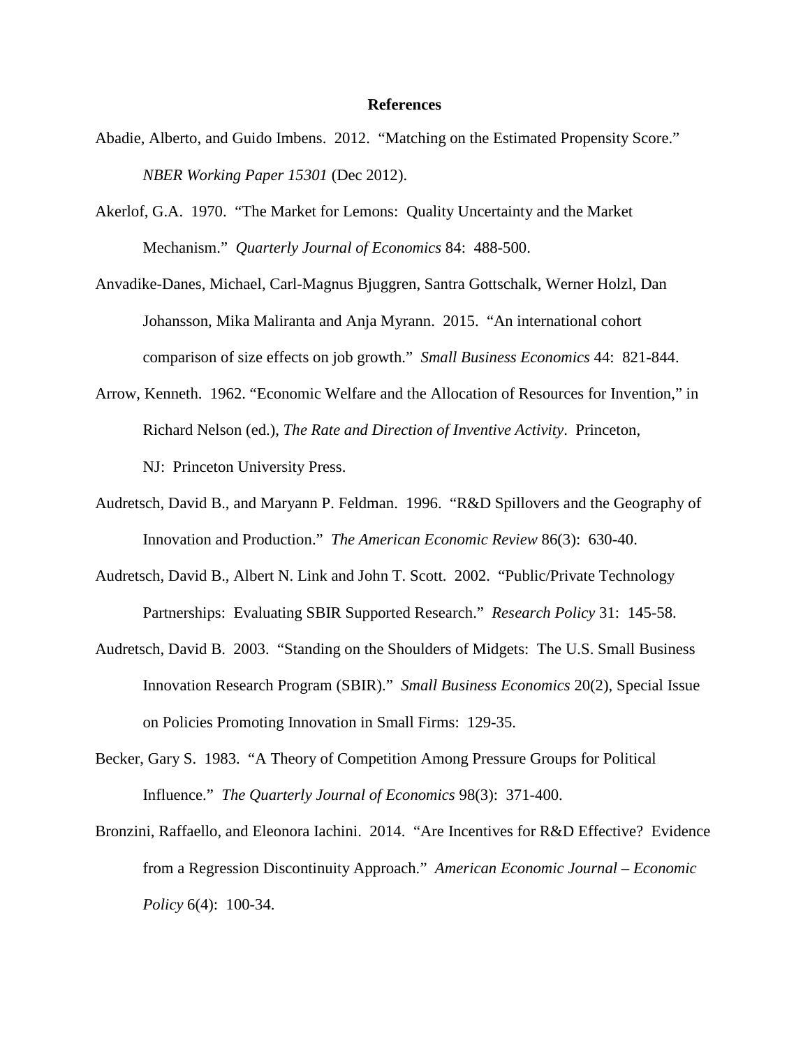## References

Abadie, Alberto, and Guido Imbens. 2012. "Matching on the Estimated Propensity Score." *NBER Working Paper 15301* (Dec 2012).

Akerlof, G.A. 1970. "The Market for Lemons: Quality Uncertainty and the Market Mechanism." *Quarterly Journal of Economics* 84: 488-500.

Anvadike-Danes, Michael, Carl-Magnus Bjuggren, Santra Gottschalk, Werner Holzl, Dan Johansson, Mika Maliranta and Anja Myrann. 2015. "An international cohort comparison of size effects on job growth." *Small Business Economics* 44: 821-844.

Arrow, Kenneth. 1962. "Economic Welfare and the Allocation of Resources for Invention," in Richard Nelson (ed.), *The Rate and Direction of Inventive Activity*. Princeton, NJ: Princeton University Press.

Audretsch, David B., and Maryann P. Feldman. 1996. "R&D Spillovers and the Geography of Innovation and Production." *The American Economic Review* 86(3): 630-40.

Audretsch, David B., Albert N. Link and John T. Scott. 2002. "Public/Private Technology Partnerships: Evaluating SBIR Supported Research." *Research Policy* 31: 145-58.

Audretsch, David B. 2003. "Standing on the Shoulders of Midgets: The U.S. Small Business Innovation Research Program (SBIR)." *Small Business Economics* 20(2), Special Issue on Policies Promoting Innovation in Small Firms: 129-35.

Becker, Gary S. 1983. "A Theory of Competition Among Pressure Groups for Political Influence." *The Quarterly Journal of Economics* 98(3): 371-400.

Bronzini, Raffaello, and Eleonora Iachini. 2014. "Are Incentives for R&D Effective? Evidence from a Regression Discontinuity Approach." *American Economic Journal – Economic Policy* 6(4): 100-34.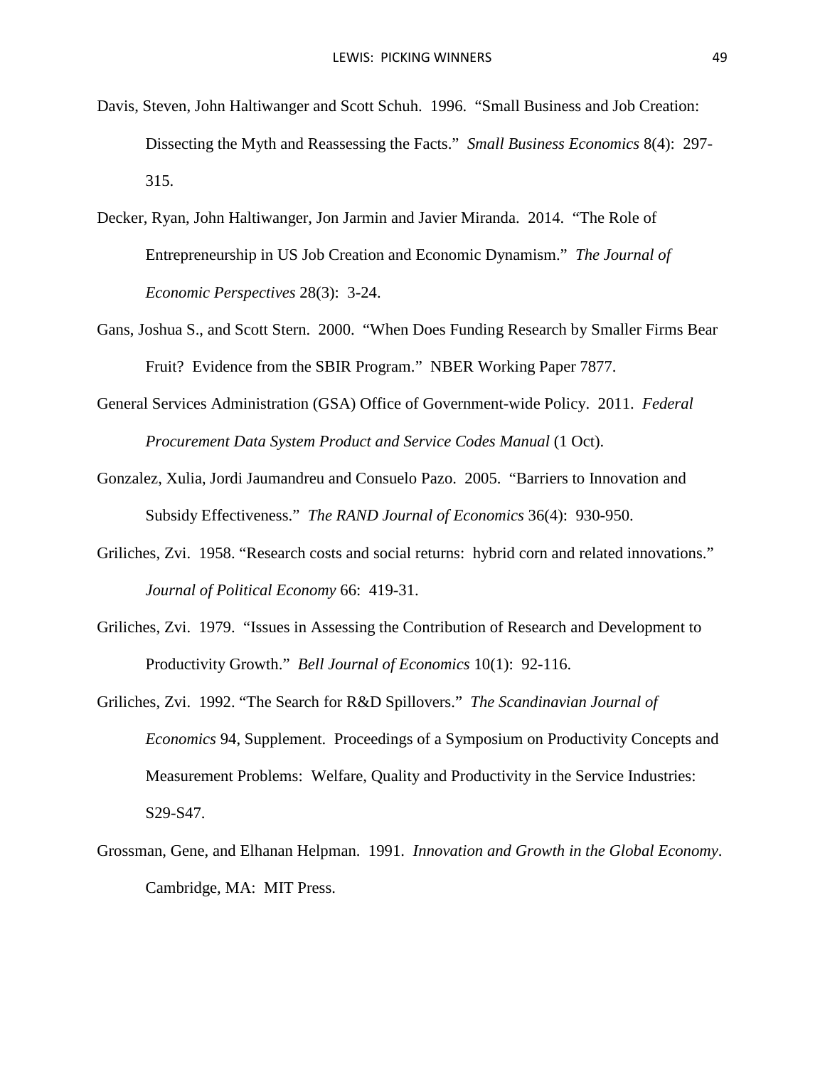Davis, Steven, John Haltiwanger and Scott Schuh. 1996. "Small Business and Job Creation: Dissecting the Myth and Reassessing the Facts." *Small Business Economics* 8(4): 297-315.

Decker, Ryan, John Haltiwanger, Jon Jarmin and Javier Miranda. 2014. "The Role of Entrepreneurship in US Job Creation and Economic Dynamism." *The Journal of Economic Perspectives* 28(3): 3-24.

Gans, Joshua S., and Scott Stern. 2000. "When Does Funding Research by Smaller Firms Bear Fruit? Evidence from the SBIR Program." NBER Working Paper 7877.

General Services Administration (GSA) Office of Government-wide Policy. 2011. *Federal Procurement Data System Product and Service Codes Manual* (1 Oct).

Gonzalez, Xulia, Jordi Jaumandreu and Consuelo Pazo. 2005. "Barriers to Innovation and Subsidy Effectiveness." *The RAND Journal of Economics* 36(4): 930-950.

Griliches, Zvi. 1958. "Research costs and social returns: hybrid corn and related innovations." *Journal of Political Economy* 66: 419-31.

Griliches, Zvi. 1979. "Issues in Assessing the Contribution of Research and Development to Productivity Growth." *Bell Journal of Economics* 10(1): 92-116.

Griliches, Zvi. 1992. "The Search for R&D Spillovers." *The Scandinavian Journal of Economics* 94, Supplement. Proceedings of a Symposium on Productivity Concepts and Measurement Problems: Welfare, Quality and Productivity in the Service Industries: S29-S47.

Grossman, Gene, and Elhanan Helpman. 1991. *Innovation and Growth in the Global Economy*. Cambridge, MA: MIT Press.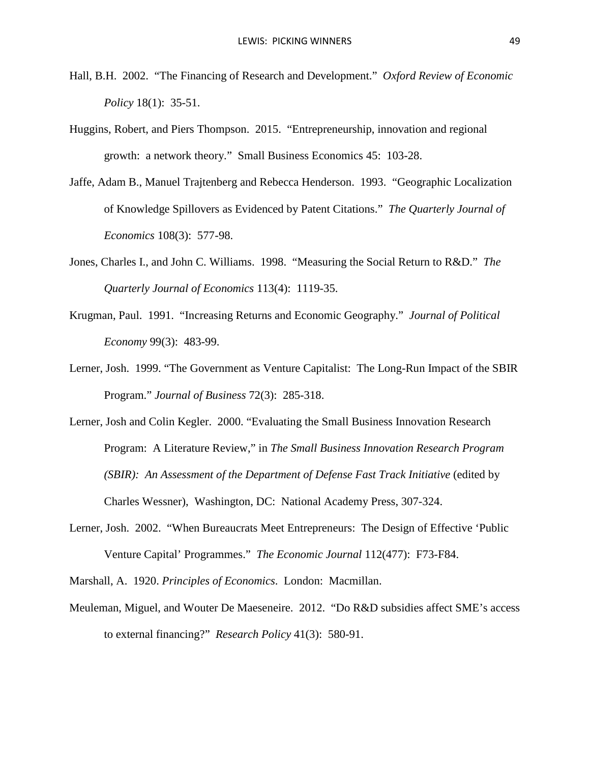Hall, B.H. 2002. "The Financing of Research and Development." *Oxford Review of Economic Policy* 18(1): 35-51.

Huggins, Robert, and Piers Thompson. 2015. "Entrepreneurship, innovation and regional growth: a network theory." Small Business Economics 45: 103-28.

Jaffe, Adam B., Manuel Trajtenberg and Rebecca Henderson. 1993. "Geographic Localization of Knowledge Spillovers as Evidenced by Patent Citations." *The Quarterly Journal of Economics* 108(3): 577-98.

Jones, Charles I., and John C. Williams. 1998. "Measuring the Social Return to R&D." *The Quarterly Journal of Economics* 113(4): 1119-35.

Krugman, Paul. 1991. "Increasing Returns and Economic Geography." *Journal of Political Economy* 99(3): 483-99.

Lerner, Josh. 1999. "The Government as Venture Capitalist: The Long-Run Impact of the SBIR Program." *Journal of Business* 72(3): 285-318.

Lerner, Josh and Colin Kegler. 2000. "Evaluating the Small Business Innovation Research Program: A Literature Review," in *The Small Business Innovation Research Program (SBIR): An Assessment of the Department of Defense Fast Track Initiative* (edited by Charles Wessner), Washington, DC: National Academy Press, 307-324.

Lerner, Josh. 2002. "When Bureaucrats Meet Entrepreneurs: The Design of Effective 'Public Venture Capital' Programmes." *The Economic Journal* 112(477): F73-F84.

Marshall, A. 1920. *Principles of Economics*. London: Macmillan.

Meuleman, Miguel, and Wouter De Maeseneire. 2012. "Do R&D subsidies affect SME's access to external financing?" *Research Policy* 41(3): 580-91.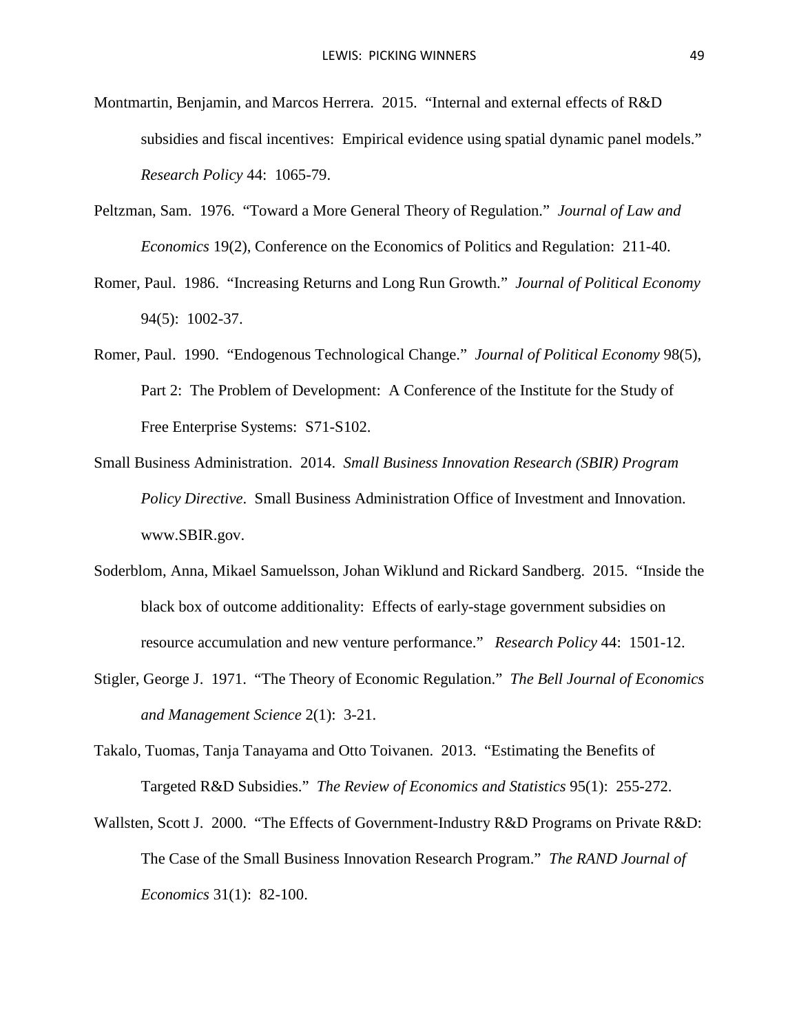Montmartin, Benjamin, and Marcos Herrera. 2015. "Internal and external effects of R&D subsidies and fiscal incentives: Empirical evidence using spatial dynamic panel models." *Research Policy* 44: 1065-79.

Peltzman, Sam. 1976. "Toward a More General Theory of Regulation." *Journal of Law and Economics* 19(2), Conference on the Economics of Politics and Regulation: 211-40.

Romer, Paul. 1986. "Increasing Returns and Long Run Growth." *Journal of Political Economy* 94(5): 1002-37.

Romer, Paul. 1990. "Endogenous Technological Change." *Journal of Political Economy* 98(5), Part 2: The Problem of Development: A Conference of the Institute for the Study of Free Enterprise Systems: S71-S102.

Small Business Administration. 2014. *Small Business Innovation Research (SBIR) Program Policy Directive*. Small Business Administration Office of Investment and Innovation. www.SBIR.gov.

Soderblom, Anna, Mikael Samuelsson, Johan Wiklund and Rickard Sandberg. 2015. "Inside the black box of outcome additionality: Effects of early-stage government subsidies on resource accumulation and new venture performance." *Research Policy* 44: 1501-12.

Stigler, George J. 1971. "The Theory of Economic Regulation." *The Bell Journal of Economics and Management Science* 2(1): 3-21.

Takalo, Tuomas, Tanja Tanayama and Otto Toivanen. 2013. "Estimating the Benefits of Targeted R&D Subsidies." *The Review of Economics and Statistics* 95(1): 255-272.

Wallsten, Scott J. 2000. "The Effects of Government-Industry R&D Programs on Private R&D: The Case of the Small Business Innovation Research Program." *The RAND Journal of Economics* 31(1): 82-100.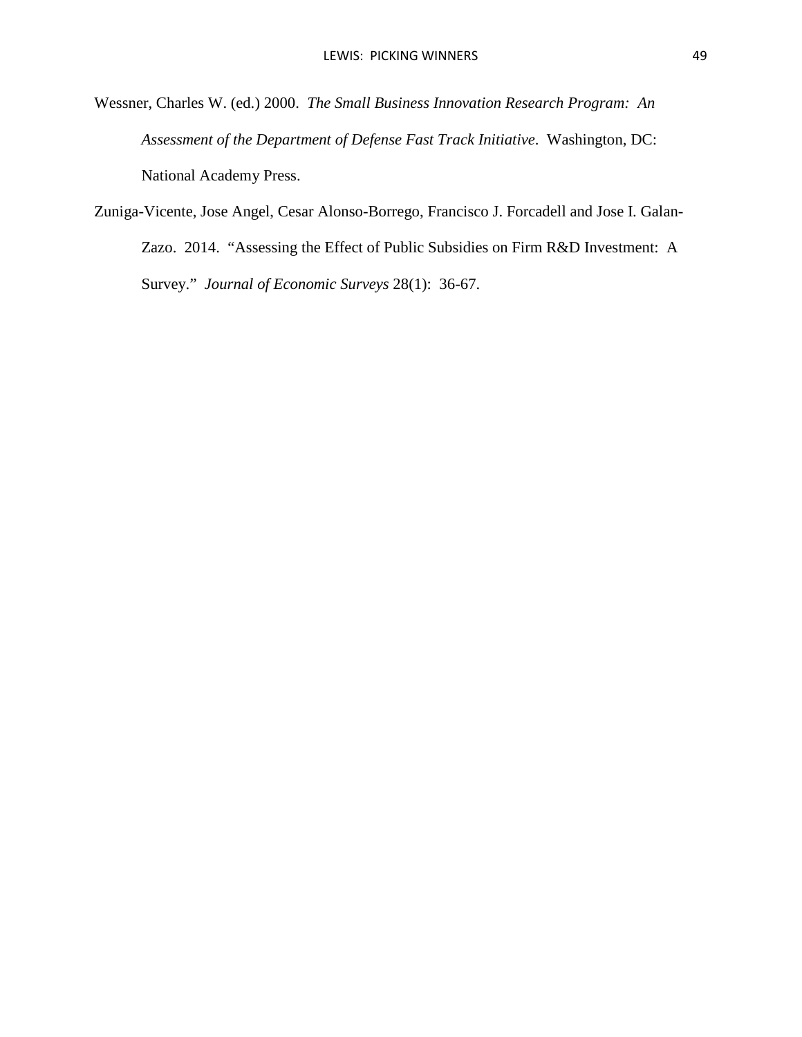Wessner, Charles W. (ed.) 2000. *The Small Business Innovation Research Program: An Assessment of the Department of Defense Fast Track Initiative*. Washington, DC: National Academy Press.

Zuniga-Vicente, Jose Angel, Cesar Alonso-Borrego, Francisco J. Forcadell and Jose I. Galan-Zazo. 2014. "Assessing the Effect of Public Subsidies on Firm R&D Investment: A Survey." *Journal of Economic Surveys* 28(1): 36-67.